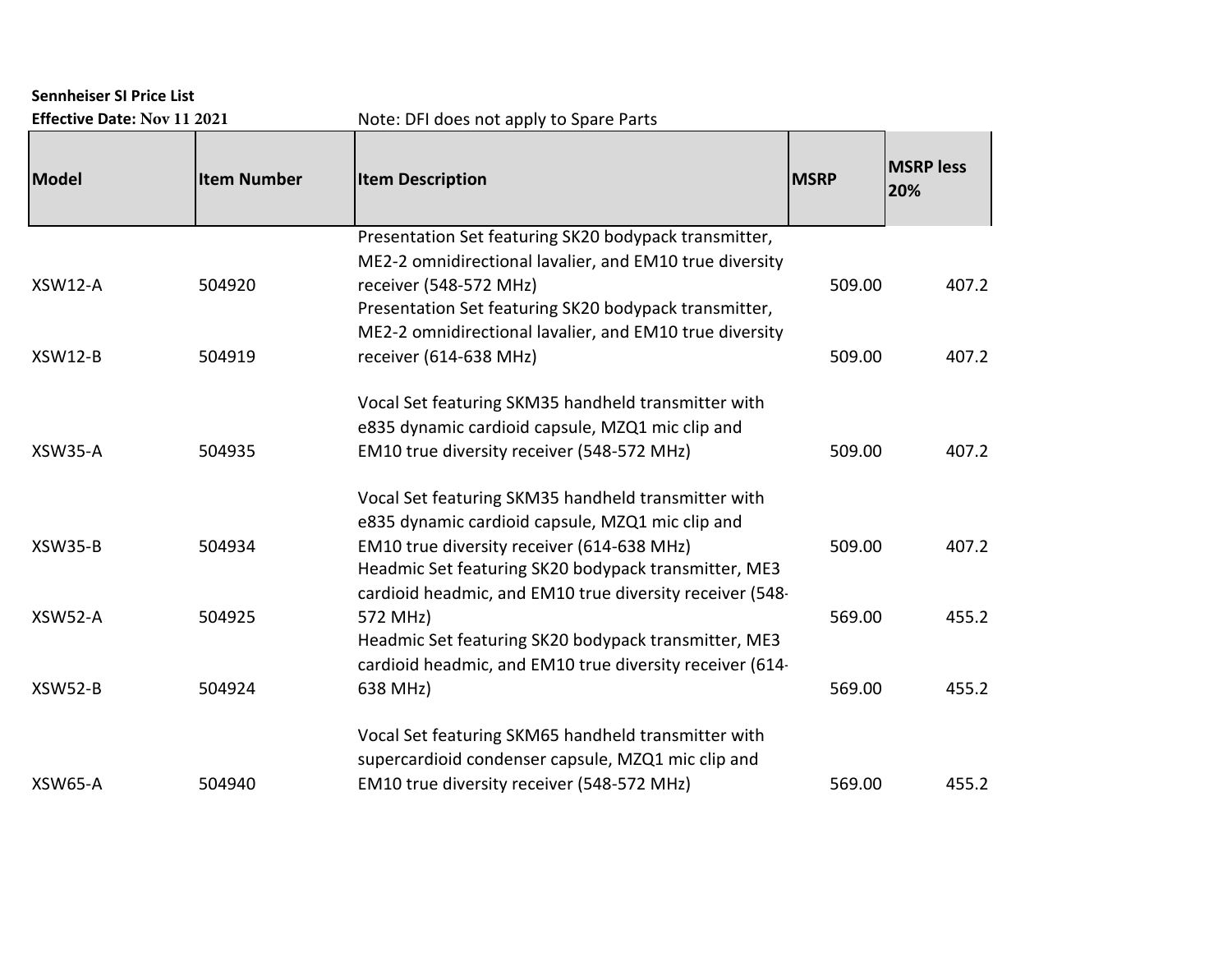**Sennheiser SI Price List**

**Effective Date: Nov 11 2021**

Note: DFI does not apply to Spare Parts

| Model | Item Number | Item Description | MSRP | MSRP less 20% |
|---|---|---|---|---|
| XSW12-A | 504920 | Presentation Set featuring SK20 bodypack transmitter, ME2-2 omnidirectional lavalier, and EM10 true diversity receiver (548-572 MHz) | 509.00 | 407.2 |
| XSW12-B | 504919 | Presentation Set featuring SK20 bodypack transmitter, ME2-2 omnidirectional lavalier, and EM10 true diversity receiver (614-638 MHz) | 509.00 | 407.2 |
| XSW35-A | 504935 | Vocal Set featuring SKM35 handheld transmitter with e835 dynamic cardioid capsule, MZQ1 mic clip and EM10 true diversity receiver (548-572 MHz) | 509.00 | 407.2 |
| XSW35-B | 504934 | Vocal Set featuring SKM35 handheld transmitter with e835 dynamic cardioid capsule, MZQ1 mic clip and EM10 true diversity receiver (614-638 MHz) | 509.00 | 407.2 |
| XSW52-A | 504925 | Headmic Set featuring SK20 bodypack transmitter, ME3 cardioid headmic, and EM10 true diversity receiver (548-572 MHz) | 569.00 | 455.2 |
| XSW52-B | 504924 | Headmic Set featuring SK20 bodypack transmitter, ME3 cardioid headmic, and EM10 true diversity receiver (614-638 MHz) | 569.00 | 455.2 |
| XSW65-A | 504940 | Vocal Set featuring SKM65 handheld transmitter with supercardioid condenser capsule, MZQ1 mic clip and EM10 true diversity receiver (548-572 MHz) | 569.00 | 455.2 |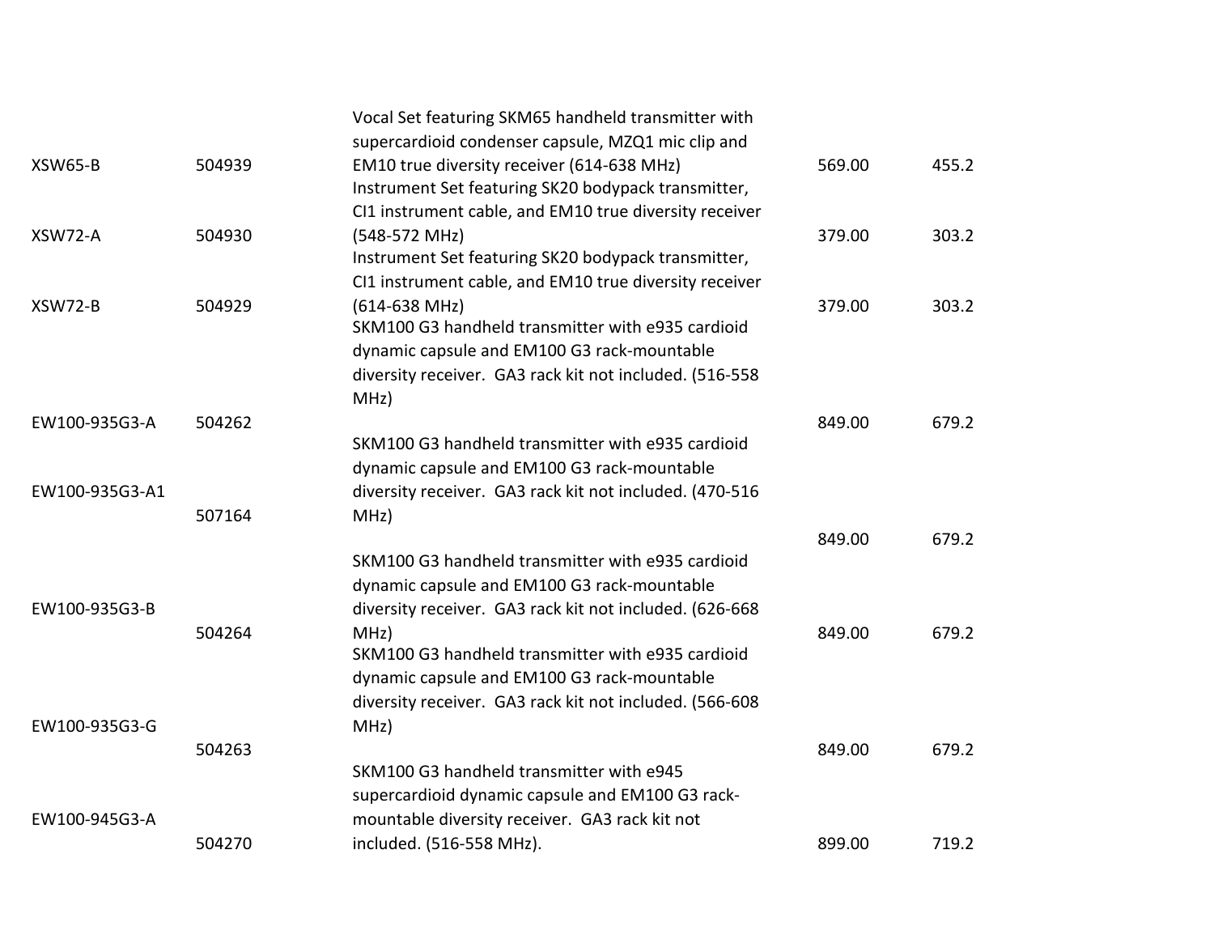| | | | | |
|---|---|---|---|---|
| XSW65-B | 504939 | Vocal Set featuring SKM65 handheld transmitter with supercardioid condenser capsule, MZQ1 mic clip and EM10 true diversity receiver (614-638 MHz) | 569.00 | 455.2 |
| XSW72-A | 504930 | Instrument Set featuring SK20 bodypack transmitter, CI1 instrument cable, and EM10 true diversity receiver (548-572 MHz) | 379.00 | 303.2 |
| XSW72-B | 504929 | Instrument Set featuring SK20 bodypack transmitter, CI1 instrument cable, and EM10 true diversity receiver (614-638 MHz) | 379.00 | 303.2 |
| EW100-935G3-A | 504262 | SKM100 G3 handheld transmitter with e935 cardioid dynamic capsule and EM100 G3 rack-mountable diversity receiver. GA3 rack kit not included. (516-558 MHz) | 849.00 | 679.2 |
| EW100-935G3-A1 | 507164 | SKM100 G3 handheld transmitter with e935 cardioid dynamic capsule and EM100 G3 rack-mountable diversity receiver. GA3 rack kit not included. (470-516 MHz) | 849.00 | 679.2 |
| EW100-935G3-B | 504264 | SKM100 G3 handheld transmitter with e935 cardioid dynamic capsule and EM100 G3 rack-mountable diversity receiver. GA3 rack kit not included. (626-668 MHz) | 849.00 | 679.2 |
| EW100-935G3-G | 504263 | SKM100 G3 handheld transmitter with e935 cardioid dynamic capsule and EM100 G3 rack-mountable diversity receiver. GA3 rack kit not included. (566-608 MHz) | 849.00 | 679.2 |
| EW100-945G3-A | 504270 | SKM100 G3 handheld transmitter with e945 supercardioid dynamic capsule and EM100 G3 rack-mountable diversity receiver. GA3 rack kit not included. (516-558 MHz). | 899.00 | 719.2 |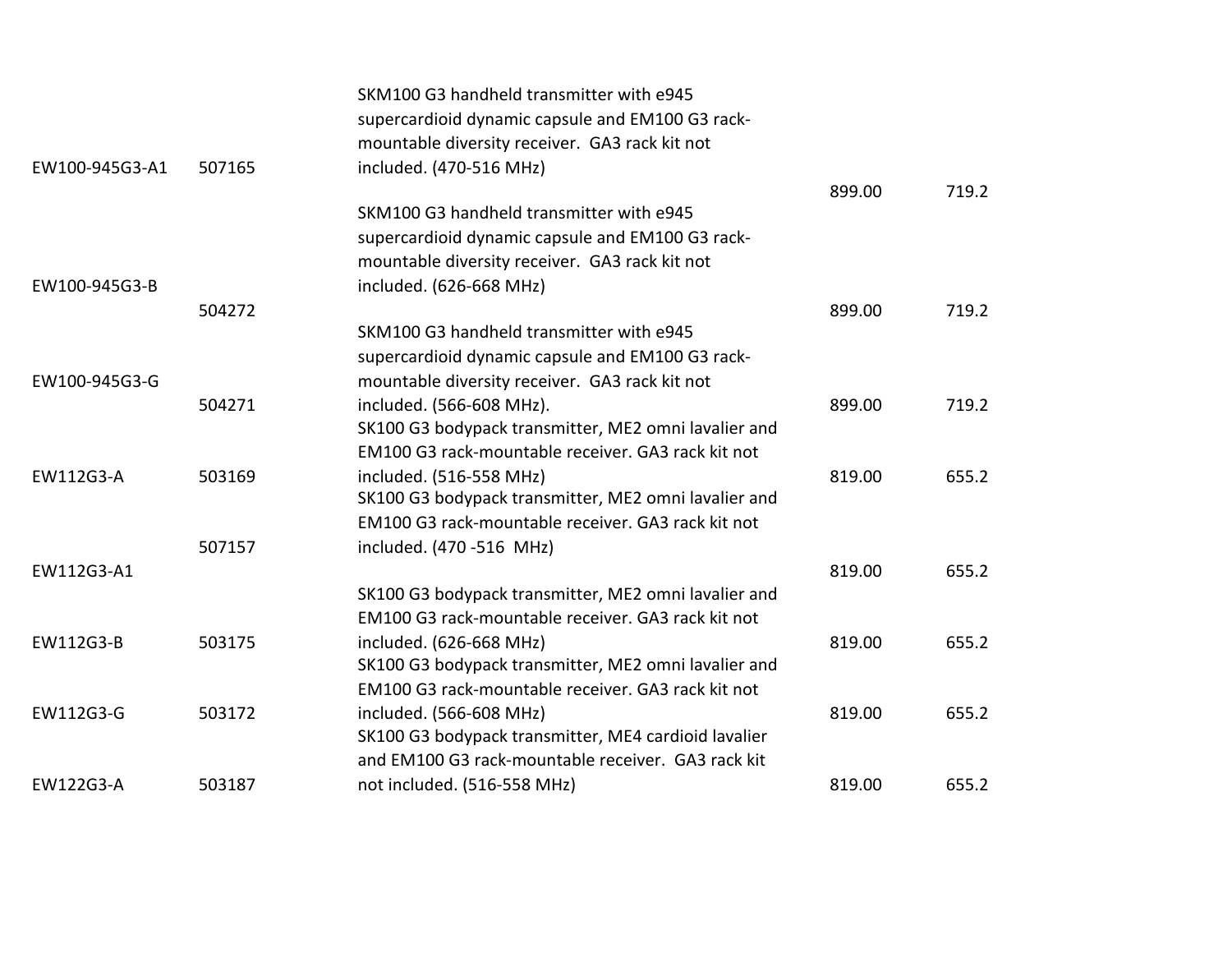| | | | | |
|---|---|---|---|---|
| EW100-945G3-A1 | 507165 | SKM100 G3 handheld transmitter with e945 supercardioid dynamic capsule and EM100 G3 rack-mountable diversity receiver. GA3 rack kit not included. (470-516 MHz) | 899.00 | 719.2 |
| EW100-945G3-B | 504272 | SKM100 G3 handheld transmitter with e945 supercardioid dynamic capsule and EM100 G3 rack-mountable diversity receiver. GA3 rack kit not included. (626-668 MHz) | 899.00 | 719.2 |
| EW100-945G3-G | 504271 | SKM100 G3 handheld transmitter with e945 supercardioid dynamic capsule and EM100 G3 rack-mountable diversity receiver. GA3 rack kit not included. (566-608 MHz). | 899.00 | 719.2 |
| EW112G3-A | 503169 | SK100 G3 bodypack transmitter, ME2 omni lavalier and EM100 G3 rack-mountable receiver. GA3 rack kit not included. (516-558 MHz) | 819.00 | 655.2 |
| EW112G3-A1 | 507157 | SK100 G3 bodypack transmitter, ME2 omni lavalier and EM100 G3 rack-mountable receiver. GA3 rack kit not included. (470 -516 MHz) | 819.00 | 655.2 |
| EW112G3-B | 503175 | SK100 G3 bodypack transmitter, ME2 omni lavalier and EM100 G3 rack-mountable receiver. GA3 rack kit not included. (626-668 MHz) | 819.00 | 655.2 |
| EW112G3-G | 503172 | SK100 G3 bodypack transmitter, ME2 omni lavalier and EM100 G3 rack-mountable receiver. GA3 rack kit not included. (566-608 MHz) | 819.00 | 655.2 |
| EW122G3-A | 503187 | SK100 G3 bodypack transmitter, ME4 cardioid lavalier and EM100 G3 rack-mountable receiver. GA3 rack kit not included. (516-558 MHz) | 819.00 | 655.2 |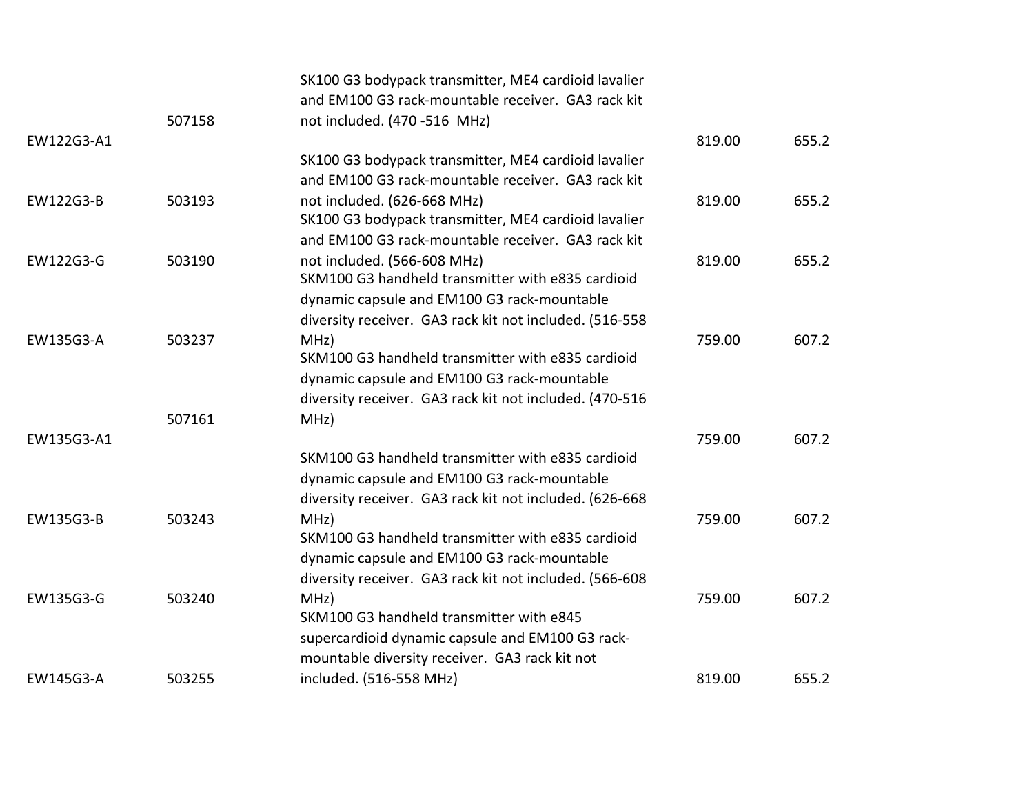| | | | | |
|---|---|---|---|---|
| EW122G3-A1 | 507158 | SK100 G3 bodypack transmitter, ME4 cardioid lavalier and EM100 G3 rack-mountable receiver. GA3 rack kit not included. (470 -516 MHz) | 819.00 | 655.2 |
| EW122G3-B | 503193 | SK100 G3 bodypack transmitter, ME4 cardioid lavalier and EM100 G3 rack-mountable receiver. GA3 rack kit not included. (626-668 MHz) | 819.00 | 655.2 |
| EW122G3-G | 503190 | SK100 G3 bodypack transmitter, ME4 cardioid lavalier and EM100 G3 rack-mountable receiver. GA3 rack kit not included. (566-608 MHz) | 819.00 | 655.2 |
| EW135G3-A | 503237 | SKM100 G3 handheld transmitter with e835 cardioid dynamic capsule and EM100 G3 rack-mountable diversity receiver. GA3 rack kit not included. (516-558 MHz) | 759.00 | 607.2 |
| EW135G3-A1 | 507161 | SKM100 G3 handheld transmitter with e835 cardioid dynamic capsule and EM100 G3 rack-mountable diversity receiver. GA3 rack kit not included. (470-516 MHz) | 759.00 | 607.2 |
| EW135G3-B | 503243 | SKM100 G3 handheld transmitter with e835 cardioid dynamic capsule and EM100 G3 rack-mountable diversity receiver. GA3 rack kit not included. (626-668 MHz) | 759.00 | 607.2 |
| EW135G3-G | 503240 | SKM100 G3 handheld transmitter with e835 cardioid dynamic capsule and EM100 G3 rack-mountable diversity receiver. GA3 rack kit not included. (566-608 MHz) | 759.00 | 607.2 |
| EW145G3-A | 503255 | SKM100 G3 handheld transmitter with e845 supercardioid dynamic capsule and EM100 G3 rack-mountable diversity receiver. GA3 rack kit not included. (516-558 MHz) | 819.00 | 655.2 |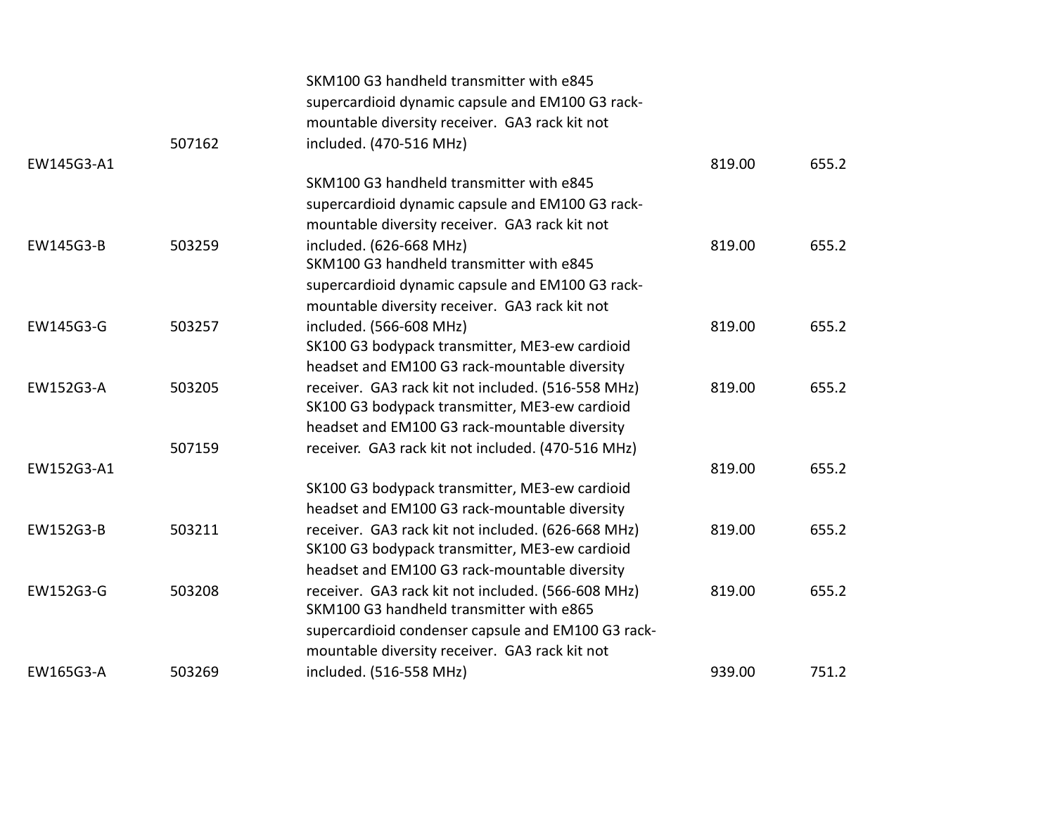| | | | | |
|---|---|---|---|---|
| EW145G3-A1 | 507162 | SKM100 G3 handheld transmitter with e845 supercardioid dynamic capsule and EM100 G3 rack-mountable diversity receiver. GA3 rack kit not included. (470-516 MHz) | 819.00 | 655.2 |
| EW145G3-B | 503259 | SKM100 G3 handheld transmitter with e845 supercardioid dynamic capsule and EM100 G3 rack-mountable diversity receiver. GA3 rack kit not included. (626-668 MHz) | 819.00 | 655.2 |
| EW145G3-G | 503257 | SKM100 G3 handheld transmitter with e845 supercardioid dynamic capsule and EM100 G3 rack-mountable diversity receiver. GA3 rack kit not included. (566-608 MHz) | 819.00 | 655.2 |
| EW152G3-A | 503205 | SK100 G3 bodypack transmitter, ME3-ew cardioid headset and EM100 G3 rack-mountable diversity receiver. GA3 rack kit not included. (516-558 MHz) | 819.00 | 655.2 |
| EW152G3-A1 | 507159 | SK100 G3 bodypack transmitter, ME3-ew cardioid headset and EM100 G3 rack-mountable diversity receiver. GA3 rack kit not included. (470-516 MHz) | 819.00 | 655.2 |
| EW152G3-B | 503211 | SK100 G3 bodypack transmitter, ME3-ew cardioid headset and EM100 G3 rack-mountable diversity receiver. GA3 rack kit not included. (626-668 MHz) | 819.00 | 655.2 |
| EW152G3-G | 503208 | SK100 G3 bodypack transmitter, ME3-ew cardioid headset and EM100 G3 rack-mountable diversity receiver. GA3 rack kit not included. (566-608 MHz) | 819.00 | 655.2 |
| EW165G3-A | 503269 | SKM100 G3 handheld transmitter with e865 supercardioid condenser capsule and EM100 G3 rack-mountable diversity receiver. GA3 rack kit not included. (516-558 MHz) | 939.00 | 751.2 |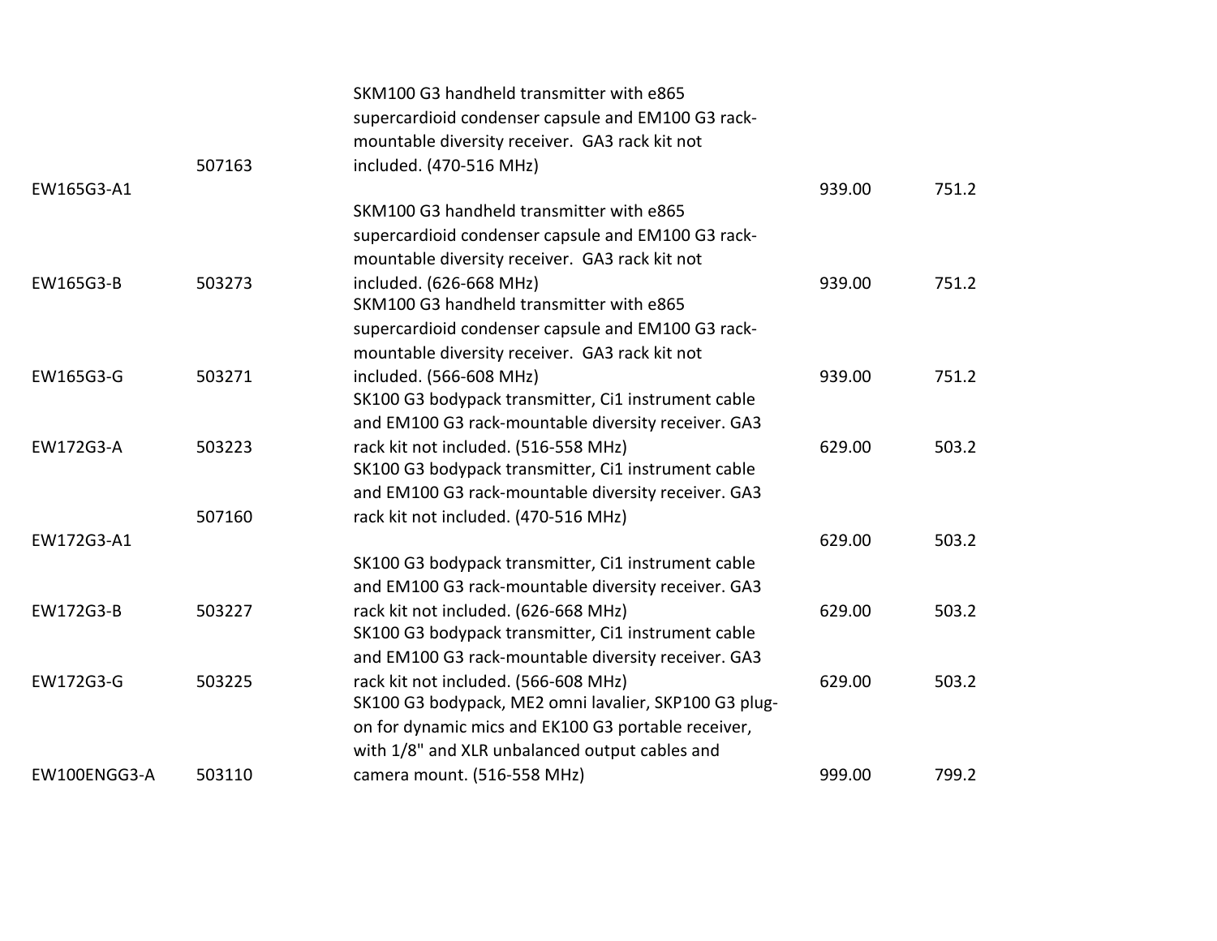| | | | | |
|---|---|---|---|---|
| EW165G3-A1 | 507163 | SKM100 G3 handheld transmitter with e865 supercardioid condenser capsule and EM100 G3 rack-mountable diversity receiver. GA3 rack kit not included. (470-516 MHz) | 939.00 | 751.2 |
| EW165G3-B | 503273 | SKM100 G3 handheld transmitter with e865 supercardioid condenser capsule and EM100 G3 rack-mountable diversity receiver. GA3 rack kit not included. (626-668 MHz) | 939.00 | 751.2 |
| EW165G3-G | 503271 | SKM100 G3 handheld transmitter with e865 supercardioid condenser capsule and EM100 G3 rack-mountable diversity receiver. GA3 rack kit not included. (566-608 MHz) | 939.00 | 751.2 |
| EW172G3-A | 503223 | SK100 G3 bodypack transmitter, Ci1 instrument cable and EM100 G3 rack-mountable diversity receiver. GA3 rack kit not included. (516-558 MHz) | 629.00 | 503.2 |
| EW172G3-A1 | 507160 | SK100 G3 bodypack transmitter, Ci1 instrument cable and EM100 G3 rack-mountable diversity receiver. GA3 rack kit not included. (470-516 MHz) | 629.00 | 503.2 |
| EW172G3-B | 503227 | SK100 G3 bodypack transmitter, Ci1 instrument cable and EM100 G3 rack-mountable diversity receiver. GA3 rack kit not included. (626-668 MHz) | 629.00 | 503.2 |
| EW172G3-G | 503225 | SK100 G3 bodypack transmitter, Ci1 instrument cable and EM100 G3 rack-mountable diversity receiver. GA3 rack kit not included. (566-608 MHz) | 629.00 | 503.2 |
| EW100ENGG3-A | 503110 | SK100 G3 bodypack, ME2 omni lavalier, SKP100 G3 plug-on for dynamic mics and EK100 G3 portable receiver, with 1/8" and XLR unbalanced output cables and camera mount. (516-558 MHz) | 999.00 | 799.2 |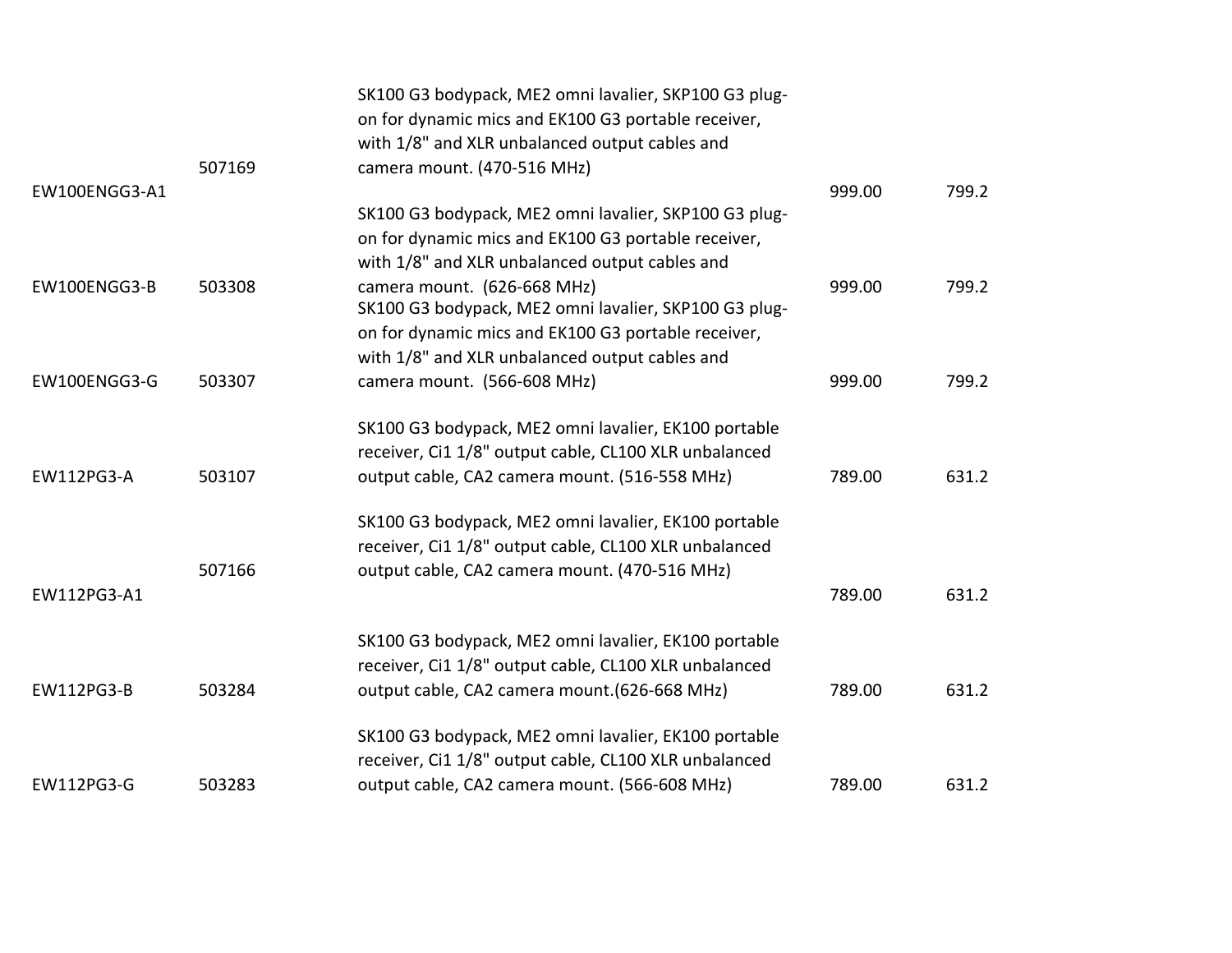| | | | | |
|---|---|---|---|---|
| EW100ENGG3-A1 | 507169 | SK100 G3 bodypack, ME2 omni lavalier, SKP100 G3 plug-on for dynamic mics and EK100 G3 portable receiver, with 1/8" and XLR unbalanced output cables and camera mount. (470-516 MHz) | 999.00 | 799.2 |
| EW100ENGG3-B | 503308 | SK100 G3 bodypack, ME2 omni lavalier, SKP100 G3 plug-on for dynamic mics and EK100 G3 portable receiver, with 1/8" and XLR unbalanced output cables and camera mount. (626-668 MHz) | 999.00 | 799.2 |
| EW100ENGG3-G | 503307 | SK100 G3 bodypack, ME2 omni lavalier, SKP100 G3 plug-on for dynamic mics and EK100 G3 portable receiver, with 1/8" and XLR unbalanced output cables and camera mount. (566-608 MHz) | 999.00 | 799.2 |
| EW112PG3-A | 503107 | SK100 G3 bodypack, ME2 omni lavalier, EK100 portable receiver, Ci1 1/8" output cable, CL100 XLR unbalanced output cable, CA2 camera mount. (516-558 MHz) | 789.00 | 631.2 |
| EW112PG3-A1 | 507166 | SK100 G3 bodypack, ME2 omni lavalier, EK100 portable receiver, Ci1 1/8" output cable, CL100 XLR unbalanced output cable, CA2 camera mount. (470-516 MHz) | 789.00 | 631.2 |
| EW112PG3-B | 503284 | SK100 G3 bodypack, ME2 omni lavalier, EK100 portable receiver, Ci1 1/8" output cable, CL100 XLR unbalanced output cable, CA2 camera mount.(626-668 MHz) | 789.00 | 631.2 |
| EW112PG3-G | 503283 | SK100 G3 bodypack, ME2 omni lavalier, EK100 portable receiver, Ci1 1/8" output cable, CL100 XLR unbalanced output cable, CA2 camera mount. (566-608 MHz) | 789.00 | 631.2 |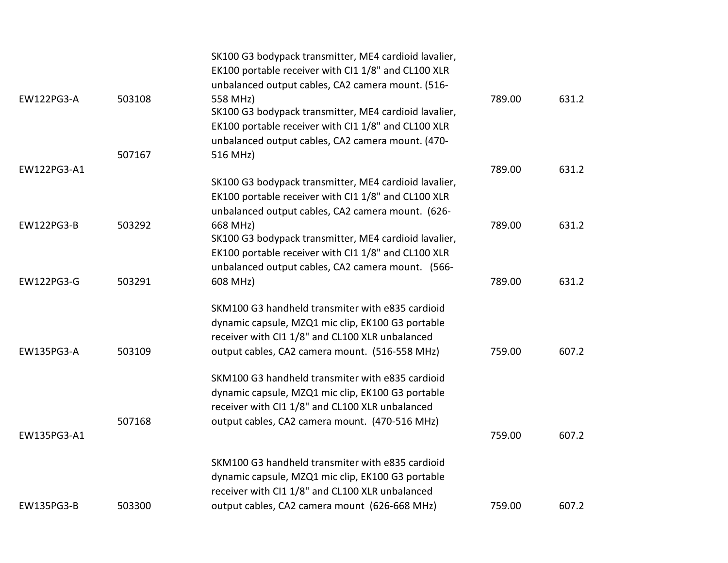| | | | | |
|---|---|---|---|---|
| EW122PG3-A | 503108 | SK100 G3 bodypack transmitter, ME4 cardioid lavalier, EK100 portable receiver with CI1 1/8" and CL100 XLR unbalanced output cables, CA2 camera mount. (516-558 MHz) | 789.00 | 631.2 |
| EW122PG3-A1 | 507167 | SK100 G3 bodypack transmitter, ME4 cardioid lavalier, EK100 portable receiver with CI1 1/8" and CL100 XLR unbalanced output cables, CA2 camera mount. (470-516 MHz) | 789.00 | 631.2 |
| EW122PG3-B | 503292 | SK100 G3 bodypack transmitter, ME4 cardioid lavalier, EK100 portable receiver with CI1 1/8" and CL100 XLR unbalanced output cables, CA2 camera mount. (626-668 MHz) | 789.00 | 631.2 |
| EW122PG3-G | 503291 | SK100 G3 bodypack transmitter, ME4 cardioid lavalier, EK100 portable receiver with CI1 1/8" and CL100 XLR unbalanced output cables, CA2 camera mount. (566-608 MHz) | 789.00 | 631.2 |
| EW135PG3-A | 503109 | SKM100 G3 handheld transmiter with e835 cardioid dynamic capsule, MZQ1 mic clip, EK100 G3 portable receiver with CI1 1/8" and CL100 XLR unbalanced output cables, CA2 camera mount. (516-558 MHz) | 759.00 | 607.2 |
| EW135PG3-A1 | 507168 | SKM100 G3 handheld transmiter with e835 cardioid dynamic capsule, MZQ1 mic clip, EK100 G3 portable receiver with CI1 1/8" and CL100 XLR unbalanced output cables, CA2 camera mount. (470-516 MHz) | 759.00 | 607.2 |
| EW135PG3-B | 503300 | SKM100 G3 handheld transmiter with e835 cardioid dynamic capsule, MZQ1 mic clip, EK100 G3 portable receiver with CI1 1/8" and CL100 XLR unbalanced output cables, CA2 camera mount (626-668 MHz) | 759.00 | 607.2 |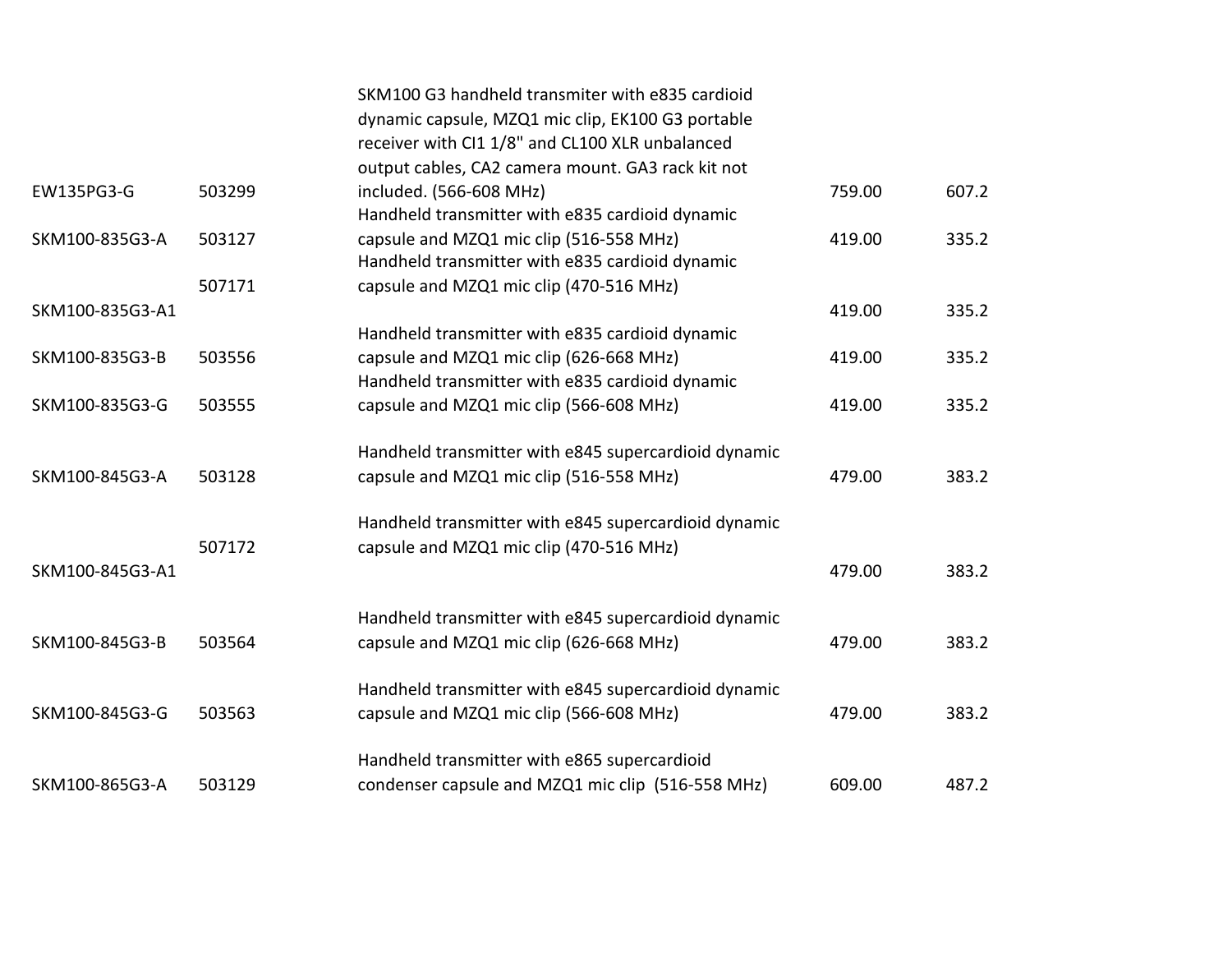| | | | | |
|---|---|---|---|---|
| EW135PG3-G | 503299 | SKM100 G3 handheld transmiter with e835 cardioid dynamic capsule, MZQ1 mic clip, EK100 G3 portable receiver with CI1 1/8" and CL100 XLR unbalanced output cables, CA2 camera mount. GA3 rack kit not included. (566-608 MHz) | 759.00 | 607.2 |
| SKM100-835G3-A | 503127 | Handheld transmitter with e835 cardioid dynamic capsule and MZQ1 mic clip (516-558 MHz) | 419.00 | 335.2 |
| SKM100-835G3-A1 | 507171 | Handheld transmitter with e835 cardioid dynamic capsule and MZQ1 mic clip (470-516 MHz) | 419.00 | 335.2 |
| SKM100-835G3-B | 503556 | Handheld transmitter with e835 cardioid dynamic capsule and MZQ1 mic clip (626-668 MHz) | 419.00 | 335.2 |
| SKM100-835G3-G | 503555 | Handheld transmitter with e835 cardioid dynamic capsule and MZQ1 mic clip (566-608 MHz) | 419.00 | 335.2 |
| SKM100-845G3-A | 503128 | Handheld transmitter with e845 supercardioid dynamic capsule and MZQ1 mic clip (516-558 MHz) | 479.00 | 383.2 |
| SKM100-845G3-A1 | 507172 | Handheld transmitter with e845 supercardioid dynamic capsule and MZQ1 mic clip (470-516 MHz) | 479.00 | 383.2 |
| SKM100-845G3-B | 503564 | Handheld transmitter with e845 supercardioid dynamic capsule and MZQ1 mic clip (626-668 MHz) | 479.00 | 383.2 |
| SKM100-845G3-G | 503563 | Handheld transmitter with e845 supercardioid dynamic capsule and MZQ1 mic clip (566-608 MHz) | 479.00 | 383.2 |
| SKM100-865G3-A | 503129 | Handheld transmitter with e865 supercardioid condenser capsule and MZQ1 mic clip (516-558 MHz) | 609.00 | 487.2 |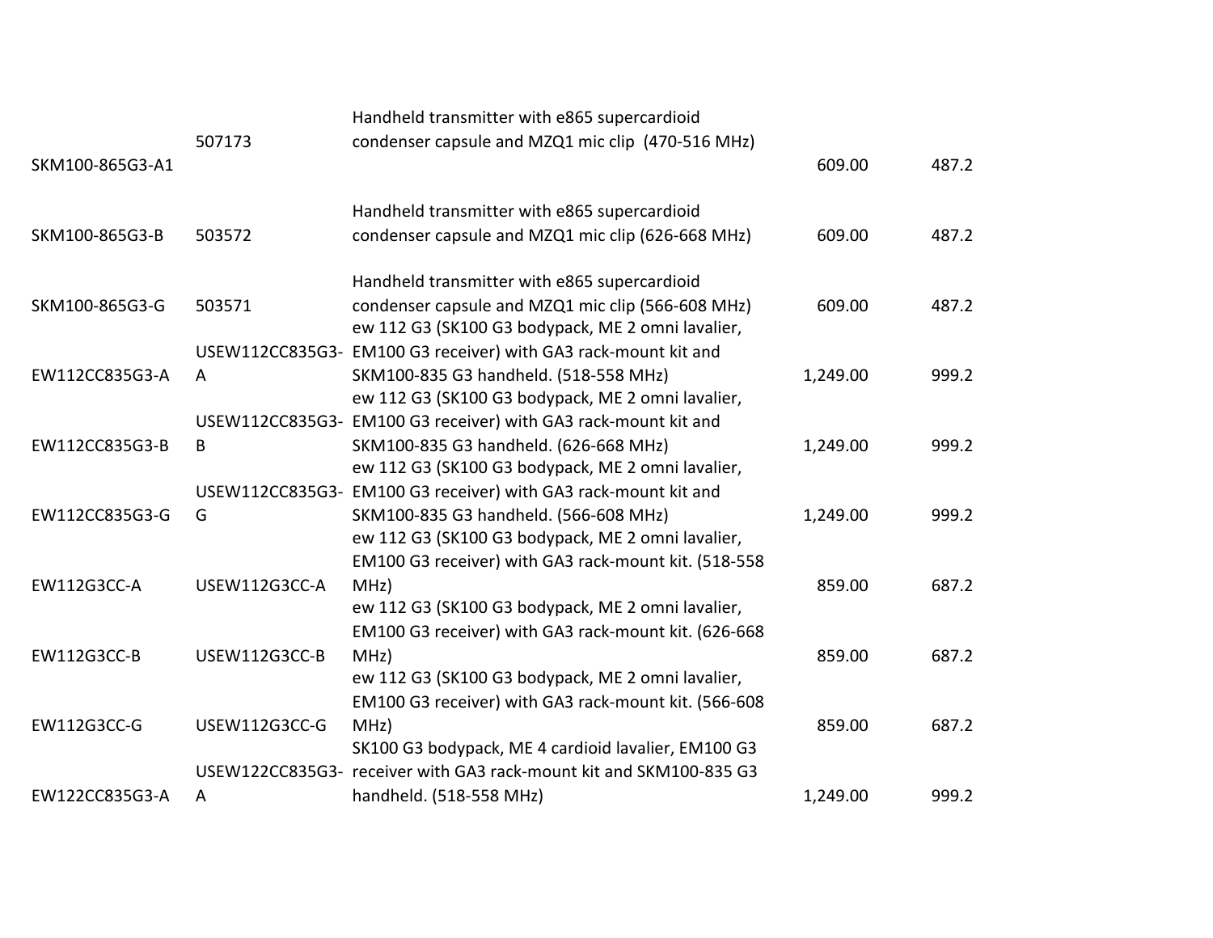| | | | | |
|---|---|---|---|---|
| SKM100-865G3-A1 | 507173 | Handheld transmitter with e865 supercardioid condenser capsule and MZQ1 mic clip (470-516 MHz) | 609.00 | 487.2 |
| SKM100-865G3-B | 503572 | Handheld transmitter with e865 supercardioid condenser capsule and MZQ1 mic clip (626-668 MHz) | 609.00 | 487.2 |
| SKM100-865G3-G | 503571 | Handheld transmitter with e865 supercardioid condenser capsule and MZQ1 mic clip (566-608 MHz) | 609.00 | 487.2 |
| EW112CC835G3-A | USEW112CC835G3-A | ew 112 G3 (SK100 G3 bodypack, ME 2 omni lavalier, EM100 G3 receiver) with GA3 rack-mount kit and SKM100-835 G3 handheld. (518-558 MHz) | 1,249.00 | 999.2 |
| EW112CC835G3-B | USEW112CC835G3-B | ew 112 G3 (SK100 G3 bodypack, ME 2 omni lavalier, EM100 G3 receiver) with GA3 rack-mount kit and SKM100-835 G3 handheld. (626-668 MHz) | 1,249.00 | 999.2 |
| EW112CC835G3-G | USEW112CC835G3-G | ew 112 G3 (SK100 G3 bodypack, ME 2 omni lavalier, EM100 G3 receiver) with GA3 rack-mount kit and SKM100-835 G3 handheld. (566-608 MHz) | 1,249.00 | 999.2 |
| EW112G3CC-A | USEW112G3CC-A | ew 112 G3 (SK100 G3 bodypack, ME 2 omni lavalier, EM100 G3 receiver) with GA3 rack-mount kit. (518-558 MHz) | 859.00 | 687.2 |
| EW112G3CC-B | USEW112G3CC-B | ew 112 G3 (SK100 G3 bodypack, ME 2 omni lavalier, EM100 G3 receiver) with GA3 rack-mount kit. (626-668 MHz) | 859.00 | 687.2 |
| EW112G3CC-G | USEW112G3CC-G | ew 112 G3 (SK100 G3 bodypack, ME 2 omni lavalier, EM100 G3 receiver) with GA3 rack-mount kit. (566-608 MHz) | 859.00 | 687.2 |
| EW122CC835G3-A | USEW122CC835G3-A | SK100 G3 bodypack, ME 4 cardioid lavalier, EM100 G3 receiver with GA3 rack-mount kit and SKM100-835 G3 handheld. (518-558 MHz) | 1,249.00 | 999.2 |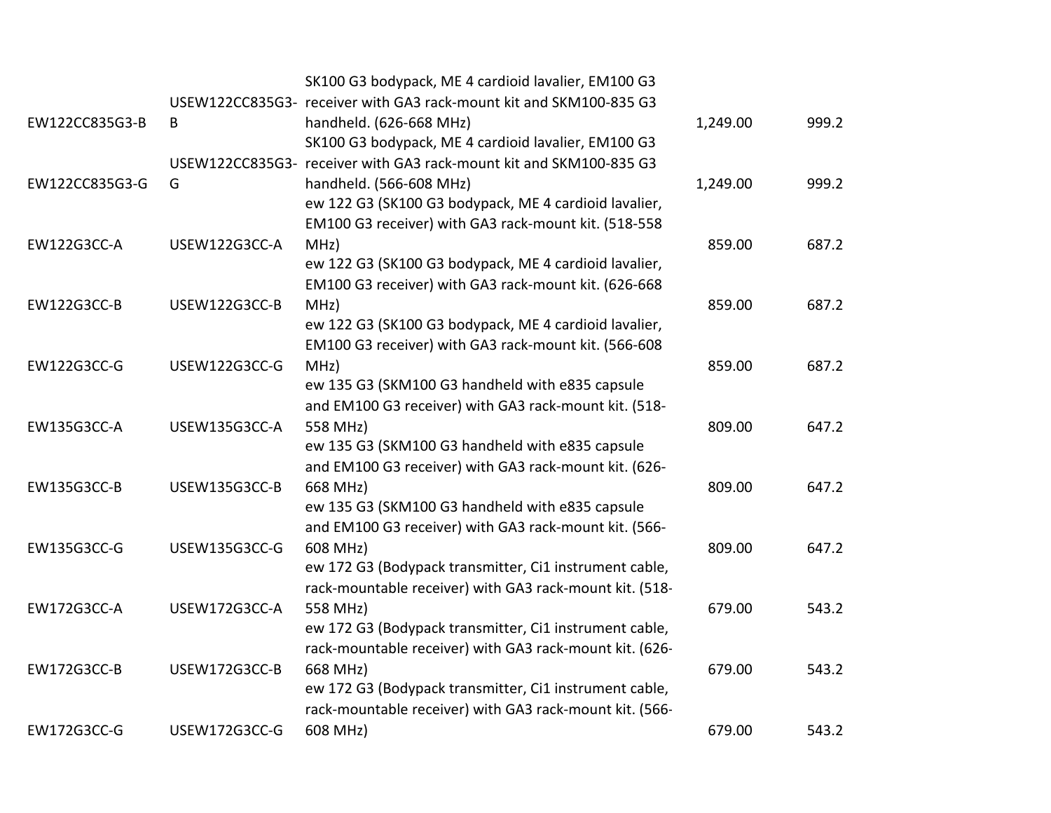| | | | | |
|---|---|---|---|---|
| EW122CC835G3-B | USEW122CC835G3-B | SK100 G3 bodypack, ME 4 cardioid lavalier, EM100 G3 receiver with GA3 rack-mount kit and SKM100-835 G3 handheld. (626-668 MHz) | 1,249.00 | 999.2 |
| EW122CC835G3-G | USEW122CC835G3-G | SK100 G3 bodypack, ME 4 cardioid lavalier, EM100 G3 receiver with GA3 rack-mount kit and SKM100-835 G3 handheld. (566-608 MHz) | 1,249.00 | 999.2 |
| EW122G3CC-A | USEW122G3CC-A | ew 122 G3 (SK100 G3 bodypack, ME 4 cardioid lavalier, EM100 G3 receiver) with GA3 rack-mount kit. (518-558 MHz) | 859.00 | 687.2 |
| EW122G3CC-B | USEW122G3CC-B | ew 122 G3 (SK100 G3 bodypack, ME 4 cardioid lavalier, EM100 G3 receiver) with GA3 rack-mount kit. (626-668 MHz) | 859.00 | 687.2 |
| EW122G3CC-G | USEW122G3CC-G | ew 122 G3 (SK100 G3 bodypack, ME 4 cardioid lavalier, EM100 G3 receiver) with GA3 rack-mount kit. (566-608 MHz) | 859.00 | 687.2 |
| EW135G3CC-A | USEW135G3CC-A | ew 135 G3 (SKM100 G3 handheld with e835 capsule and EM100 G3 receiver) with GA3 rack-mount kit. (518-558 MHz) | 809.00 | 647.2 |
| EW135G3CC-B | USEW135G3CC-B | ew 135 G3 (SKM100 G3 handheld with e835 capsule and EM100 G3 receiver) with GA3 rack-mount kit. (626-668 MHz) | 809.00 | 647.2 |
| EW135G3CC-G | USEW135G3CC-G | ew 135 G3 (SKM100 G3 handheld with e835 capsule and EM100 G3 receiver) with GA3 rack-mount kit. (566-608 MHz) | 809.00 | 647.2 |
| EW172G3CC-A | USEW172G3CC-A | ew 172 G3 (Bodypack transmitter, Ci1 instrument cable, rack-mountable receiver) with GA3 rack-mount kit. (518-558 MHz) | 679.00 | 543.2 |
| EW172G3CC-B | USEW172G3CC-B | ew 172 G3 (Bodypack transmitter, Ci1 instrument cable, rack-mountable receiver) with GA3 rack-mount kit. (626-668 MHz) | 679.00 | 543.2 |
| EW172G3CC-G | USEW172G3CC-G | ew 172 G3 (Bodypack transmitter, Ci1 instrument cable, rack-mountable receiver) with GA3 rack-mount kit. (566-608 MHz) | 679.00 | 543.2 |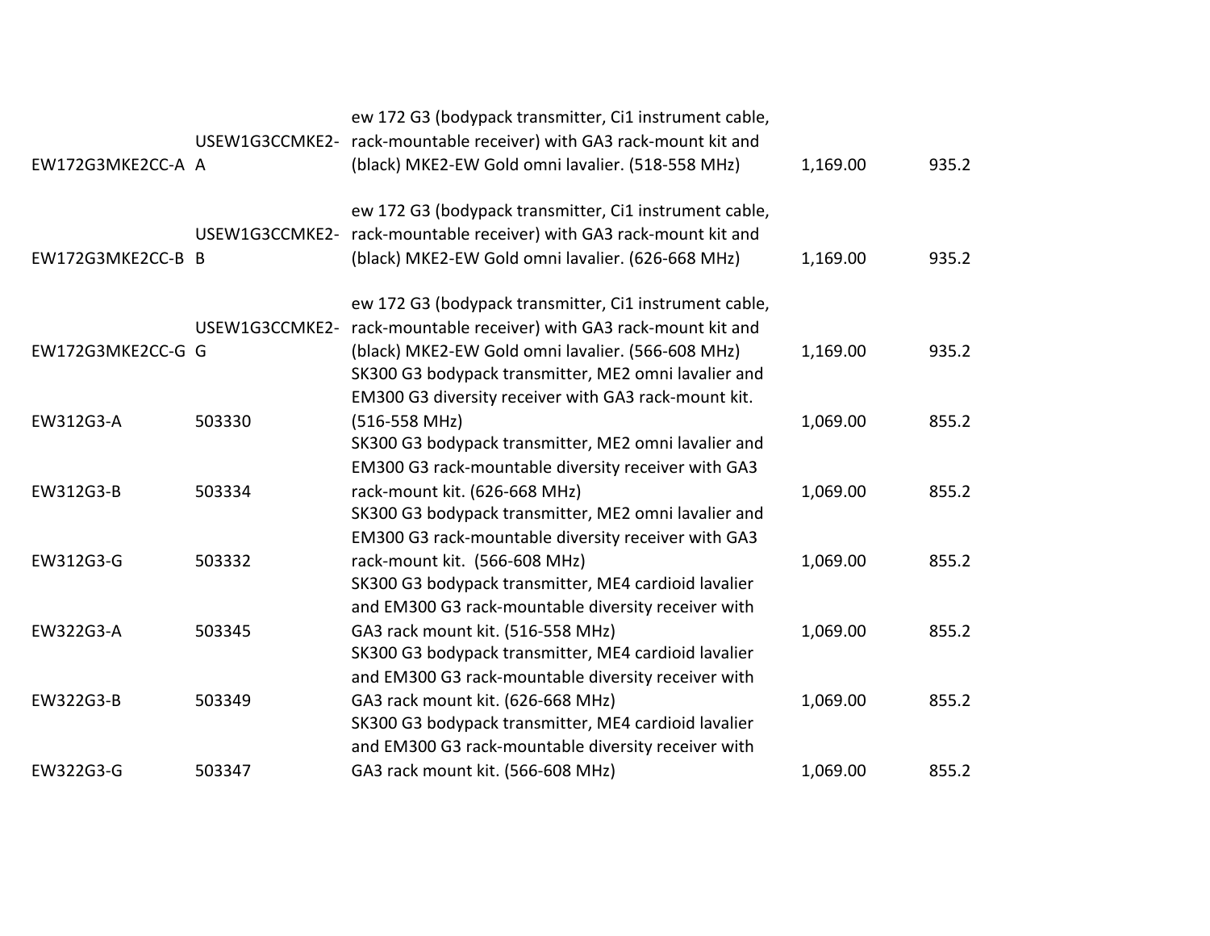| | | | | |
|---|---|---|---|---|
| EW172G3MKE2CC-A | USEW1G3CCMKE2-A | ew 172 G3 (bodypack transmitter, Ci1 instrument cable, rack-mountable receiver) with GA3 rack-mount kit and (black) MKE2-EW Gold omni lavalier. (518-558 MHz) | 1,169.00 | 935.2 |
| EW172G3MKE2CC-B | USEW1G3CCMKE2-B | ew 172 G3 (bodypack transmitter, Ci1 instrument cable, rack-mountable receiver) with GA3 rack-mount kit and (black) MKE2-EW Gold omni lavalier. (626-668 MHz) | 1,169.00 | 935.2 |
| EW172G3MKE2CC-G | USEW1G3CCMKE2-G | ew 172 G3 (bodypack transmitter, Ci1 instrument cable, rack-mountable receiver) with GA3 rack-mount kit and (black) MKE2-EW Gold omni lavalier. (566-608 MHz) | 1,169.00 | 935.2 |
| EW312G3-A | 503330 | SK300 G3 bodypack transmitter, ME2 omni lavalier and EM300 G3 diversity receiver with GA3 rack-mount kit. (516-558 MHz) | 1,069.00 | 855.2 |
| EW312G3-B | 503334 | SK300 G3 bodypack transmitter, ME2 omni lavalier and EM300 G3 rack-mountable diversity receiver with GA3 rack-mount kit. (626-668 MHz) | 1,069.00 | 855.2 |
| EW312G3-G | 503332 | SK300 G3 bodypack transmitter, ME2 omni lavalier and EM300 G3 rack-mountable diversity receiver with GA3 rack-mount kit. (566-608 MHz) | 1,069.00 | 855.2 |
| EW322G3-A | 503345 | SK300 G3 bodypack transmitter, ME4 cardioid lavalier and EM300 G3 rack-mountable diversity receiver with GA3 rack mount kit. (516-558 MHz) | 1,069.00 | 855.2 |
| EW322G3-B | 503349 | SK300 G3 bodypack transmitter, ME4 cardioid lavalier and EM300 G3 rack-mountable diversity receiver with GA3 rack mount kit. (626-668 MHz) | 1,069.00 | 855.2 |
| EW322G3-G | 503347 | SK300 G3 bodypack transmitter, ME4 cardioid lavalier and EM300 G3 rack-mountable diversity receiver with GA3 rack mount kit. (566-608 MHz) | 1,069.00 | 855.2 |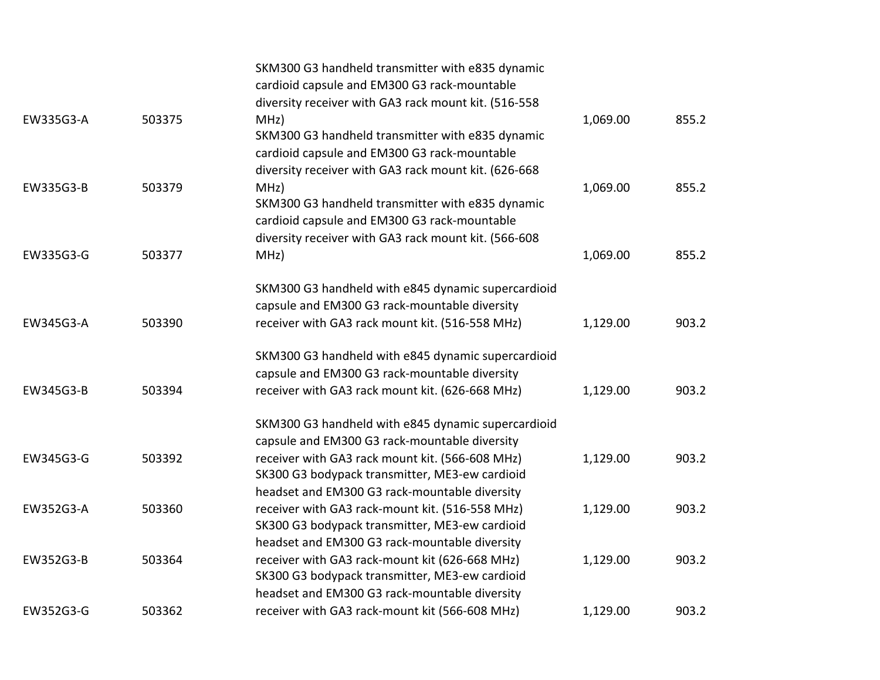| | | | | |
|---|---|---|---|---|
| EW335G3-A | 503375 | SKM300 G3 handheld transmitter with e835 dynamic cardioid capsule and EM300 G3 rack-mountable diversity receiver with GA3 rack mount kit. (516-558 MHz) | 1,069.00 | 855.2 |
| EW335G3-B | 503379 | SKM300 G3 handheld transmitter with e835 dynamic cardioid capsule and EM300 G3 rack-mountable diversity receiver with GA3 rack mount kit. (626-668 MHz) | 1,069.00 | 855.2 |
| EW335G3-G | 503377 | SKM300 G3 handheld transmitter with e835 dynamic cardioid capsule and EM300 G3 rack-mountable diversity receiver with GA3 rack mount kit. (566-608 MHz) | 1,069.00 | 855.2 |
| EW345G3-A | 503390 | SKM300 G3 handheld with e845 dynamic supercardioid capsule and EM300 G3 rack-mountable diversity receiver with GA3 rack mount kit. (516-558 MHz) | 1,129.00 | 903.2 |
| EW345G3-B | 503394 | SKM300 G3 handheld with e845 dynamic supercardioid capsule and EM300 G3 rack-mountable diversity receiver with GA3 rack mount kit. (626-668 MHz) | 1,129.00 | 903.2 |
| EW345G3-G | 503392 | SKM300 G3 handheld with e845 dynamic supercardioid capsule and EM300 G3 rack-mountable diversity receiver with GA3 rack mount kit. (566-608 MHz) | 1,129.00 | 903.2 |
| EW352G3-A | 503360 | SK300 G3 bodypack transmitter, ME3-ew cardioid headset and EM300 G3 rack-mountable diversity receiver with GA3 rack-mount kit. (516-558 MHz) | 1,129.00 | 903.2 |
| EW352G3-B | 503364 | SK300 G3 bodypack transmitter, ME3-ew cardioid headset and EM300 G3 rack-mountable diversity receiver with GA3 rack-mount kit (626-668 MHz) | 1,129.00 | 903.2 |
| EW352G3-G | 503362 | SK300 G3 bodypack transmitter, ME3-ew cardioid headset and EM300 G3 rack-mountable diversity receiver with GA3 rack-mount kit (566-608 MHz) | 1,129.00 | 903.2 |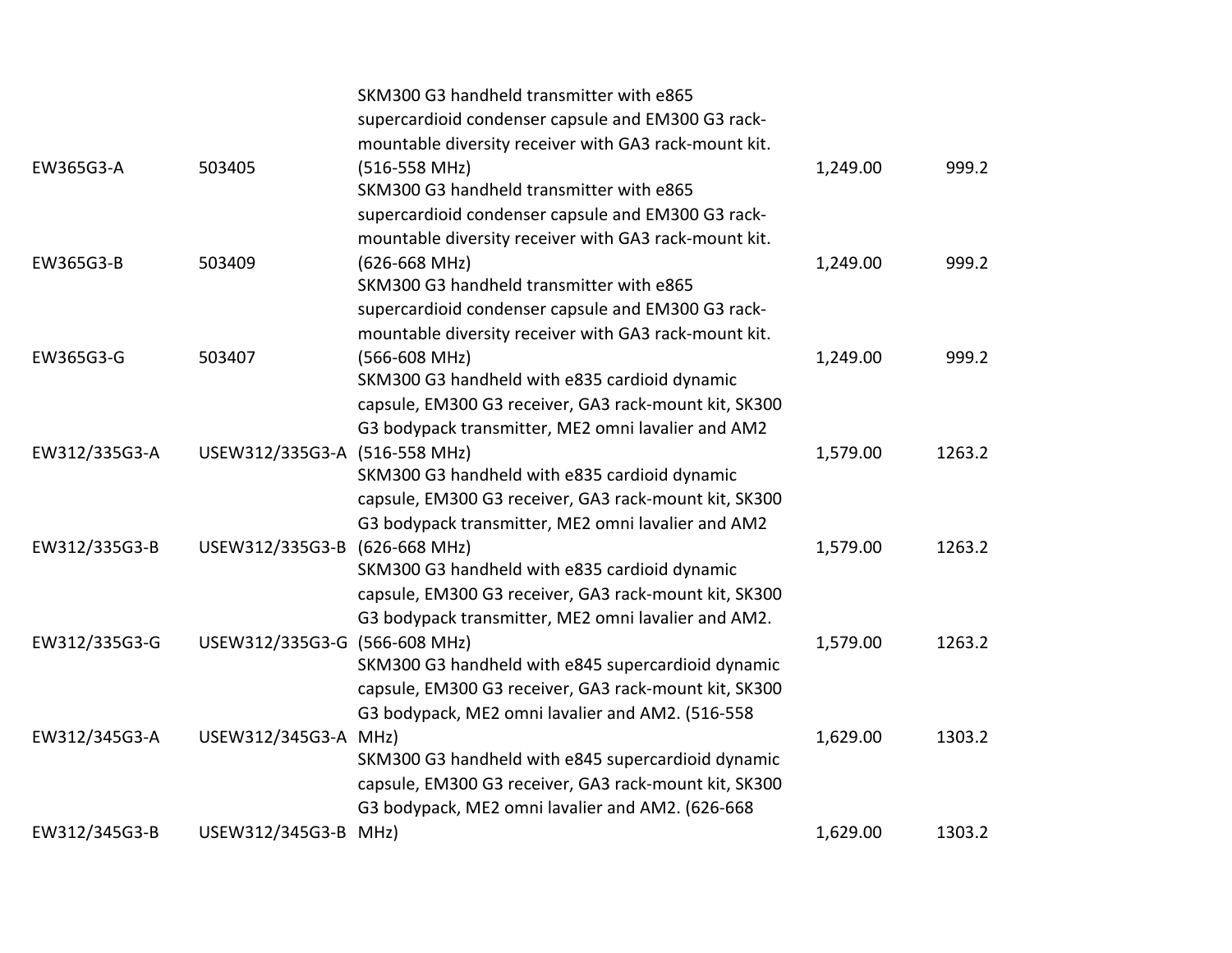| | | | | |
|---|---|---|---|---|
| EW365G3-A | 503405 | SKM300 G3 handheld transmitter with e865 supercardioid condenser capsule and EM300 G3 rack-mountable diversity receiver with GA3 rack-mount kit. (516-558 MHz) | 1,249.00 | 999.2 |
| EW365G3-B | 503409 | SKM300 G3 handheld transmitter with e865 supercardioid condenser capsule and EM300 G3 rack-mountable diversity receiver with GA3 rack-mount kit. (626-668 MHz) | 1,249.00 | 999.2 |
| EW365G3-G | 503407 | SKM300 G3 handheld transmitter with e865 supercardioid condenser capsule and EM300 G3 rack-mountable diversity receiver with GA3 rack-mount kit. (566-608 MHz) | 1,249.00 | 999.2 |
| EW312/335G3-A | USEW312/335G3-A | SKM300 G3 handheld with e835 cardioid dynamic capsule, EM300 G3 receiver, GA3 rack-mount kit, SK300 G3 bodypack transmitter, ME2 omni lavalier and AM2 (516-558 MHz) | 1,579.00 | 1263.2 |
| EW312/335G3-B | USEW312/335G3-B | SKM300 G3 handheld with e835 cardioid dynamic capsule, EM300 G3 receiver, GA3 rack-mount kit, SK300 G3 bodypack transmitter, ME2 omni lavalier and AM2 (626-668 MHz) | 1,579.00 | 1263.2 |
| EW312/335G3-G | USEW312/335G3-G | SKM300 G3 handheld with e835 cardioid dynamic capsule, EM300 G3 receiver, GA3 rack-mount kit, SK300 G3 bodypack transmitter, ME2 omni lavalier and AM2. (566-608 MHz) | 1,579.00 | 1263.2 |
| EW312/345G3-A | USEW312/345G3-A | SKM300 G3 handheld with e845 supercardioid dynamic capsule, EM300 G3 receiver, GA3 rack-mount kit, SK300 G3 bodypack, ME2 omni lavalier and AM2. (516-558 MHz) | 1,629.00 | 1303.2 |
| EW312/345G3-B | USEW312/345G3-B | SKM300 G3 handheld with e845 supercardioid dynamic capsule, EM300 G3 receiver, GA3 rack-mount kit, SK300 G3 bodypack, ME2 omni lavalier and AM2. (626-668 MHz) | 1,629.00 | 1303.2 |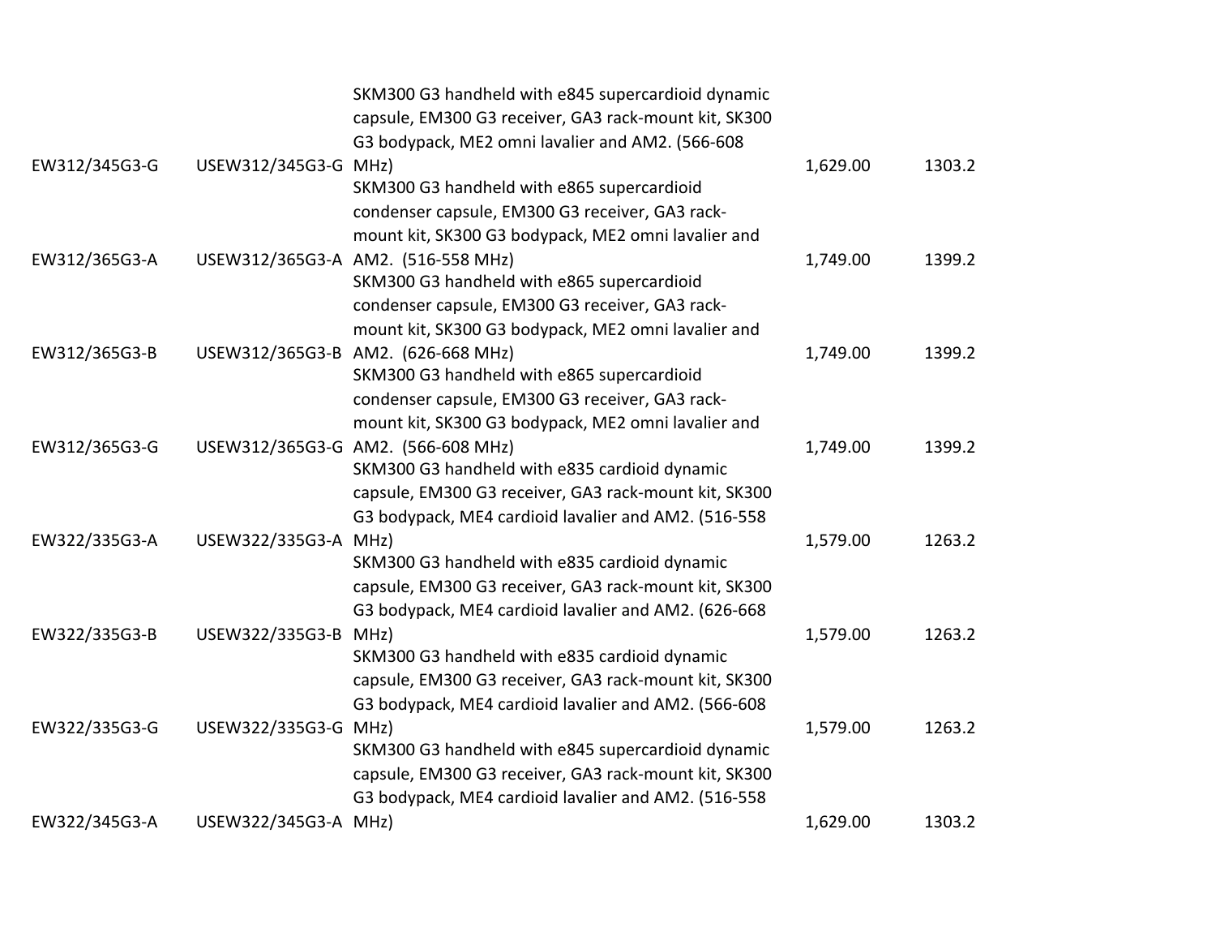| | | | | |
|---|---|---|---|---|
| EW312/345G3-G | USEW312/345G3-G | SKM300 G3 handheld with e845 supercardioid dynamic capsule, EM300 G3 receiver, GA3 rack-mount kit, SK300 G3 bodypack, ME2 omni lavalier and AM2. (566-608 MHz) | 1,629.00 | 1303.2 |
| EW312/365G3-A | USEW312/365G3-A | SKM300 G3 handheld with e865 supercardioid condenser capsule, EM300 G3 receiver, GA3 rack-mount kit, SK300 G3 bodypack, ME2 omni lavalier and AM2. (516-558 MHz) | 1,749.00 | 1399.2 |
| EW312/365G3-B | USEW312/365G3-B | SKM300 G3 handheld with e865 supercardioid condenser capsule, EM300 G3 receiver, GA3 rack-mount kit, SK300 G3 bodypack, ME2 omni lavalier and AM2. (626-668 MHz) | 1,749.00 | 1399.2 |
| EW312/365G3-G | USEW312/365G3-G | SKM300 G3 handheld with e865 supercardioid condenser capsule, EM300 G3 receiver, GA3 rack-mount kit, SK300 G3 bodypack, ME2 omni lavalier and AM2. (566-608 MHz) | 1,749.00 | 1399.2 |
| EW322/335G3-A | USEW322/335G3-A | SKM300 G3 handheld with e835 cardioid dynamic capsule, EM300 G3 receiver, GA3 rack-mount kit, SK300 G3 bodypack, ME4 cardioid lavalier and AM2. (516-558 MHz) | 1,579.00 | 1263.2 |
| EW322/335G3-B | USEW322/335G3-B | SKM300 G3 handheld with e835 cardioid dynamic capsule, EM300 G3 receiver, GA3 rack-mount kit, SK300 G3 bodypack, ME4 cardioid lavalier and AM2. (626-668 MHz) | 1,579.00 | 1263.2 |
| EW322/335G3-G | USEW322/335G3-G | SKM300 G3 handheld with e835 cardioid dynamic capsule, EM300 G3 receiver, GA3 rack-mount kit, SK300 G3 bodypack, ME4 cardioid lavalier and AM2. (566-608 MHz) | 1,579.00 | 1263.2 |
| EW322/345G3-A | USEW322/345G3-A | SKM300 G3 handheld with e845 supercardioid dynamic capsule, EM300 G3 receiver, GA3 rack-mount kit, SK300 G3 bodypack, ME4 cardioid lavalier and AM2. (516-558 MHz) | 1,629.00 | 1303.2 |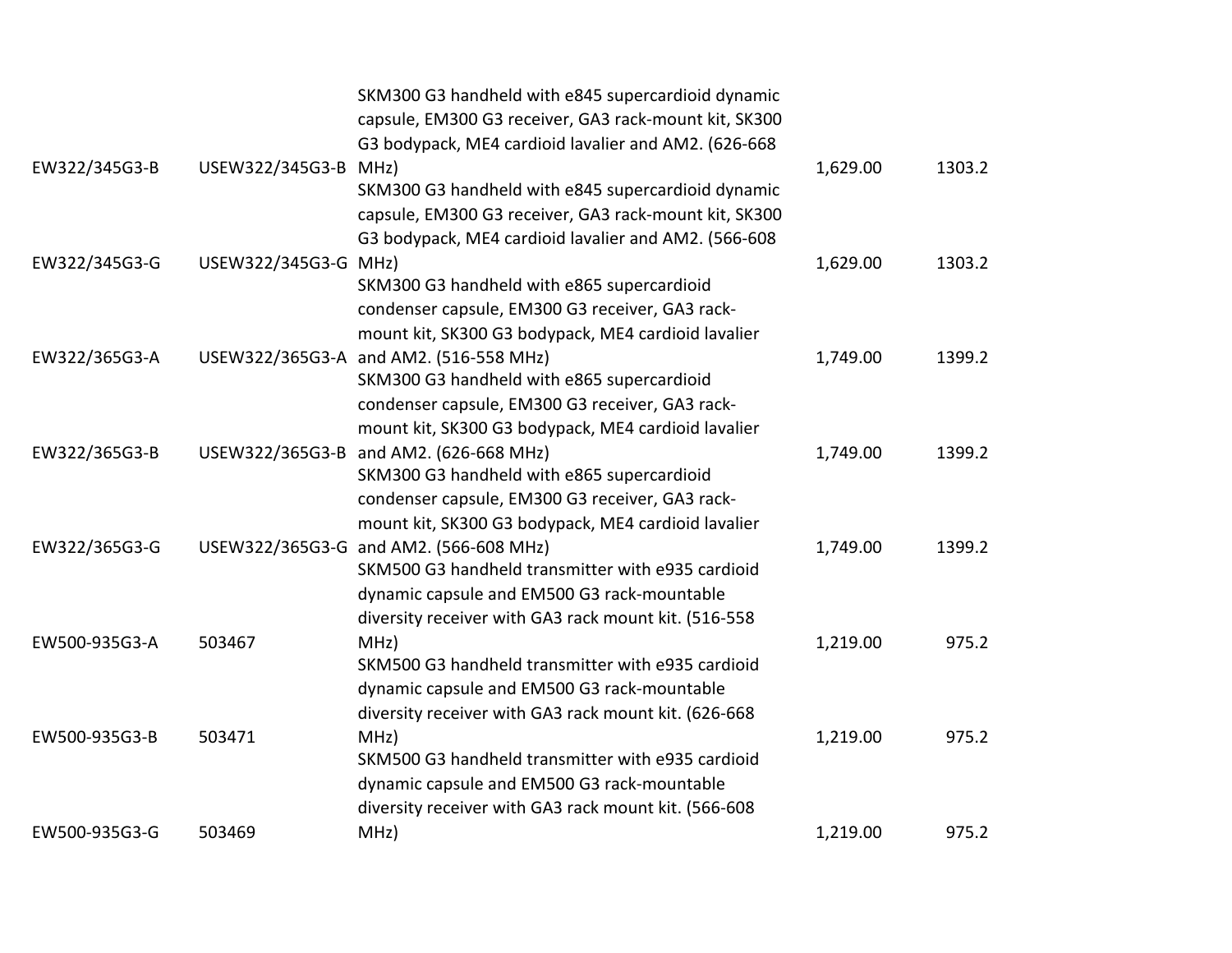| | | | | |
|---|---|---|---|---|
| EW322/345G3-B | USEW322/345G3-B | SKM300 G3 handheld with e845 supercardioid dynamic capsule, EM300 G3 receiver, GA3 rack-mount kit, SK300 G3 bodypack, ME4 cardioid lavalier and AM2. (626-668 MHz) | 1,629.00 | 1303.2 |
| EW322/345G3-G | USEW322/345G3-G | SKM300 G3 handheld with e845 supercardioid dynamic capsule, EM300 G3 receiver, GA3 rack-mount kit, SK300 G3 bodypack, ME4 cardioid lavalier and AM2. (566-608 MHz) | 1,629.00 | 1303.2 |
| EW322/365G3-A | USEW322/365G3-A | SKM300 G3 handheld with e865 supercardioid condenser capsule, EM300 G3 receiver, GA3 rack-mount kit, SK300 G3 bodypack, ME4 cardioid lavalier and AM2. (516-558 MHz) | 1,749.00 | 1399.2 |
| EW322/365G3-B | USEW322/365G3-B | SKM300 G3 handheld with e865 supercardioid condenser capsule, EM300 G3 receiver, GA3 rack-mount kit, SK300 G3 bodypack, ME4 cardioid lavalier and AM2. (626-668 MHz) | 1,749.00 | 1399.2 |
| EW322/365G3-G | USEW322/365G3-G | SKM300 G3 handheld with e865 supercardioid condenser capsule, EM300 G3 receiver, GA3 rack-mount kit, SK300 G3 bodypack, ME4 cardioid lavalier and AM2. (566-608 MHz) | 1,749.00 | 1399.2 |
| EW500-935G3-A | 503467 | SKM500 G3 handheld transmitter with e935 cardioid dynamic capsule and EM500 G3 rack-mountable diversity receiver with GA3 rack mount kit. (516-558 MHz) | 1,219.00 | 975.2 |
| EW500-935G3-B | 503471 | SKM500 G3 handheld transmitter with e935 cardioid dynamic capsule and EM500 G3 rack-mountable diversity receiver with GA3 rack mount kit. (626-668 MHz) | 1,219.00 | 975.2 |
| EW500-935G3-G | 503469 | SKM500 G3 handheld transmitter with e935 cardioid dynamic capsule and EM500 G3 rack-mountable diversity receiver with GA3 rack mount kit. (566-608 MHz) | 1,219.00 | 975.2 |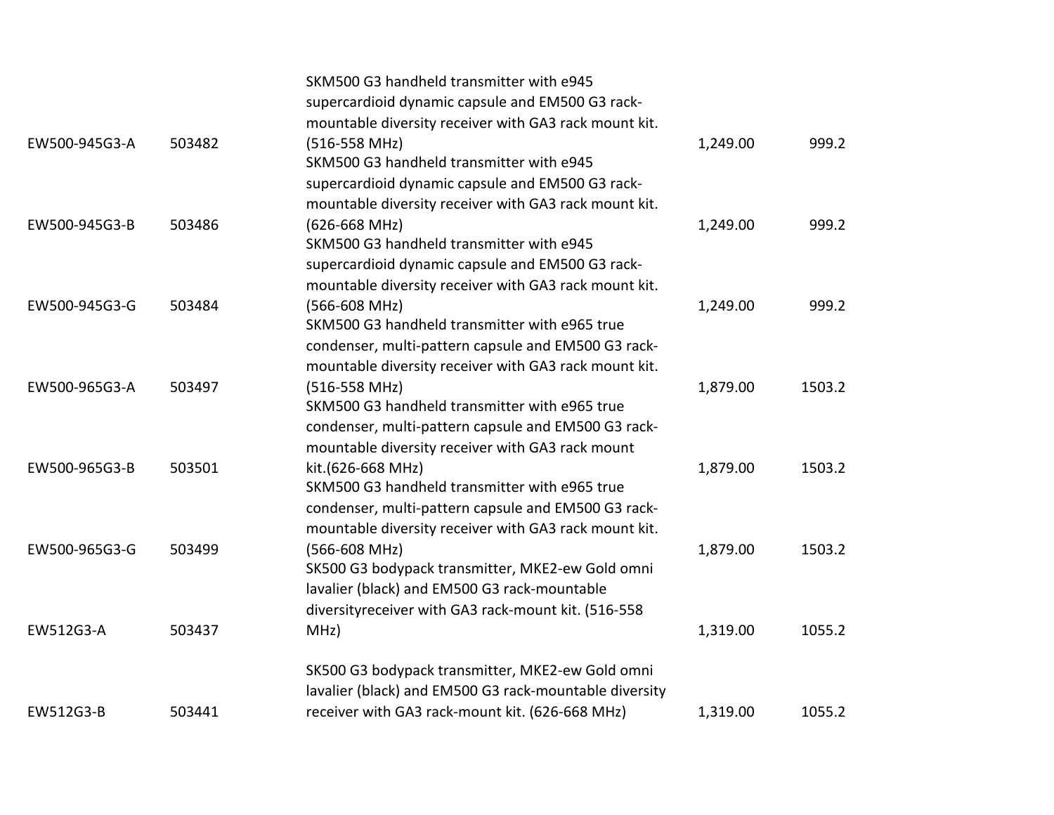| | | | | |
|---|---|---|---|---|
| EW500-945G3-A | 503482 | SKM500 G3 handheld transmitter with e945 supercardioid dynamic capsule and EM500 G3 rack-mountable diversity receiver with GA3 rack mount kit. (516-558 MHz) | 1,249.00 | 999.2 |
| EW500-945G3-B | 503486 | SKM500 G3 handheld transmitter with e945 supercardioid dynamic capsule and EM500 G3 rack-mountable diversity receiver with GA3 rack mount kit. (626-668 MHz) | 1,249.00 | 999.2 |
| EW500-945G3-G | 503484 | SKM500 G3 handheld transmitter with e945 supercardioid dynamic capsule and EM500 G3 rack-mountable diversity receiver with GA3 rack mount kit. (566-608 MHz) | 1,249.00 | 999.2 |
| EW500-965G3-A | 503497 | SKM500 G3 handheld transmitter with e965 true condenser, multi-pattern capsule and EM500 G3 rack-mountable diversity receiver with GA3 rack mount kit. (516-558 MHz) | 1,879.00 | 1503.2 |
| EW500-965G3-B | 503501 | SKM500 G3 handheld transmitter with e965 true condenser, multi-pattern capsule and EM500 G3 rack-mountable diversity receiver with GA3 rack mount kit.(626-668 MHz) | 1,879.00 | 1503.2 |
| EW500-965G3-G | 503499 | SKM500 G3 handheld transmitter with e965 true condenser, multi-pattern capsule and EM500 G3 rack-mountable diversity receiver with GA3 rack mount kit. (566-608 MHz) | 1,879.00 | 1503.2 |
| EW512G3-A | 503437 | SK500 G3 bodypack transmitter, MKE2-ew Gold omni lavalier (black) and EM500 G3 rack-mountable diversityreceiver with GA3 rack-mount kit. (516-558 MHz) | 1,319.00 | 1055.2 |
| EW512G3-B | 503441 | SK500 G3 bodypack transmitter, MKE2-ew Gold omni lavalier (black) and EM500 G3 rack-mountable diversity receiver with GA3 rack-mount kit. (626-668 MHz) | 1,319.00 | 1055.2 |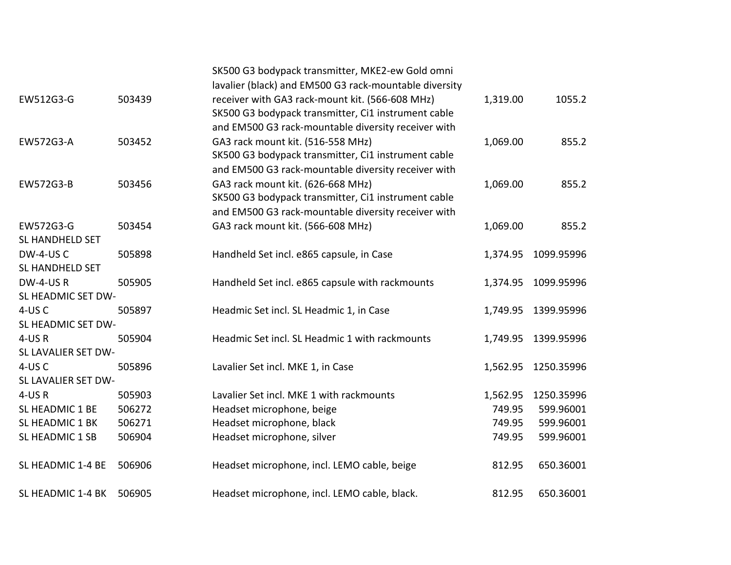| | | | | |
|---|---|---|---|---|
| EW512G3-G | 503439 | SK500 G3 bodypack transmitter, MKE2-ew Gold omni lavalier (black) and EM500 G3 rack-mountable diversity receiver with GA3 rack-mount kit. (566-608 MHz) | 1,319.00 | 1055.2 |
| EW572G3-A | 503452 | SK500 G3 bodypack transmitter, Ci1 instrument cable and EM500 G3 rack-mountable diversity receiver with GA3 rack mount kit. (516-558 MHz) | 1,069.00 | 855.2 |
| EW572G3-B | 503456 | SK500 G3 bodypack transmitter, Ci1 instrument cable and EM500 G3 rack-mountable diversity receiver with GA3 rack mount kit. (626-668 MHz) | 1,069.00 | 855.2 |
| EW572G3-G | 503454 | SK500 G3 bodypack transmitter, Ci1 instrument cable and EM500 G3 rack-mountable diversity receiver with GA3 rack mount kit. (566-608 MHz) | 1,069.00 | 855.2 |
| SL HANDHELD SET DW-4-US C | 505898 | Handheld Set incl. e865 capsule, in Case | 1,374.95 | 1099.95996 |
| SL HANDHELD SET DW-4-US R | 505905 | Handheld Set incl. e865 capsule with rackmounts | 1,374.95 | 1099.95996 |
| SL HEADMIC SET DW-4-US C | 505897 | Headmic Set incl. SL Headmic 1, in Case | 1,749.95 | 1399.95996 |
| SL HEADMIC SET DW-4-US R | 505904 | Headmic Set incl. SL Headmic 1 with rackmounts | 1,749.95 | 1399.95996 |
| SL LAVALIER SET DW-4-US C | 505896 | Lavalier Set incl. MKE 1, in Case | 1,562.95 | 1250.35996 |
| SL LAVALIER SET DW-4-US R | 505903 | Lavalier Set incl. MKE 1 with rackmounts | 1,562.95 | 1250.35996 |
| SL HEADMIC 1 BE | 506272 | Headset microphone, beige | 749.95 | 599.96001 |
| SL HEADMIC 1 BK | 506271 | Headset microphone, black | 749.95 | 599.96001 |
| SL HEADMIC 1 SB | 506904 | Headset microphone, silver | 749.95 | 599.96001 |
| SL HEADMIC 1-4 BE | 506906 | Headset microphone, incl. LEMO cable, beige | 812.95 | 650.36001 |
| SL HEADMIC 1-4 BK | 506905 | Headset microphone, incl. LEMO cable, black. | 812.95 | 650.36001 |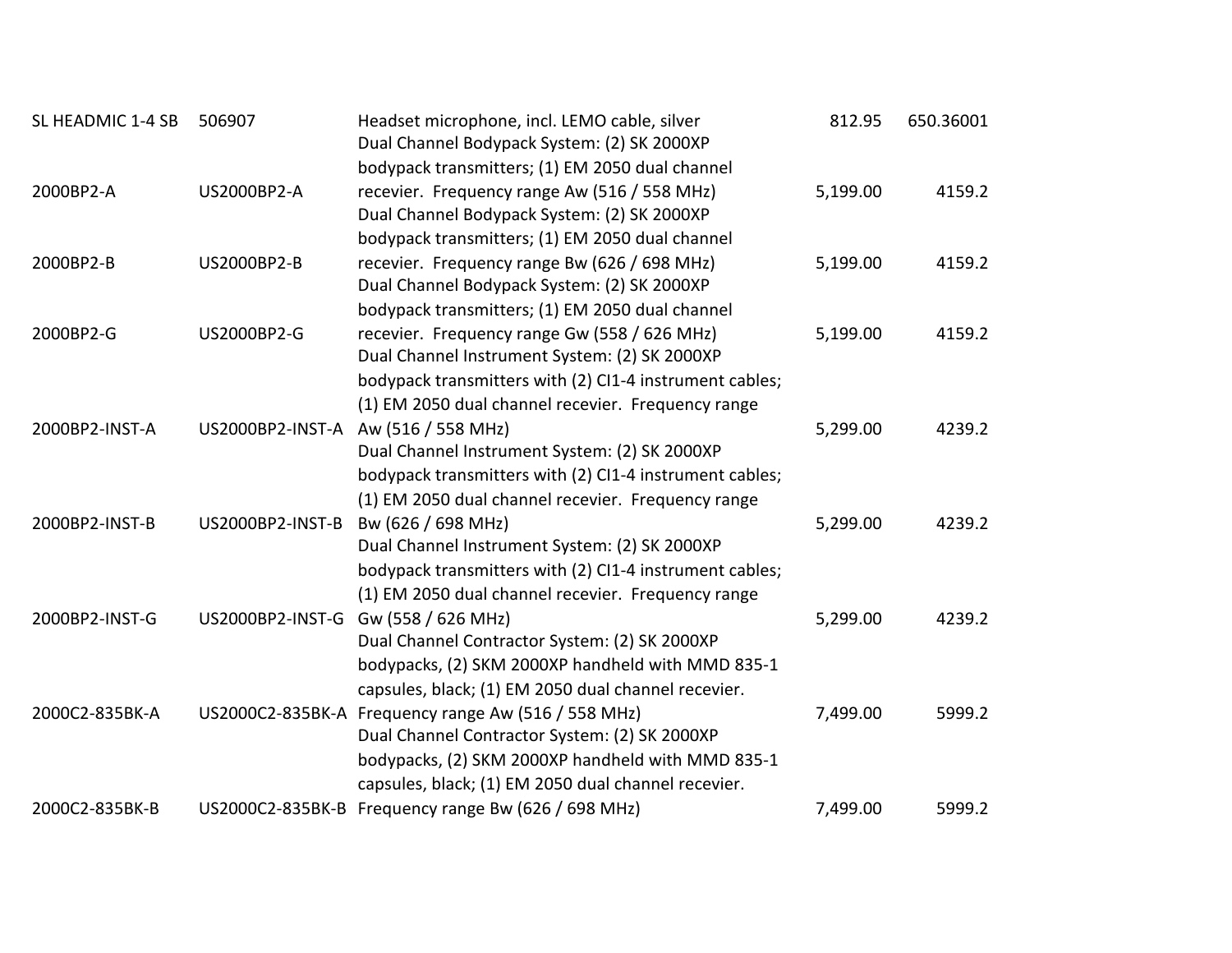| | | | | |
|---|---|---|---|---|
| SL HEADMIC 1-4 SB | 506907 | Headset microphone, incl. LEMO cable, silver | 812.95 | 650.36001 |
| 2000BP2-A | US2000BP2-A | Dual Channel Bodypack System: (2) SK 2000XP bodypack transmitters; (1) EM 2050 dual channel recevier. Frequency range Aw (516 / 558 MHz) | 5,199.00 | 4159.2 |
| 2000BP2-B | US2000BP2-B | Dual Channel Bodypack System: (2) SK 2000XP bodypack transmitters; (1) EM 2050 dual channel recevier. Frequency range Bw (626 / 698 MHz) | 5,199.00 | 4159.2 |
| 2000BP2-G | US2000BP2-G | Dual Channel Bodypack System: (2) SK 2000XP bodypack transmitters; (1) EM 2050 dual channel recevier. Frequency range Gw (558 / 626 MHz) | 5,199.00 | 4159.2 |
| 2000BP2-INST-A | US2000BP2-INST-A | Dual Channel Instrument System: (2) SK 2000XP bodypack transmitters with (2) CI1-4 instrument cables; (1) EM 2050 dual channel recevier. Frequency range Aw (516 / 558 MHz) | 5,299.00 | 4239.2 |
| 2000BP2-INST-B | US2000BP2-INST-B | Dual Channel Instrument System: (2) SK 2000XP bodypack transmitters with (2) CI1-4 instrument cables; (1) EM 2050 dual channel recevier. Frequency range Bw (626 / 698 MHz) | 5,299.00 | 4239.2 |
| 2000BP2-INST-G | US2000BP2-INST-G | Dual Channel Instrument System: (2) SK 2000XP bodypack transmitters with (2) CI1-4 instrument cables; (1) EM 2050 dual channel recevier. Frequency range Gw (558 / 626 MHz) | 5,299.00 | 4239.2 |
| 2000C2-835BK-A | US2000C2-835BK-A | Dual Channel Contractor System: (2) SK 2000XP bodypacks, (2) SKM 2000XP handheld with MMD 835-1 capsules, black; (1) EM 2050 dual channel recevier. Frequency range Aw (516 / 558 MHz) | 7,499.00 | 5999.2 |
| 2000C2-835BK-B | US2000C2-835BK-B | Dual Channel Contractor System: (2) SK 2000XP bodypacks, (2) SKM 2000XP handheld with MMD 835-1 capsules, black; (1) EM 2050 dual channel recevier. Frequency range Bw (626 / 698 MHz) | 7,499.00 | 5999.2 |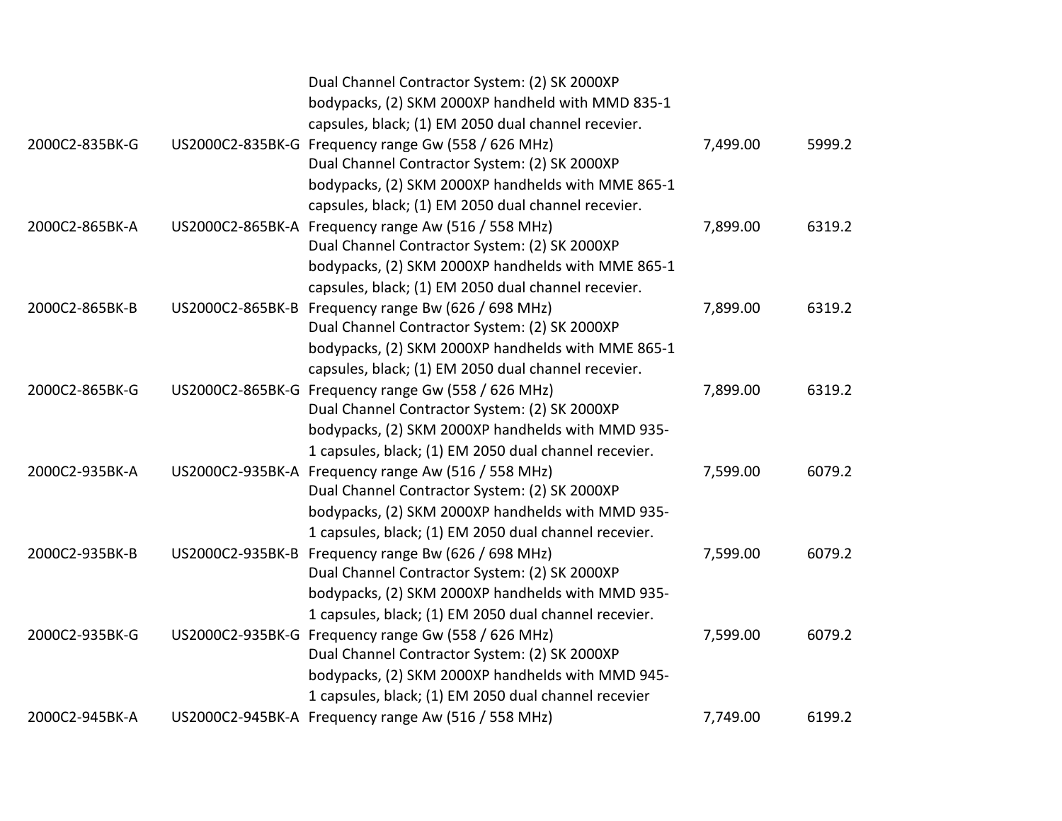| | | | | |
|---|---|---|---|---|
| 2000C2-835BK-G | US2000C2-835BK-G | Dual Channel Contractor System: (2) SK 2000XP bodypacks, (2) SKM 2000XP handheld with MMD 835-1 capsules, black; (1) EM 2050 dual channel recevier. Frequency range Gw (558 / 626 MHz) | 7,499.00 | 5999.2 |
| 2000C2-865BK-A | US2000C2-865BK-A | Dual Channel Contractor System: (2) SK 2000XP bodypacks, (2) SKM 2000XP handhelds with MME 865-1 capsules, black; (1) EM 2050 dual channel recevier. Frequency range Aw (516 / 558 MHz) | 7,899.00 | 6319.2 |
| 2000C2-865BK-B | US2000C2-865BK-B | Dual Channel Contractor System: (2) SK 2000XP bodypacks, (2) SKM 2000XP handhelds with MME 865-1 capsules, black; (1) EM 2050 dual channel recevier. Frequency range Bw (626 / 698 MHz) | 7,899.00 | 6319.2 |
| 2000C2-865BK-G | US2000C2-865BK-G | Dual Channel Contractor System: (2) SK 2000XP bodypacks, (2) SKM 2000XP handhelds with MME 865-1 capsules, black; (1) EM 2050 dual channel recevier. Frequency range Gw (558 / 626 MHz) | 7,899.00 | 6319.2 |
| 2000C2-935BK-A | US2000C2-935BK-A | Dual Channel Contractor System: (2) SK 2000XP bodypacks, (2) SKM 2000XP handhelds with MMD 935-1 capsules, black; (1) EM 2050 dual channel recevier. Frequency range Aw (516 / 558 MHz) | 7,599.00 | 6079.2 |
| 2000C2-935BK-B | US2000C2-935BK-B | Dual Channel Contractor System: (2) SK 2000XP bodypacks, (2) SKM 2000XP handhelds with MMD 935-1 capsules, black; (1) EM 2050 dual channel recevier. Frequency range Bw (626 / 698 MHz) | 7,599.00 | 6079.2 |
| 2000C2-935BK-G | US2000C2-935BK-G | Dual Channel Contractor System: (2) SK 2000XP bodypacks, (2) SKM 2000XP handhelds with MMD 935-1 capsules, black; (1) EM 2050 dual channel recevier. Frequency range Gw (558 / 626 MHz) | 7,599.00 | 6079.2 |
| 2000C2-945BK-A | US2000C2-945BK-A | Dual Channel Contractor System: (2) SK 2000XP bodypacks, (2) SKM 2000XP handhelds with MMD 945-1 capsules, black; (1) EM 2050 dual channel recevier Frequency range Aw (516 / 558 MHz) | 7,749.00 | 6199.2 |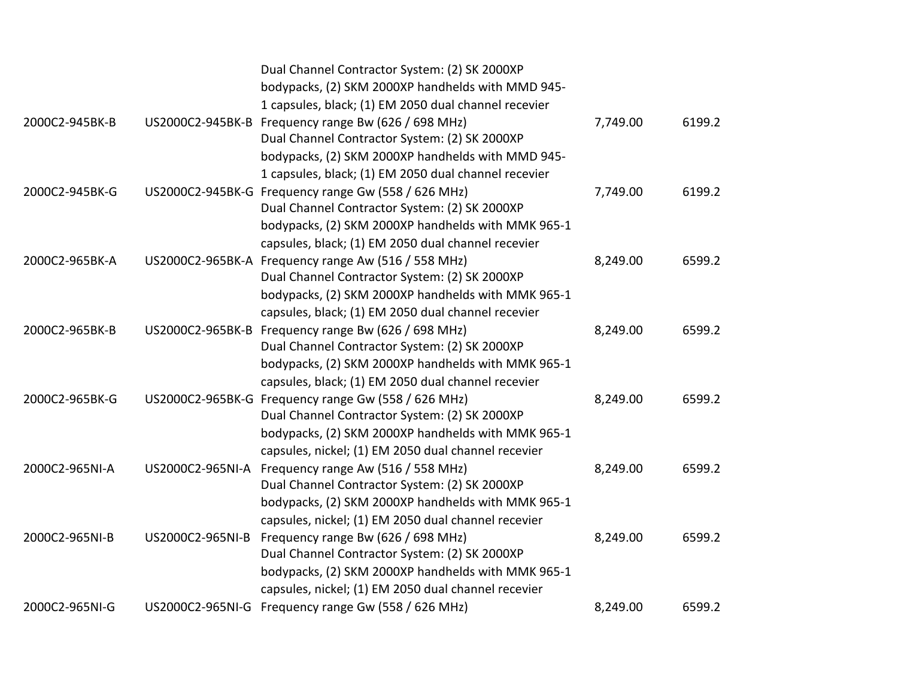| | | | | |
|---|---|---|---|---|
| 2000C2-945BK-B | US2000C2-945BK-B | Dual Channel Contractor System: (2) SK 2000XP bodypacks, (2) SKM 2000XP handhelds with MMD 945-1 capsules, black; (1) EM 2050 dual channel recevier Frequency range Bw (626 / 698 MHz) | 7,749.00 | 6199.2 |
| 2000C2-945BK-G | US2000C2-945BK-G | Dual Channel Contractor System: (2) SK 2000XP bodypacks, (2) SKM 2000XP handhelds with MMD 945-1 capsules, black; (1) EM 2050 dual channel recevier Frequency range Gw (558 / 626 MHz) | 7,749.00 | 6199.2 |
| 2000C2-965BK-A | US2000C2-965BK-A | Dual Channel Contractor System: (2) SK 2000XP bodypacks, (2) SKM 2000XP handhelds with MMK 965-1 capsules, black; (1) EM 2050 dual channel recevier Frequency range Aw (516 / 558 MHz) | 8,249.00 | 6599.2 |
| 2000C2-965BK-B | US2000C2-965BK-B | Dual Channel Contractor System: (2) SK 2000XP bodypacks, (2) SKM 2000XP handhelds with MMK 965-1 capsules, black; (1) EM 2050 dual channel recevier Frequency range Bw (626 / 698 MHz) | 8,249.00 | 6599.2 |
| 2000C2-965BK-G | US2000C2-965BK-G | Dual Channel Contractor System: (2) SK 2000XP bodypacks, (2) SKM 2000XP handhelds with MMK 965-1 capsules, black; (1) EM 2050 dual channel recevier Frequency range Gw (558 / 626 MHz) | 8,249.00 | 6599.2 |
| 2000C2-965NI-A | US2000C2-965NI-A | Dual Channel Contractor System: (2) SK 2000XP bodypacks, (2) SKM 2000XP handhelds with MMK 965-1 capsules, nickel; (1) EM 2050 dual channel recevier Frequency range Aw (516 / 558 MHz) | 8,249.00 | 6599.2 |
| 2000C2-965NI-B | US2000C2-965NI-B | Dual Channel Contractor System: (2) SK 2000XP bodypacks, (2) SKM 2000XP handhelds with MMK 965-1 capsules, nickel; (1) EM 2050 dual channel recevier Frequency range Bw (626 / 698 MHz) | 8,249.00 | 6599.2 |
| 2000C2-965NI-G | US2000C2-965NI-G | Dual Channel Contractor System: (2) SK 2000XP bodypacks, (2) SKM 2000XP handhelds with MMK 965-1 capsules, nickel; (1) EM 2050 dual channel recevier Frequency range Gw (558 / 626 MHz) | 8,249.00 | 6599.2 |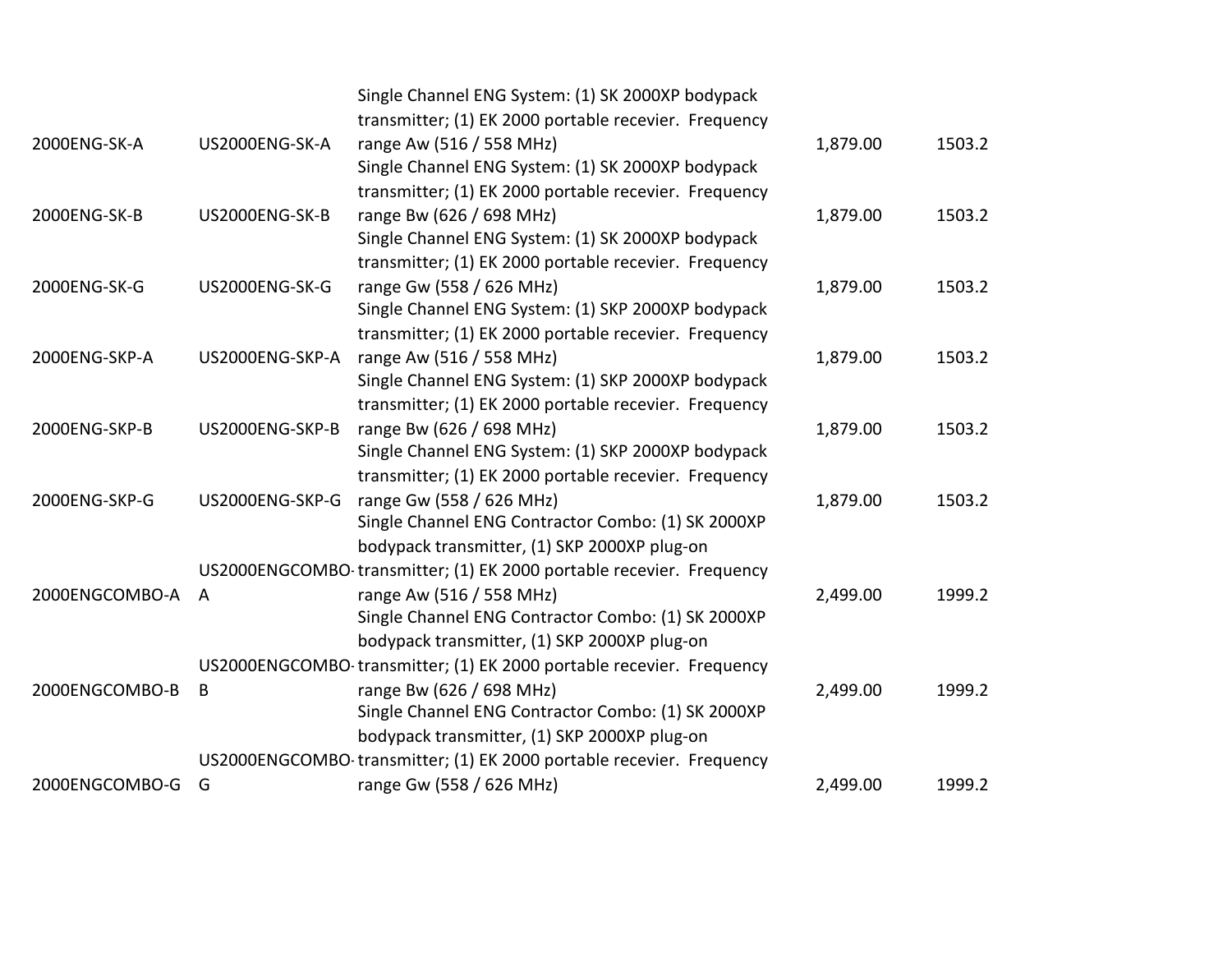| | | | | |
|---|---|---|---|---|
| 2000ENG-SK-A | US2000ENG-SK-A | Single Channel ENG System: (1) SK 2000XP bodypack transmitter; (1) EK 2000 portable recevier. Frequency range Aw (516 / 558 MHz) | 1,879.00 | 1503.2 |
| 2000ENG-SK-B | US2000ENG-SK-B | Single Channel ENG System: (1) SK 2000XP bodypack transmitter; (1) EK 2000 portable recevier. Frequency range Bw (626 / 698 MHz) | 1,879.00 | 1503.2 |
| 2000ENG-SK-G | US2000ENG-SK-G | Single Channel ENG System: (1) SK 2000XP bodypack transmitter; (1) EK 2000 portable recevier. Frequency range Gw (558 / 626 MHz) | 1,879.00 | 1503.2 |
| 2000ENG-SKP-A | US2000ENG-SKP-A | Single Channel ENG System: (1) SKP 2000XP bodypack transmitter; (1) EK 2000 portable recevier. Frequency range Aw (516 / 558 MHz) | 1,879.00 | 1503.2 |
| 2000ENG-SKP-B | US2000ENG-SKP-B | Single Channel ENG System: (1) SKP 2000XP bodypack transmitter; (1) EK 2000 portable recevier. Frequency range Bw (626 / 698 MHz) | 1,879.00 | 1503.2 |
| 2000ENG-SKP-G | US2000ENG-SKP-G | Single Channel ENG System: (1) SKP 2000XP bodypack transmitter; (1) EK 2000 portable recevier. Frequency range Gw (558 / 626 MHz) | 1,879.00 | 1503.2 |
| 2000ENGCOMBO-A | US2000ENGCOMBO-A | Single Channel ENG Contractor Combo: (1) SK 2000XP bodypack transmitter, (1) SKP 2000XP plug-on transmitter; (1) EK 2000 portable recevier. Frequency range Aw (516 / 558 MHz) | 2,499.00 | 1999.2 |
| 2000ENGCOMBO-B | US2000ENGCOMBO-B | Single Channel ENG Contractor Combo: (1) SK 2000XP bodypack transmitter, (1) SKP 2000XP plug-on transmitter; (1) EK 2000 portable recevier. Frequency range Bw (626 / 698 MHz) | 2,499.00 | 1999.2 |
| 2000ENGCOMBO-G | US2000ENGCOMBO-G | Single Channel ENG Contractor Combo: (1) SK 2000XP bodypack transmitter, (1) SKP 2000XP plug-on transmitter; (1) EK 2000 portable recevier. Frequency range Gw (558 / 626 MHz) | 2,499.00 | 1999.2 |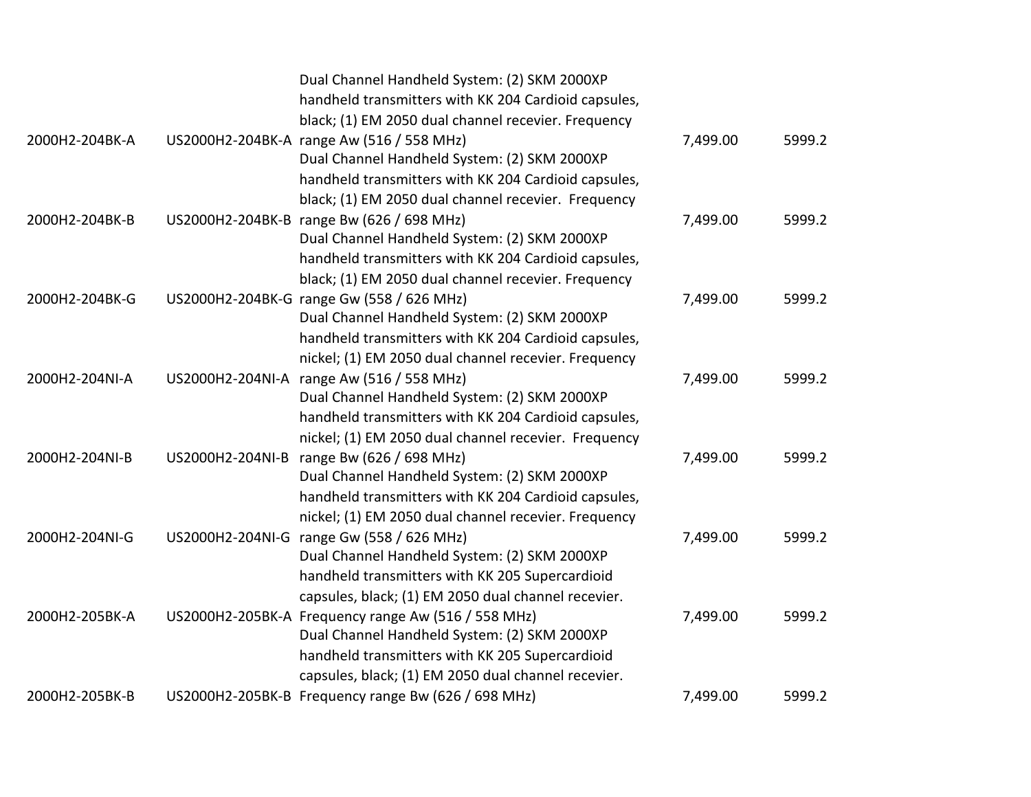| | | | | |
|---|---|---|---|---|
| 2000H2-204BK-A | US2000H2-204BK-A | Dual Channel Handheld System: (2) SKM 2000XP handheld transmitters with KK 204 Cardioid capsules, black; (1) EM 2050 dual channel recevier. Frequency range Aw (516 / 558 MHz) | 7,499.00 | 5999.2 |
| 2000H2-204BK-B | US2000H2-204BK-B | Dual Channel Handheld System: (2) SKM 2000XP handheld transmitters with KK 204 Cardioid capsules, black; (1) EM 2050 dual channel recevier.  Frequency range Bw (626 / 698 MHz) | 7,499.00 | 5999.2 |
| 2000H2-204BK-G | US2000H2-204BK-G | Dual Channel Handheld System: (2) SKM 2000XP handheld transmitters with KK 204 Cardioid capsules, black; (1) EM 2050 dual channel recevier. Frequency range Gw (558 / 626 MHz) | 7,499.00 | 5999.2 |
| 2000H2-204NI-A | US2000H2-204NI-A | Dual Channel Handheld System: (2) SKM 2000XP handheld transmitters with KK 204 Cardioid capsules, nickel; (1) EM 2050 dual channel recevier. Frequency range Aw (516 / 558 MHz) | 7,499.00 | 5999.2 |
| 2000H2-204NI-B | US2000H2-204NI-B | Dual Channel Handheld System: (2) SKM 2000XP handheld transmitters with KK 204 Cardioid capsules, nickel; (1) EM 2050 dual channel recevier.  Frequency range Bw (626 / 698 MHz) | 7,499.00 | 5999.2 |
| 2000H2-204NI-G | US2000H2-204NI-G | Dual Channel Handheld System: (2) SKM 2000XP handheld transmitters with KK 204 Cardioid capsules, nickel; (1) EM 2050 dual channel recevier. Frequency range Gw (558 / 626 MHz) | 7,499.00 | 5999.2 |
| 2000H2-205BK-A | US2000H2-205BK-A | Dual Channel Handheld System: (2) SKM 2000XP handheld transmitters with KK 205 Supercardioid capsules, black; (1) EM 2050 dual channel recevier. Frequency range Aw (516 / 558 MHz) | 7,499.00 | 5999.2 |
| 2000H2-205BK-B | US2000H2-205BK-B | Dual Channel Handheld System: (2) SKM 2000XP handheld transmitters with KK 205 Supercardioid capsules, black; (1) EM 2050 dual channel recevier. Frequency range Bw (626 / 698 MHz) | 7,499.00 | 5999.2 |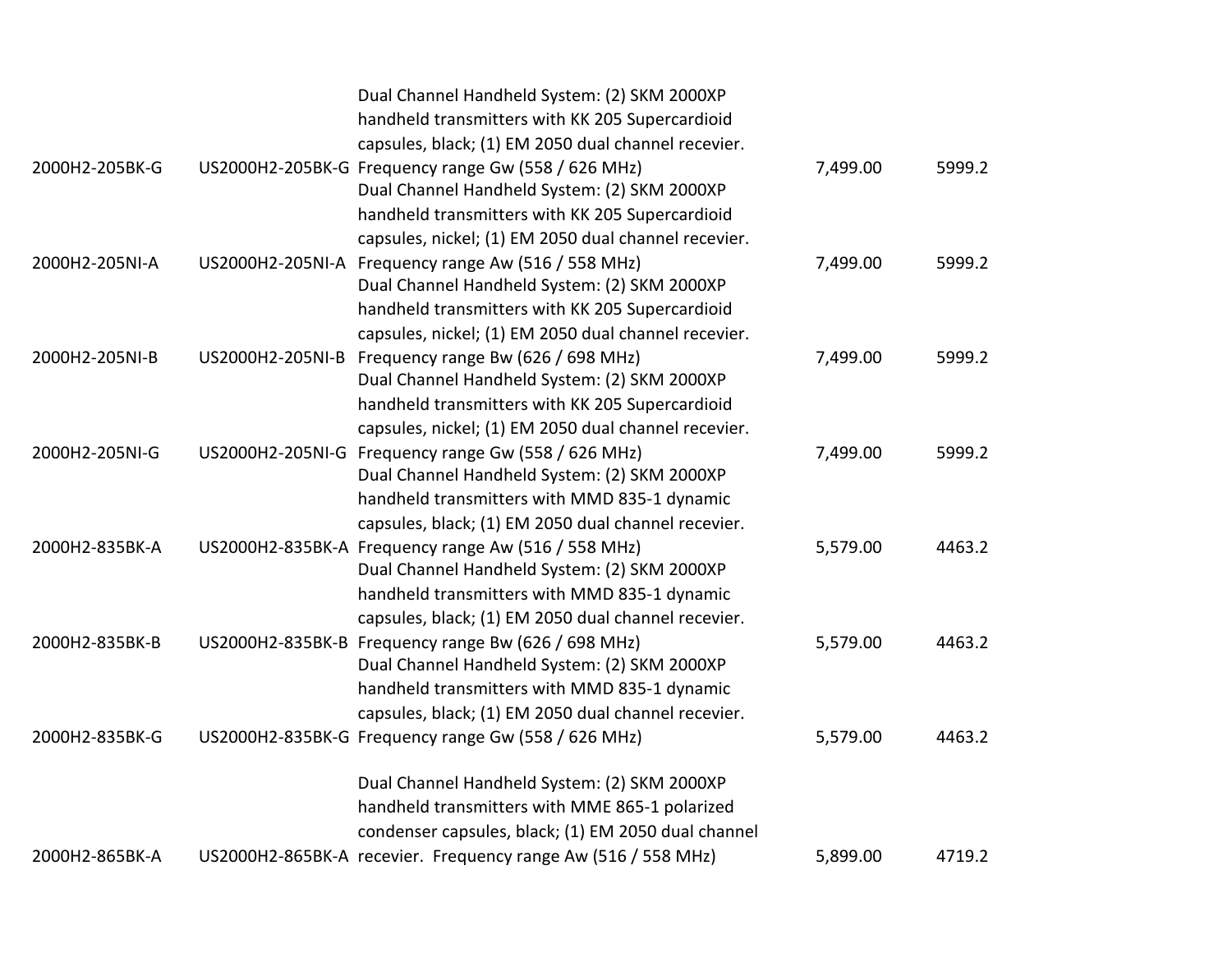| | | | | |
|---|---|---|---|---|
| 2000H2-205BK-G | US2000H2-205BK-G | Dual Channel Handheld System: (2) SKM 2000XP handheld transmitters with KK 205 Supercardioid capsules, black; (1) EM 2050 dual channel recevier. Frequency range Gw (558 / 626 MHz) | 7,499.00 | 5999.2 |
| 2000H2-205NI-A | US2000H2-205NI-A | Dual Channel Handheld System: (2) SKM 2000XP handheld transmitters with KK 205 Supercardioid capsules, nickel; (1) EM 2050 dual channel recevier. Frequency range Aw (516 / 558 MHz) | 7,499.00 | 5999.2 |
| 2000H2-205NI-B | US2000H2-205NI-B | Dual Channel Handheld System: (2) SKM 2000XP handheld transmitters with KK 205 Supercardioid capsules, nickel; (1) EM 2050 dual channel recevier. Frequency range Bw (626 / 698 MHz) | 7,499.00 | 5999.2 |
| 2000H2-205NI-G | US2000H2-205NI-G | Dual Channel Handheld System: (2) SKM 2000XP handheld transmitters with KK 205 Supercardioid capsules, nickel; (1) EM 2050 dual channel recevier. Frequency range Gw (558 / 626 MHz) | 7,499.00 | 5999.2 |
| 2000H2-835BK-A | US2000H2-835BK-A | Dual Channel Handheld System: (2) SKM 2000XP handheld transmitters with MMD 835-1 dynamic capsules, black; (1) EM 2050 dual channel recevier. Frequency range Aw (516 / 558 MHz) | 5,579.00 | 4463.2 |
| 2000H2-835BK-B | US2000H2-835BK-B | Dual Channel Handheld System: (2) SKM 2000XP handheld transmitters with MMD 835-1 dynamic capsules, black; (1) EM 2050 dual channel recevier. Frequency range Bw (626 / 698 MHz) | 5,579.00 | 4463.2 |
| 2000H2-835BK-G | US2000H2-835BK-G | Dual Channel Handheld System: (2) SKM 2000XP handheld transmitters with MMD 835-1 dynamic capsules, black; (1) EM 2050 dual channel recevier. Frequency range Gw (558 / 626 MHz) | 5,579.00 | 4463.2 |
| 2000H2-865BK-A | US2000H2-865BK-A | Dual Channel Handheld System: (2) SKM 2000XP handheld transmitters with MME 865-1 polarized condenser capsules, black; (1) EM 2050 dual channel recevier. Frequency range Aw (516 / 558 MHz) | 5,899.00 | 4719.2 |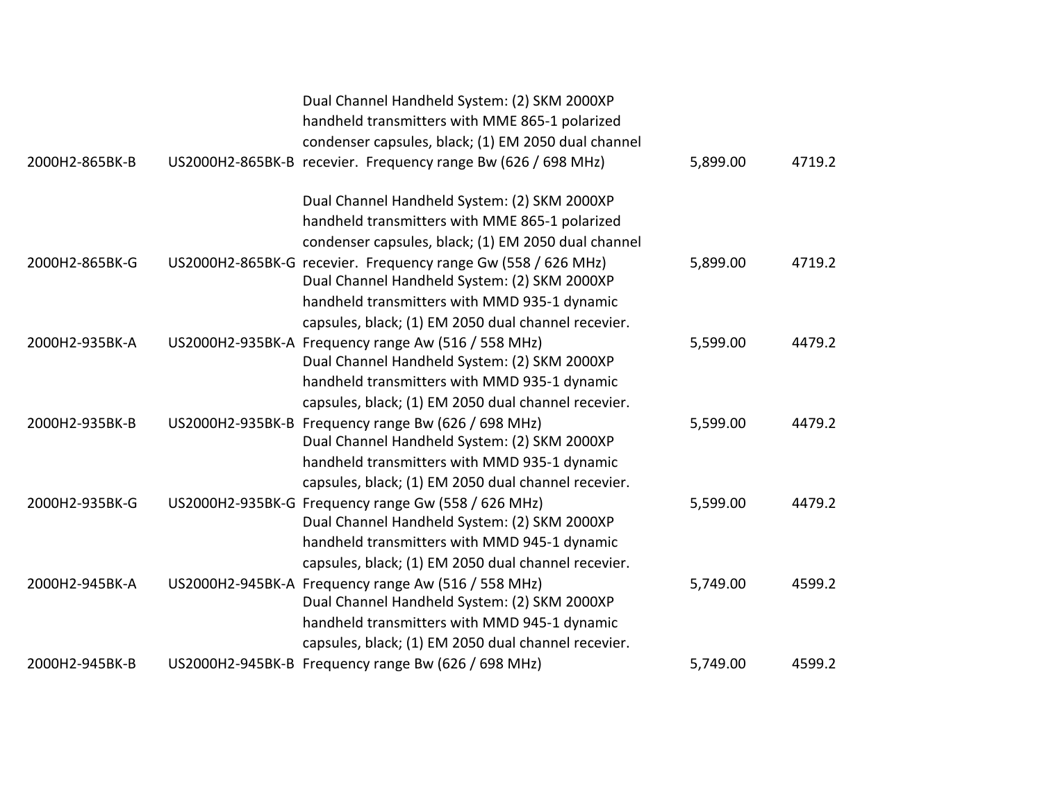| | | | | |
|---|---|---|---|---|
| 2000H2-865BK-B | US2000H2-865BK-B | Dual Channel Handheld System: (2) SKM 2000XP handheld transmitters with MME 865-1 polarized condenser capsules, black; (1) EM 2050 dual channel recevier. Frequency range Bw (626 / 698 MHz) | 5,899.00 | 4719.2 |
| 2000H2-865BK-G | US2000H2-865BK-G | Dual Channel Handheld System: (2) SKM 2000XP handheld transmitters with MME 865-1 polarized condenser capsules, black; (1) EM 2050 dual channel recevier. Frequency range Gw (558 / 626 MHz) | 5,899.00 | 4719.2 |
| 2000H2-935BK-A | US2000H2-935BK-A | Dual Channel Handheld System: (2) SKM 2000XP handheld transmitters with MMD 935-1 dynamic capsules, black; (1) EM 2050 dual channel recevier. Frequency range Aw (516 / 558 MHz) | 5,599.00 | 4479.2 |
| 2000H2-935BK-B | US2000H2-935BK-B | Dual Channel Handheld System: (2) SKM 2000XP handheld transmitters with MMD 935-1 dynamic capsules, black; (1) EM 2050 dual channel recevier. Frequency range Bw (626 / 698 MHz) | 5,599.00 | 4479.2 |
| 2000H2-935BK-G | US2000H2-935BK-G | Dual Channel Handheld System: (2) SKM 2000XP handheld transmitters with MMD 935-1 dynamic capsules, black; (1) EM 2050 dual channel recevier. Frequency range Gw (558 / 626 MHz) | 5,599.00 | 4479.2 |
| 2000H2-945BK-A | US2000H2-945BK-A | Dual Channel Handheld System: (2) SKM 2000XP handheld transmitters with MMD 945-1 dynamic capsules, black; (1) EM 2050 dual channel recevier. Frequency range Aw (516 / 558 MHz) | 5,749.00 | 4599.2 |
| 2000H2-945BK-B | US2000H2-945BK-B | Dual Channel Handheld System: (2) SKM 2000XP handheld transmitters with MMD 945-1 dynamic capsules, black; (1) EM 2050 dual channel recevier. Frequency range Bw (626 / 698 MHz) | 5,749.00 | 4599.2 |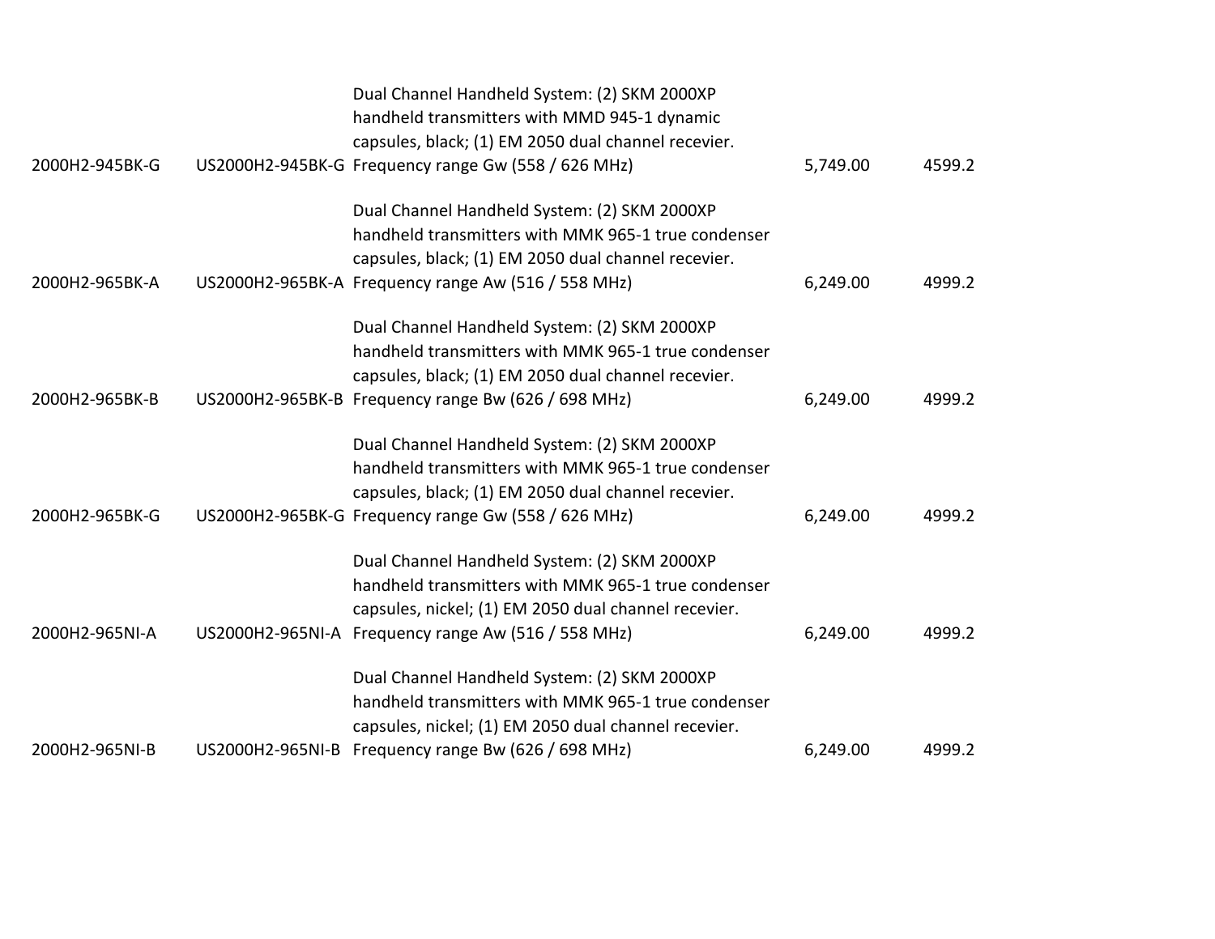| | | | | |
|---|---|---|---|---|
| 2000H2-945BK-G | US2000H2-945BK-G | Dual Channel Handheld System: (2) SKM 2000XP handheld transmitters with MMD 945-1 dynamic capsules, black; (1) EM 2050 dual channel recevier. Frequency range Gw (558 / 626 MHz) | 5,749.00 | 4599.2 |
| 2000H2-965BK-A | US2000H2-965BK-A | Dual Channel Handheld System: (2) SKM 2000XP handheld transmitters with MMK 965-1 true condenser capsules, black; (1) EM 2050 dual channel recevier. Frequency range Aw (516 / 558 MHz) | 6,249.00 | 4999.2 |
| 2000H2-965BK-B | US2000H2-965BK-B | Dual Channel Handheld System: (2) SKM 2000XP handheld transmitters with MMK 965-1 true condenser capsules, black; (1) EM 2050 dual channel recevier. Frequency range Bw (626 / 698 MHz) | 6,249.00 | 4999.2 |
| 2000H2-965BK-G | US2000H2-965BK-G | Dual Channel Handheld System: (2) SKM 2000XP handheld transmitters with MMK 965-1 true condenser capsules, black; (1) EM 2050 dual channel recevier. Frequency range Gw (558 / 626 MHz) | 6,249.00 | 4999.2 |
| 2000H2-965NI-A | US2000H2-965NI-A | Dual Channel Handheld System: (2) SKM 2000XP handheld transmitters with MMK 965-1 true condenser capsules, nickel; (1) EM 2050 dual channel recevier. Frequency range Aw (516 / 558 MHz) | 6,249.00 | 4999.2 |
| 2000H2-965NI-B | US2000H2-965NI-B | Dual Channel Handheld System: (2) SKM 2000XP handheld transmitters with MMK 965-1 true condenser capsules, nickel; (1) EM 2050 dual channel recevier. Frequency range Bw (626 / 698 MHz) | 6,249.00 | 4999.2 |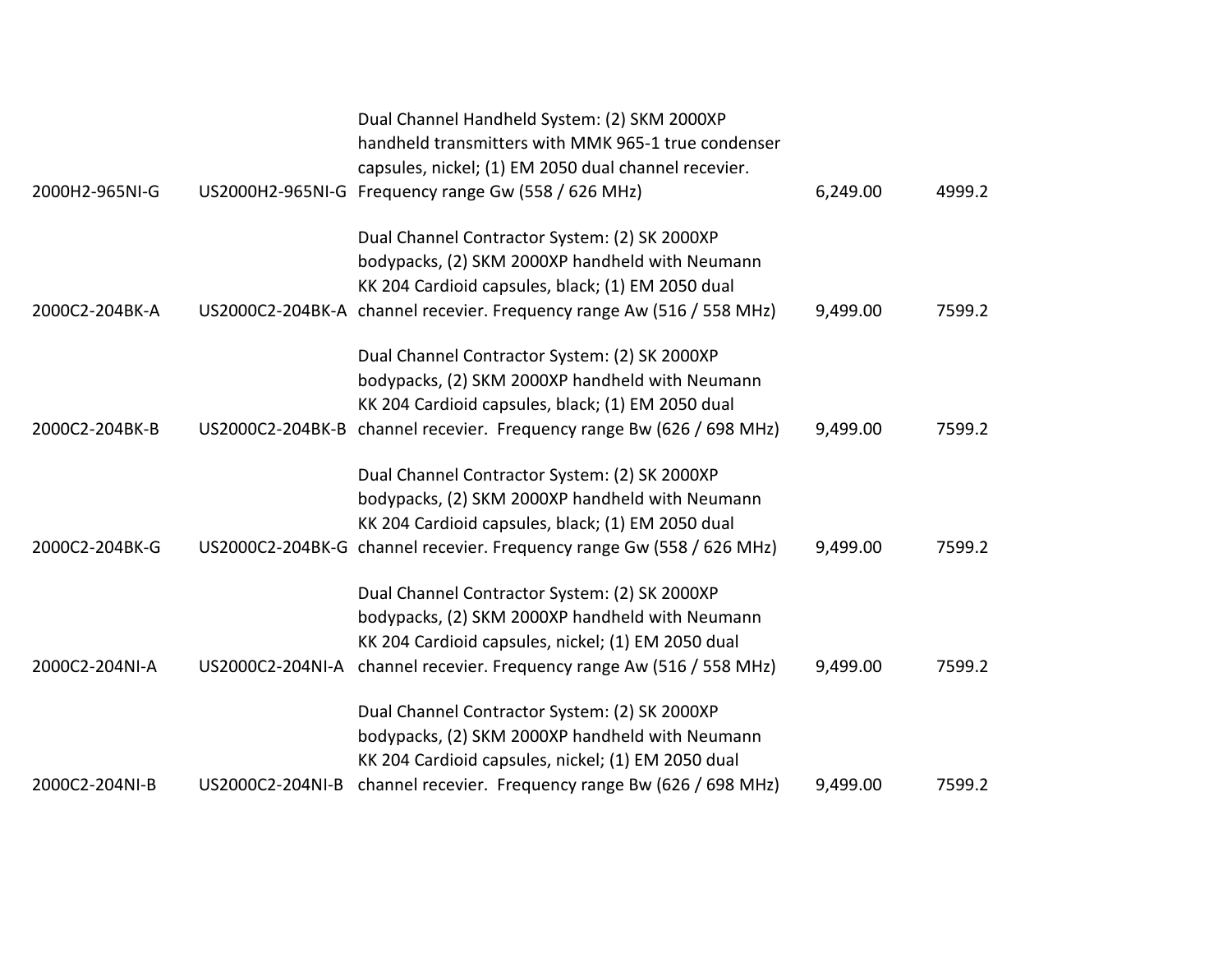| | | | | |
|---|---|---|---|---|
| 2000H2-965NI-G | US2000H2-965NI-G | Dual Channel Handheld System: (2) SKM 2000XP handheld transmitters with MMK 965-1 true condenser capsules, nickel; (1) EM 2050 dual channel recevier. Frequency range Gw (558 / 626 MHz) | 6,249.00 | 4999.2 |
| 2000C2-204BK-A | US2000C2-204BK-A | Dual Channel Contractor System: (2) SK 2000XP bodypacks, (2) SKM 2000XP handheld with Neumann KK 204 Cardioid capsules, black; (1) EM 2050 dual channel recevier. Frequency range Aw (516 / 558 MHz) | 9,499.00 | 7599.2 |
| 2000C2-204BK-B | US2000C2-204BK-B | Dual Channel Contractor System: (2) SK 2000XP bodypacks, (2) SKM 2000XP handheld with Neumann KK 204 Cardioid capsules, black; (1) EM 2050 dual channel recevier. Frequency range Bw (626 / 698 MHz) | 9,499.00 | 7599.2 |
| 2000C2-204BK-G | US2000C2-204BK-G | Dual Channel Contractor System: (2) SK 2000XP bodypacks, (2) SKM 2000XP handheld with Neumann KK 204 Cardioid capsules, black; (1) EM 2050 dual channel recevier. Frequency range Gw (558 / 626 MHz) | 9,499.00 | 7599.2 |
| 2000C2-204NI-A | US2000C2-204NI-A | Dual Channel Contractor System: (2) SK 2000XP bodypacks, (2) SKM 2000XP handheld with Neumann KK 204 Cardioid capsules, nickel; (1) EM 2050 dual channel recevier. Frequency range Aw (516 / 558 MHz) | 9,499.00 | 7599.2 |
| 2000C2-204NI-B | US2000C2-204NI-B | Dual Channel Contractor System: (2) SK 2000XP bodypacks, (2) SKM 2000XP handheld with Neumann KK 204 Cardioid capsules, nickel; (1) EM 2050 dual channel recevier. Frequency range Bw (626 / 698 MHz) | 9,499.00 | 7599.2 |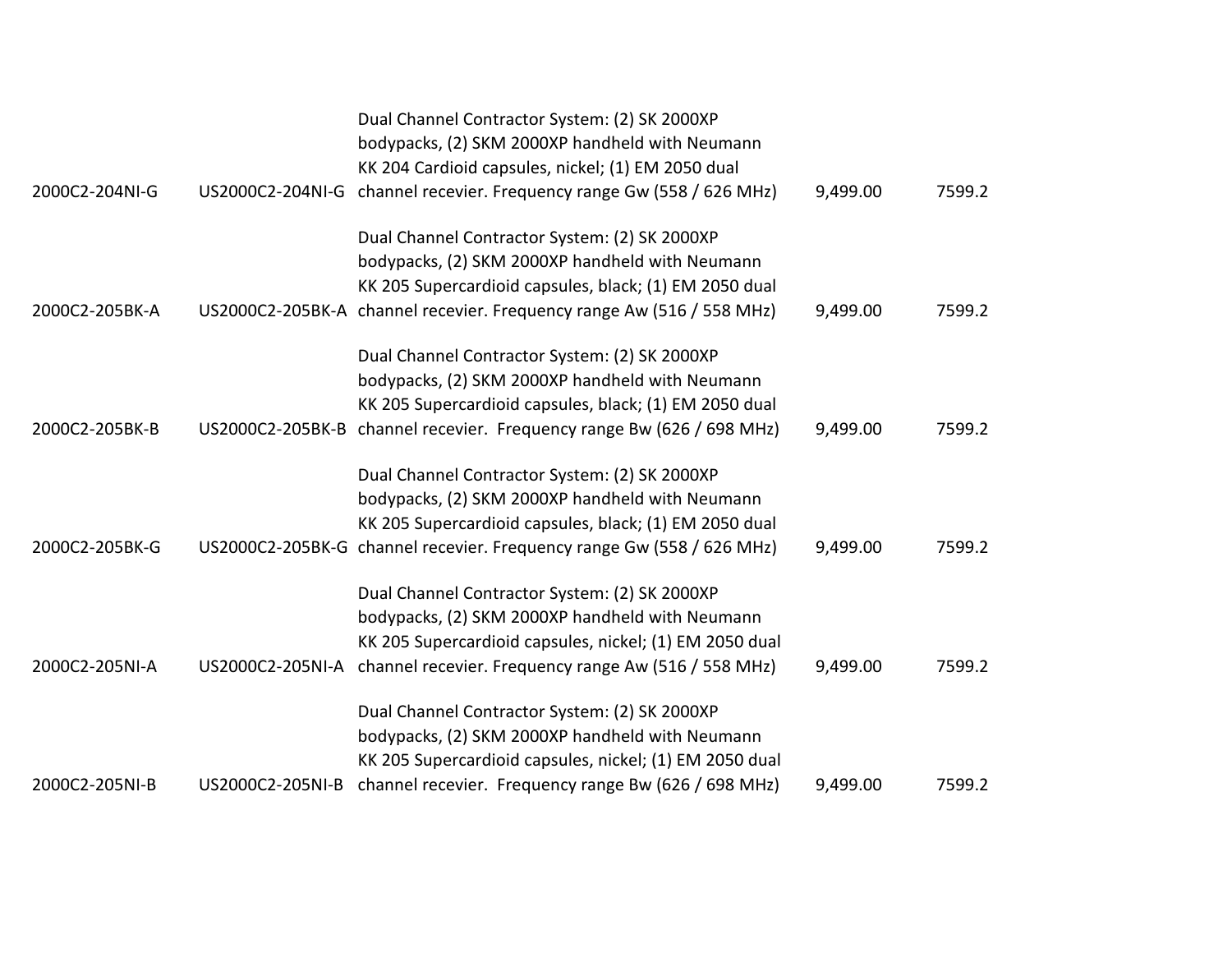| | | | | |
|---|---|---|---|---|
| 2000C2-204NI-G | US2000C2-204NI-G | Dual Channel Contractor System: (2) SK 2000XP bodypacks, (2) SKM 2000XP handheld with Neumann KK 204 Cardioid capsules, nickel; (1) EM 2050 dual channel recevier. Frequency range Gw (558 / 626 MHz) | 9,499.00 | 7599.2 |
| 2000C2-205BK-A | US2000C2-205BK-A | Dual Channel Contractor System: (2) SK 2000XP bodypacks, (2) SKM 2000XP handheld with Neumann KK 205 Supercardioid capsules, black; (1) EM 2050 dual channel recevier. Frequency range Aw (516 / 558 MHz) | 9,499.00 | 7599.2 |
| 2000C2-205BK-B | US2000C2-205BK-B | Dual Channel Contractor System: (2) SK 2000XP bodypacks, (2) SKM 2000XP handheld with Neumann KK 205 Supercardioid capsules, black; (1) EM 2050 dual channel recevier. Frequency range Bw (626 / 698 MHz) | 9,499.00 | 7599.2 |
| 2000C2-205BK-G | US2000C2-205BK-G | Dual Channel Contractor System: (2) SK 2000XP bodypacks, (2) SKM 2000XP handheld with Neumann KK 205 Supercardioid capsules, black; (1) EM 2050 dual channel recevier. Frequency range Gw (558 / 626 MHz) | 9,499.00 | 7599.2 |
| 2000C2-205NI-A | US2000C2-205NI-A | Dual Channel Contractor System: (2) SK 2000XP bodypacks, (2) SKM 2000XP handheld with Neumann KK 205 Supercardioid capsules, nickel; (1) EM 2050 dual channel recevier. Frequency range Aw (516 / 558 MHz) | 9,499.00 | 7599.2 |
| 2000C2-205NI-B | US2000C2-205NI-B | Dual Channel Contractor System: (2) SK 2000XP bodypacks, (2) SKM 2000XP handheld with Neumann KK 205 Supercardioid capsules, nickel; (1) EM 2050 dual channel recevier. Frequency range Bw (626 / 698 MHz) | 9,499.00 | 7599.2 |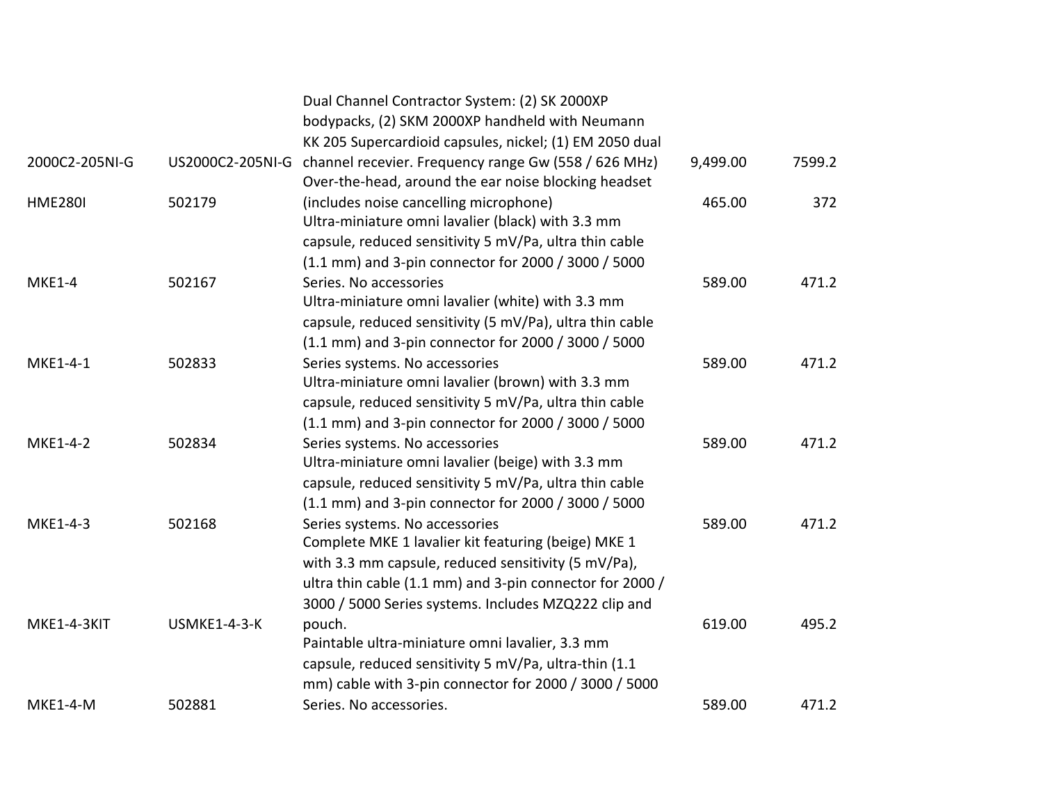| | | | | |
|---|---|---|---|---|
| 2000C2-205NI-G | US2000C2-205NI-G | Dual Channel Contractor System: (2) SK 2000XP bodypacks, (2) SKM 2000XP handheld with Neumann KK 205 Supercardioid capsules, nickel; (1) EM 2050 dual channel recevier. Frequency range Gw (558 / 626 MHz) | 9,499.00 | 7599.2 |
| HME280I | 502179 | Over-the-head, around the ear noise blocking headset (includes noise cancelling microphone) | 465.00 | 372 |
| MKE1-4 | 502167 | Ultra-miniature omni lavalier (black) with 3.3 mm capsule, reduced sensitivity 5 mV/Pa, ultra thin cable (1.1 mm) and 3-pin connector for 2000 / 3000 / 5000 Series. No accessories | 589.00 | 471.2 |
| MKE1-4-1 | 502833 | Ultra-miniature omni lavalier (white) with 3.3 mm capsule, reduced sensitivity (5 mV/Pa), ultra thin cable (1.1 mm) and 3-pin connector for 2000 / 3000 / 5000 Series systems. No accessories | 589.00 | 471.2 |
| MKE1-4-2 | 502834 | Ultra-miniature omni lavalier (brown) with 3.3 mm capsule, reduced sensitivity 5 mV/Pa, ultra thin cable (1.1 mm) and 3-pin connector for 2000 / 3000 / 5000 Series systems. No accessories | 589.00 | 471.2 |
| MKE1-4-3 | 502168 | Ultra-miniature omni lavalier (beige) with 3.3 mm capsule, reduced sensitivity 5 mV/Pa, ultra thin cable (1.1 mm) and 3-pin connector for 2000 / 3000 / 5000 Series systems. No accessories | 589.00 | 471.2 |
| MKE1-4-3KIT | USMKE1-4-3-K | Complete MKE 1 lavalier kit featuring (beige) MKE 1 with 3.3 mm capsule, reduced sensitivity (5 mV/Pa), ultra thin cable (1.1 mm) and 3-pin connector for 2000 / 3000 / 5000 Series systems. Includes MZQ222 clip and pouch. | 619.00 | 495.2 |
| MKE1-4-M | 502881 | Paintable ultra-miniature omni lavalier, 3.3 mm capsule, reduced sensitivity 5 mV/Pa, ultra-thin (1.1 mm) cable with 3-pin connector for 2000 / 3000 / 5000 Series. No accessories. | 589.00 | 471.2 |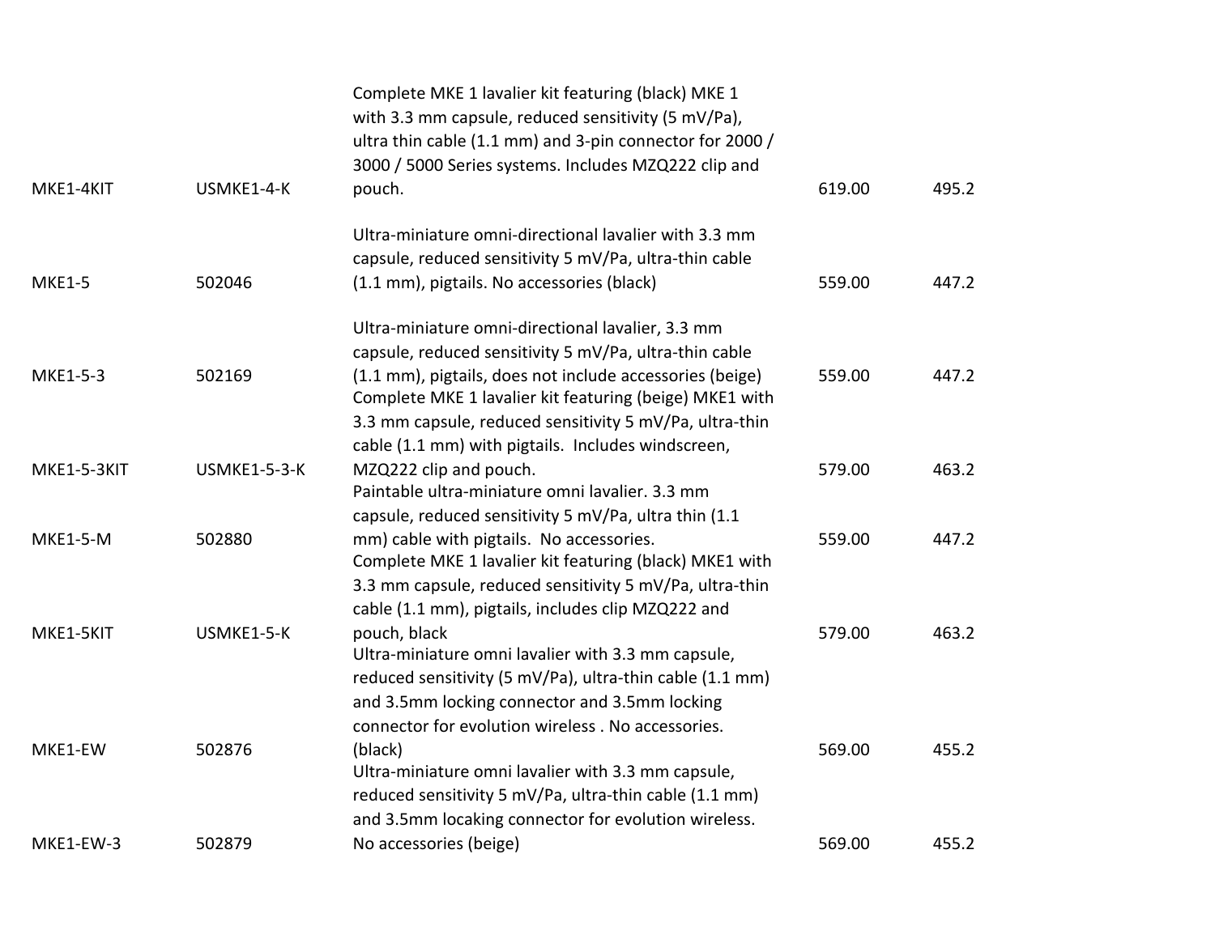| | | | | |
|---|---|---|---|---|
| MKE1-4KIT | USMKE1-4-K | Complete MKE 1 lavalier kit featuring (black) MKE 1 with 3.3 mm capsule, reduced sensitivity (5 mV/Pa), ultra thin cable (1.1 mm) and 3-pin connector for 2000 / 3000 / 5000 Series systems. Includes MZQ222 clip and pouch. | 619.00 | 495.2 |
| MKE1-5 | 502046 | Ultra-miniature omni-directional lavalier with 3.3 mm capsule, reduced sensitivity 5 mV/Pa, ultra-thin cable (1.1 mm), pigtails. No accessories (black) | 559.00 | 447.2 |
| MKE1-5-3 | 502169 | Ultra-miniature omni-directional lavalier, 3.3 mm capsule, reduced sensitivity 5 mV/Pa, ultra-thin cable (1.1 mm), pigtails, does not include accessories (beige) | 559.00 | 447.2 |
| MKE1-5-3KIT | USMKE1-5-3-K | Complete MKE 1 lavalier kit featuring (beige) MKE1 with 3.3 mm capsule, reduced sensitivity 5 mV/Pa, ultra-thin cable (1.1 mm) with pigtails. Includes windscreen, MZQ222 clip and pouch. | 579.00 | 463.2 |
| MKE1-5-M | 502880 | Paintable ultra-miniature omni lavalier. 3.3 mm capsule, reduced sensitivity 5 mV/Pa, ultra thin (1.1 mm) cable with pigtails. No accessories. | 559.00 | 447.2 |
| MKE1-5KIT | USMKE1-5-K | Complete MKE 1 lavalier kit featuring (black) MKE1 with 3.3 mm capsule, reduced sensitivity 5 mV/Pa, ultra-thin cable (1.1 mm), pigtails, includes clip MZQ222 and pouch, black | 579.00 | 463.2 |
| MKE1-EW | 502876 | Ultra-miniature omni lavalier with 3.3 mm capsule, reduced sensitivity (5 mV/Pa), ultra-thin cable (1.1 mm) and 3.5mm locking connector and 3.5mm locking connector for evolution wireless . No accessories. (black) | 569.00 | 455.2 |
| MKE1-EW-3 | 502879 | Ultra-miniature omni lavalier with 3.3 mm capsule, reduced sensitivity 5 mV/Pa, ultra-thin cable (1.1 mm) and 3.5mm locaking connector for evolution wireless. No accessories (beige) | 569.00 | 455.2 |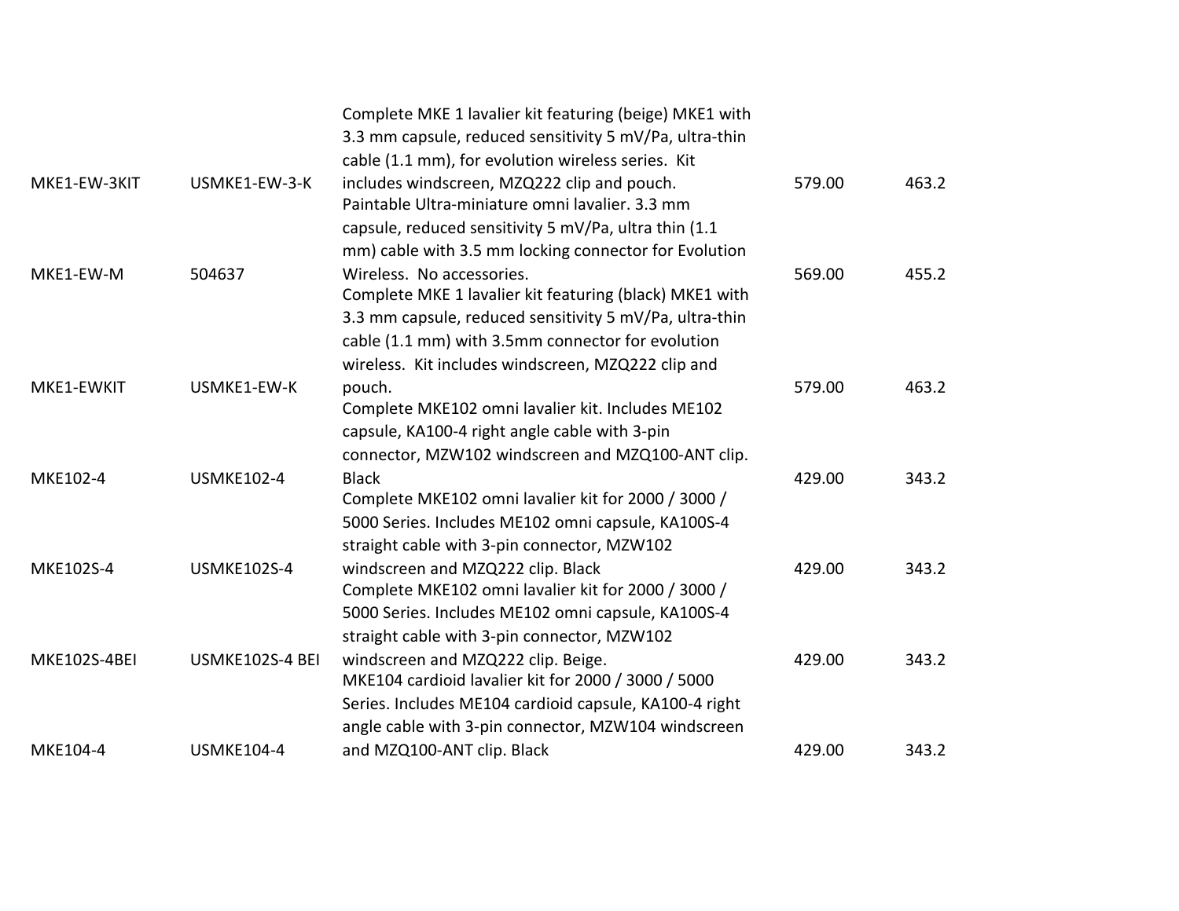| | | | | |
|---|---|---|---|---|
| MKE1-EW-3KIT | USMKE1-EW-3-K | Complete MKE 1 lavalier kit featuring (beige) MKE1 with 3.3 mm capsule, reduced sensitivity 5 mV/Pa, ultra-thin cable (1.1 mm), for evolution wireless series. Kit includes windscreen, MZQ222 clip and pouch. | 579.00 | 463.2 |
| MKE1-EW-M | 504637 | Paintable Ultra-miniature omni lavalier. 3.3 mm capsule, reduced sensitivity 5 mV/Pa, ultra thin (1.1 mm) cable with 3.5 mm locking connector for Evolution Wireless. No accessories. | 569.00 | 455.2 |
| MKE1-EWKIT | USMKE1-EW-K | Complete MKE 1 lavalier kit featuring (black) MKE1 with 3.3 mm capsule, reduced sensitivity 5 mV/Pa, ultra-thin cable (1.1 mm) with 3.5mm connector for evolution wireless. Kit includes windscreen, MZQ222 clip and pouch. | 579.00 | 463.2 |
| MKE102-4 | USMKE102-4 | Complete MKE102 omni lavalier kit. Includes ME102 capsule, KA100-4 right angle cable with 3-pin connector, MZW102 windscreen and MZQ100-ANT clip. Black | 429.00 | 343.2 |
| MKE102S-4 | USMKE102S-4 | Complete MKE102 omni lavalier kit for 2000 / 3000 / 5000 Series. Includes ME102 omni capsule, KA100S-4 straight cable with 3-pin connector, MZW102 windscreen and MZQ222 clip. Black | 429.00 | 343.2 |
| MKE102S-4BEI | USMKE102S-4 BEI | Complete MKE102 omni lavalier kit for 2000 / 3000 / 5000 Series. Includes ME102 omni capsule, KA100S-4 straight cable with 3-pin connector, MZW102 windscreen and MZQ222 clip. Beige. | 429.00 | 343.2 |
| MKE104-4 | USMKE104-4 | MKE104 cardioid lavalier kit for 2000 / 3000 / 5000 Series. Includes ME104 cardioid capsule, KA100-4 right angle cable with 3-pin connector, MZW104 windscreen and MZQ100-ANT clip. Black | 429.00 | 343.2 |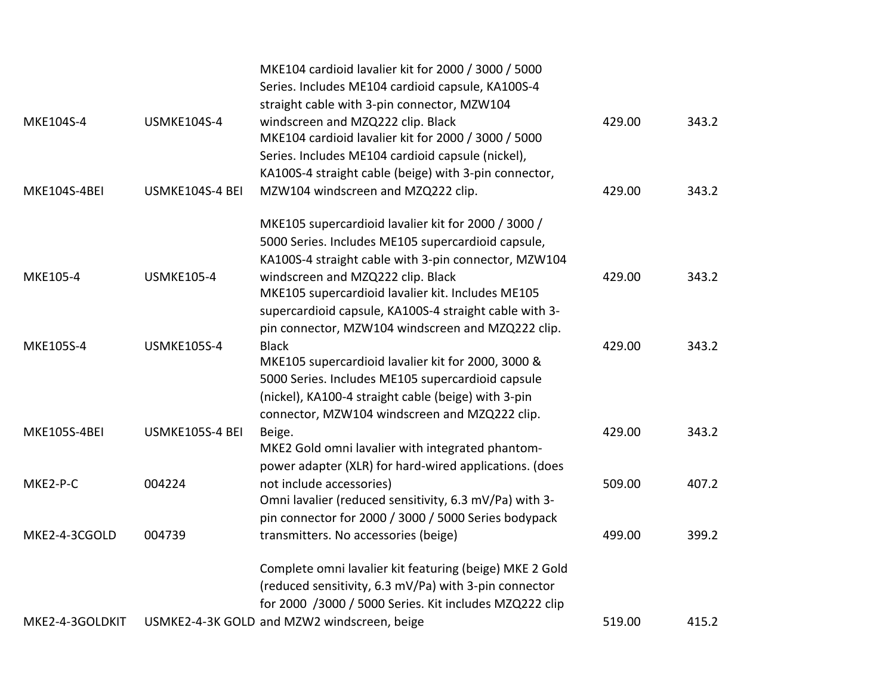| | | | | |
|---|---|---|---|---|
| MKE104S-4 | USMKE104S-4 | MKE104 cardioid lavalier kit for 2000 / 3000 / 5000 Series. Includes ME104 cardioid capsule, KA100S-4 straight cable with 3-pin connector, MZW104 windscreen and MZQ222 clip. Black | 429.00 | 343.2 |
| MKE104S-4BEI | USMKE104S-4 BEI | MKE104 cardioid lavalier kit for 2000 / 3000 / 5000 Series. Includes ME104 cardioid capsule (nickel), KA100S-4 straight cable (beige) with 3-pin connector, MZW104 windscreen and MZQ222 clip. | 429.00 | 343.2 |
| MKE105-4 | USMKE105-4 | MKE105 supercardioid lavalier kit for 2000 / 3000 / 5000 Series. Includes ME105 supercardioid capsule, KA100S-4 straight cable with 3-pin connector, MZW104 windscreen and MZQ222 clip. Black | 429.00 | 343.2 |
| MKE105S-4 | USMKE105S-4 | MKE105 supercardioid lavalier kit. Includes ME105 supercardioid capsule, KA100S-4 straight cable with 3-pin connector, MZW104 windscreen and MZQ222 clip. Black | 429.00 | 343.2 |
| MKE105S-4BEI | USMKE105S-4 BEI | MKE105 supercardioid lavalier kit for 2000, 3000 & 5000 Series. Includes ME105 supercardioid capsule (nickel), KA100-4 straight cable (beige) with 3-pin connector, MZW104 windscreen and MZQ222 clip. Beige. | 429.00 | 343.2 |
| MKE2-P-C | 004224 | MKE2 Gold omni lavalier with integrated phantom-power adapter (XLR) for hard-wired applications. (does not include accessories) | 509.00 | 407.2 |
| MKE2-4-3CGOLD | 004739 | Omni lavalier (reduced sensitivity, 6.3 mV/Pa) with 3-pin connector for 2000 / 3000 / 5000 Series bodypack transmitters. No accessories (beige) | 499.00 | 399.2 |
| MKE2-4-3GOLDKIT | USMKE2-4-3K GOLD | Complete omni lavalier kit featuring (beige) MKE 2 Gold (reduced sensitivity, 6.3 mV/Pa) with 3-pin connector for 2000 /3000 / 5000 Series. Kit includes MZQ222 clip and MZW2 windscreen, beige | 519.00 | 415.2 |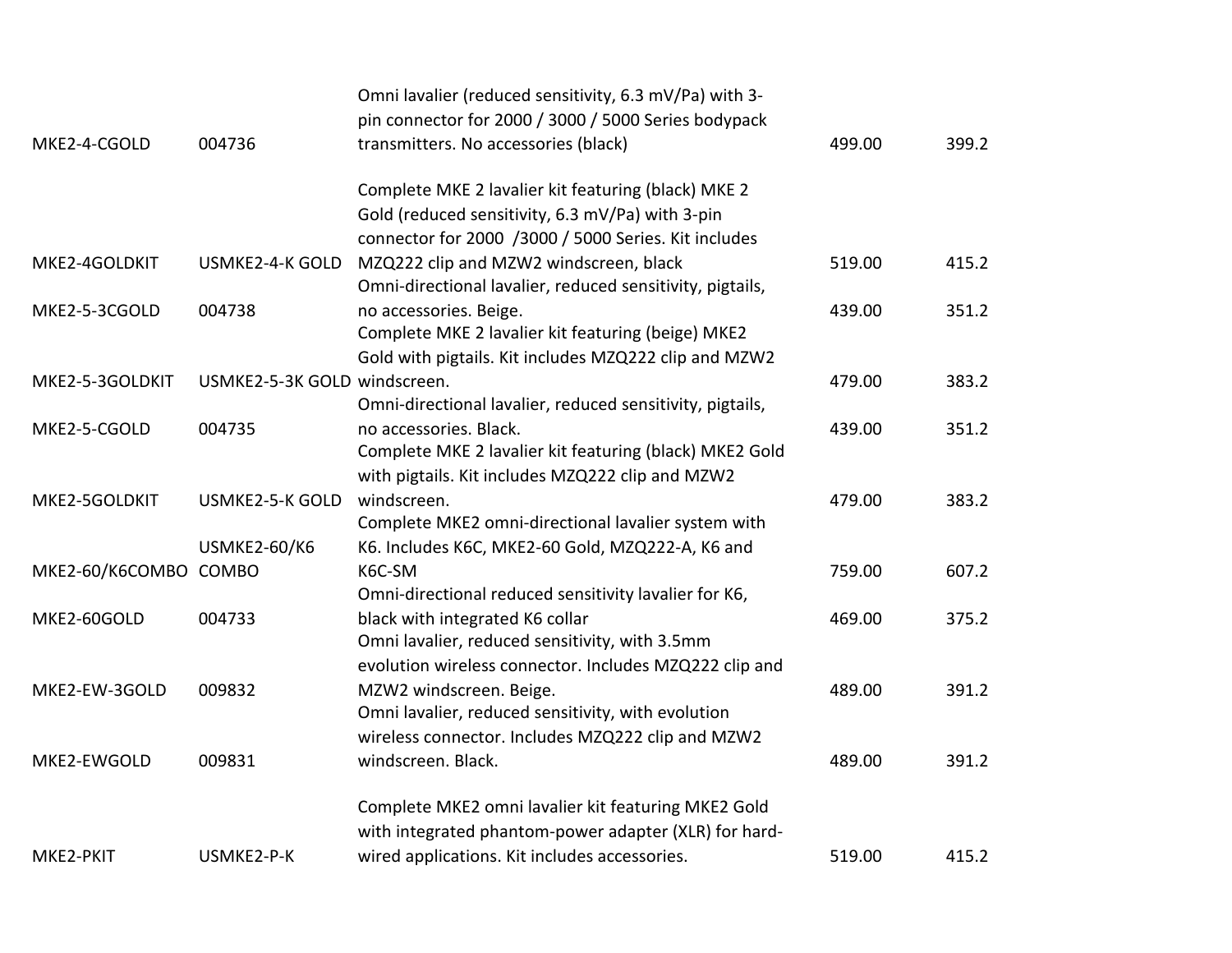| | | | | |
|---|---|---|---|---|
| MKE2-4-CGOLD | 004736 | Omni lavalier (reduced sensitivity, 6.3 mV/Pa) with 3-pin connector for 2000 / 3000 / 5000 Series bodypack transmitters. No accessories (black) | 499.00 | 399.2 |
| MKE2-4GOLDKIT | USMKE2-4-K GOLD | Complete MKE 2 lavalier kit featuring (black) MKE 2 Gold (reduced sensitivity, 6.3 mV/Pa) with 3-pin connector for 2000 /3000 / 5000 Series. Kit includes MZQ222 clip and MZW2 windscreen, black | 519.00 | 415.2 |
| MKE2-5-3CGOLD | 004738 | Omni-directional lavalier, reduced sensitivity, pigtails, no accessories. Beige. | 439.00 | 351.2 |
| MKE2-5-3GOLDKIT | USMKE2-5-3K GOLD | Complete MKE 2 lavalier kit featuring (beige) MKE2 Gold with pigtails. Kit includes MZQ222 clip and MZW2 windscreen. | 479.00 | 383.2 |
| MKE2-5-CGOLD | 004735 | Omni-directional lavalier, reduced sensitivity, pigtails, no accessories. Black. | 439.00 | 351.2 |
| MKE2-5GOLDKIT | USMKE2-5-K GOLD | Complete MKE 2 lavalier kit featuring (black) MKE2 Gold with pigtails. Kit includes MZQ222 clip and MZW2 windscreen. | 479.00 | 383.2 |
| MKE2-60/K6COMBO | USMKE2-60/K6 COMBO | Complete MKE2 omni-directional lavalier system with K6. Includes K6C, MKE2-60 Gold, MZQ222-A, K6 and K6C-SM | 759.00 | 607.2 |
| MKE2-60GOLD | 004733 | Omni-directional reduced sensitivity lavalier for K6, black with integrated K6 collar | 469.00 | 375.2 |
| MKE2-EW-3GOLD | 009832 | Omni lavalier, reduced sensitivity, with 3.5mm evolution wireless connector. Includes MZQ222 clip and MZW2 windscreen. Beige. | 489.00 | 391.2 |
| MKE2-EWGOLD | 009831 | Omni lavalier, reduced sensitivity, with evolution wireless connector. Includes MZQ222 clip and MZW2 windscreen. Black. | 489.00 | 391.2 |
| MKE2-PKIT | USMKE2-P-K | Complete MKE2 omni lavalier kit featuring MKE2 Gold with integrated phantom-power adapter (XLR) for hard-wired applications. Kit includes accessories. | 519.00 | 415.2 |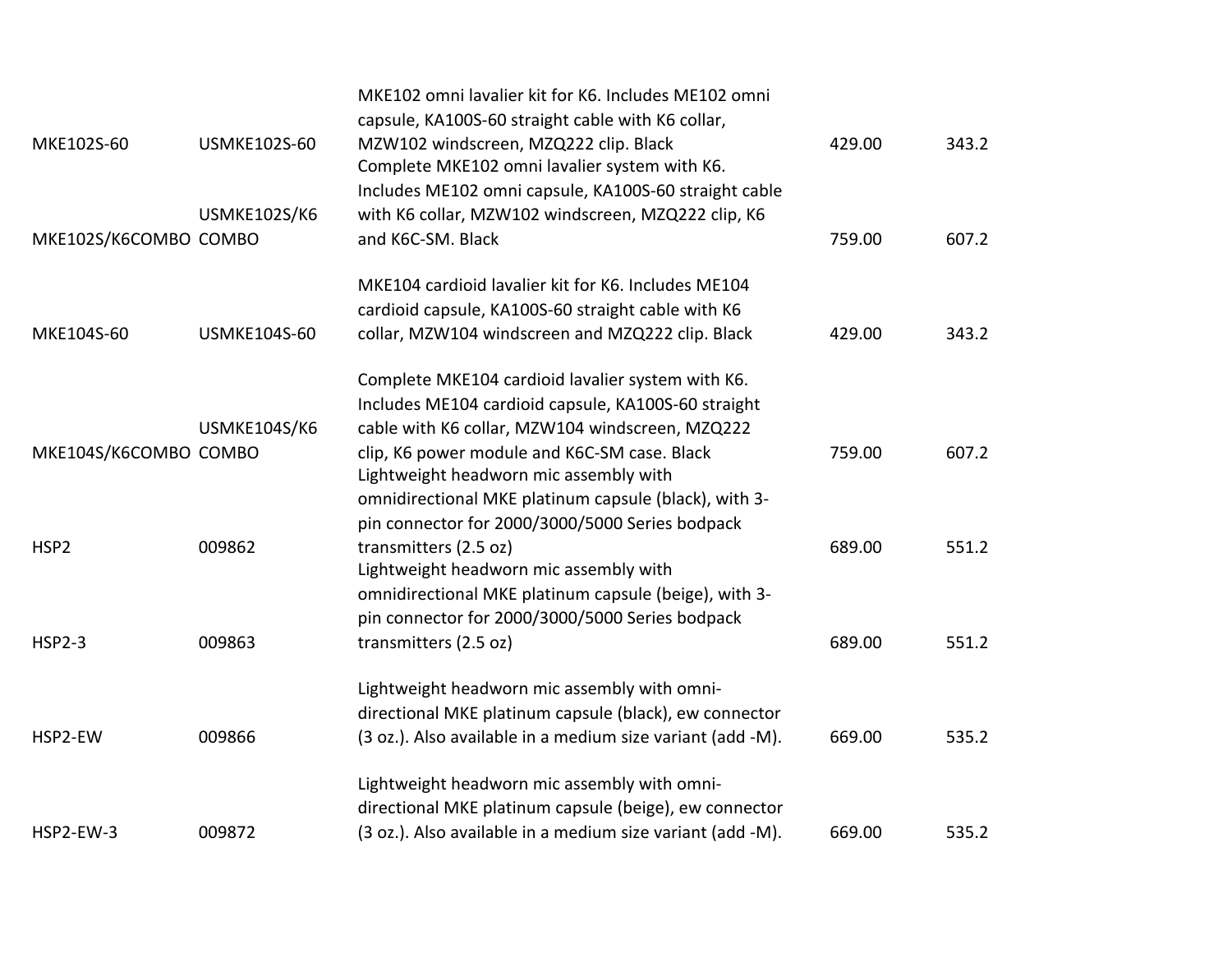| | | | | |
|---|---|---|---|---|
| MKE102S-60 | USMKE102S-60 | MKE102 omni lavalier kit for K6. Includes ME102 omni capsule, KA100S-60 straight cable with K6 collar, MZW102 windscreen, MZQ222 clip. Black | 429.00 | 343.2 |
| MKE102S/K6COMBO | USMKE102S/K6 COMBO | Complete MKE102 omni lavalier system with K6. Includes ME102 omni capsule, KA100S-60 straight cable with K6 collar, MZW102 windscreen, MZQ222 clip, K6 and K6C-SM. Black | 759.00 | 607.2 |
| MKE104S-60 | USMKE104S-60 | MKE104 cardioid lavalier kit for K6. Includes ME104 cardioid capsule, KA100S-60 straight cable with K6 collar, MZW104 windscreen and MZQ222 clip. Black | 429.00 | 343.2 |
| MKE104S/K6COMBO | USMKE104S/K6 COMBO | Complete MKE104 cardioid lavalier system with K6. Includes ME104 cardioid capsule, KA100S-60 straight cable with K6 collar, MZW104 windscreen, MZQ222 clip, K6 power module and K6C-SM case. Black | 759.00 | 607.2 |
| HSP2 | 009862 | Lightweight headworn mic assembly with omnidirectional MKE platinum capsule (black), with 3-pin connector for 2000/3000/5000 Series bodpack transmitters (2.5 oz) | 689.00 | 551.2 |
| HSP2-3 | 009863 | Lightweight headworn mic assembly with omnidirectional MKE platinum capsule (beige), with 3-pin connector for 2000/3000/5000 Series bodpack transmitters (2.5 oz) | 689.00 | 551.2 |
| HSP2-EW | 009866 | Lightweight headworn mic assembly with omni-directional MKE platinum capsule (black), ew connector (3 oz.). Also available in a medium size variant (add -M). | 669.00 | 535.2 |
| HSP2-EW-3 | 009872 | Lightweight headworn mic assembly with omni-directional MKE platinum capsule (beige), ew connector (3 oz.). Also available in a medium size variant (add -M). | 669.00 | 535.2 |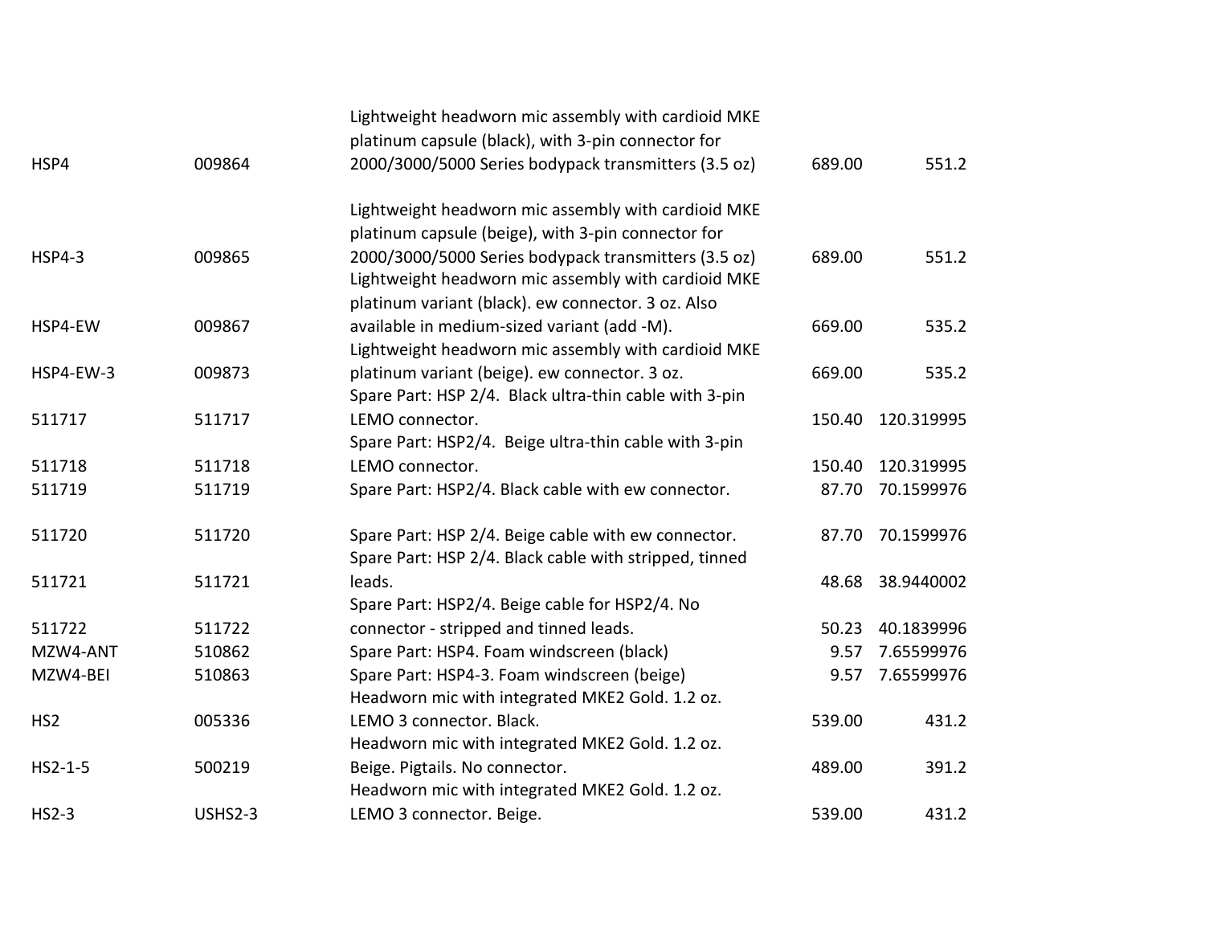| | | | | |
|---|---|---|---|---|
| HSP4 | 009864 | Lightweight headworn mic assembly with cardioid MKE platinum capsule (black), with 3-pin connector for 2000/3000/5000 Series bodypack transmitters (3.5 oz) | 689.00 | 551.2 |
| HSP4-3 | 009865 | Lightweight headworn mic assembly with cardioid MKE platinum capsule (beige), with 3-pin connector for 2000/3000/5000 Series bodypack transmitters (3.5 oz) | 689.00 | 551.2 |
| HSP4-EW | 009867 | Lightweight headworn mic assembly with cardioid MKE platinum variant (black). ew connector. 3 oz. Also available in medium-sized variant (add -M). | 669.00 | 535.2 |
| HSP4-EW-3 | 009873 | Lightweight headworn mic assembly with cardioid MKE platinum variant (beige). ew connector. 3 oz. | 669.00 | 535.2 |
| 511717 | 511717 | Spare Part: HSP 2/4. Black ultra-thin cable with 3-pin LEMO connector. | 150.40 | 120.319995 |
| 511718 | 511718 | Spare Part: HSP2/4. Beige ultra-thin cable with 3-pin LEMO connector. | 150.40 | 120.319995 |
| 511719 | 511719 | Spare Part: HSP2/4. Black cable with ew connector. | 87.70 | 70.1599976 |
| 511720 | 511720 | Spare Part: HSP 2/4. Beige cable with ew connector. | 87.70 | 70.1599976 |
| 511721 | 511721 | Spare Part: HSP 2/4. Black cable with stripped, tinned leads. | 48.68 | 38.9440002 |
| 511722 | 511722 | Spare Part: HSP2/4. Beige cable for HSP2/4. No connector - stripped and tinned leads. | 50.23 | 40.1839996 |
| MZW4-ANT | 510862 | Spare Part: HSP4. Foam windscreen (black) | 9.57 | 7.65599976 |
| MZW4-BEI | 510863 | Spare Part: HSP4-3. Foam windscreen (beige) | 9.57 | 7.65599976 |
| HS2 | 005336 | Headworn mic with integrated MKE2 Gold. 1.2 oz. LEMO 3 connector. Black. | 539.00 | 431.2 |
| HS2-1-5 | 500219 | Headworn mic with integrated MKE2 Gold. 1.2 oz. Beige. Pigtails. No connector. | 489.00 | 391.2 |
| HS2-3 | USHS2-3 | Headworn mic with integrated MKE2 Gold. 1.2 oz. LEMO 3 connector. Beige. | 539.00 | 431.2 |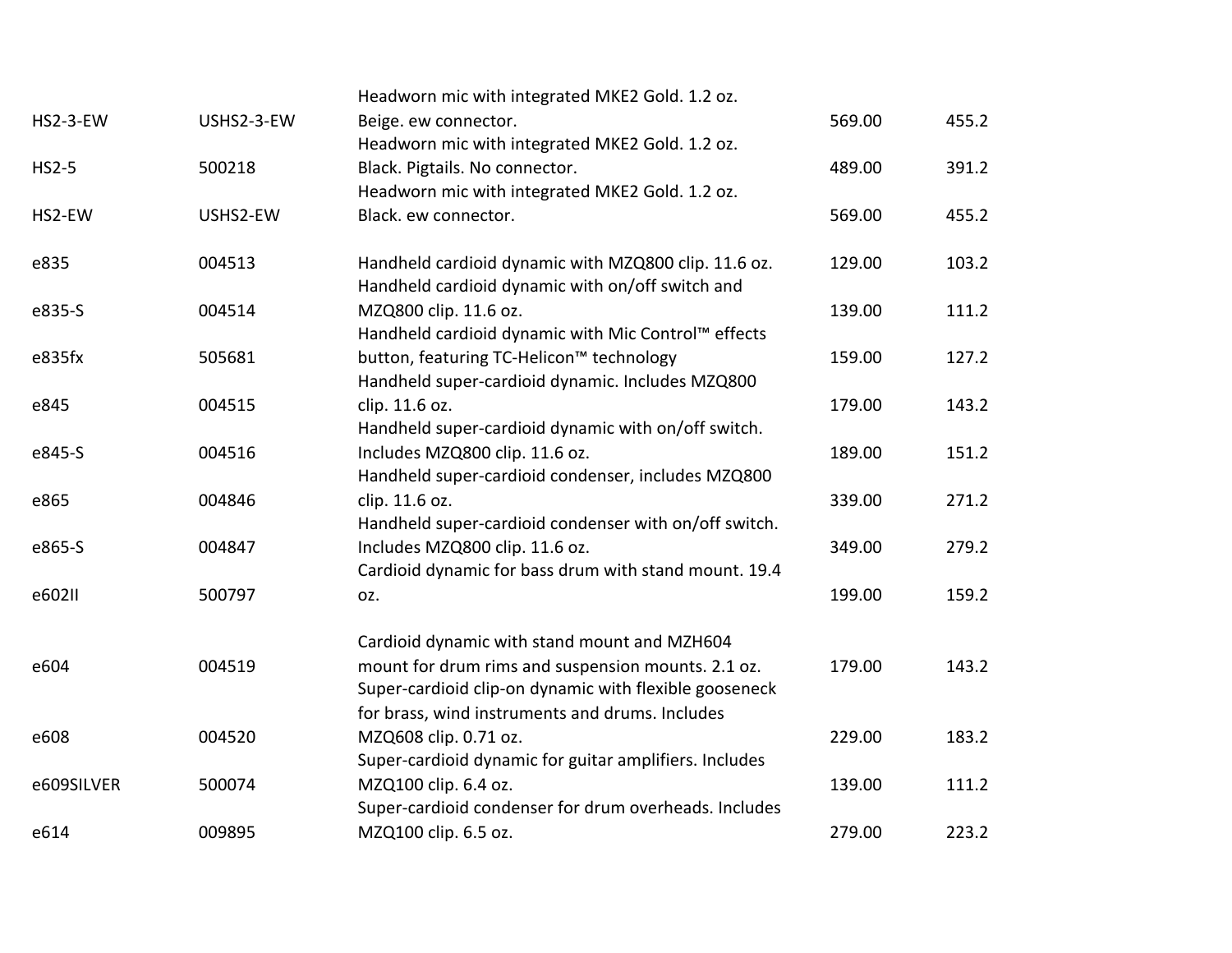| | | | | |
|---|---|---|---|---|
| HS2-3-EW | USHS2-3-EW | Headworn mic with integrated MKE2 Gold. 1.2 oz. Beige. ew connector. | 569.00 | 455.2 |
| HS2-5 | 500218 | Headworn mic with integrated MKE2 Gold. 1.2 oz. Black. Pigtails. No connector. | 489.00 | 391.2 |
| HS2-EW | USHS2-EW | Headworn mic with integrated MKE2 Gold. 1.2 oz. Black. ew connector. | 569.00 | 455.2 |
| e835 | 004513 | Handheld cardioid dynamic with MZQ800 clip. 11.6 oz. | 129.00 | 103.2 |
| e835-S | 004514 | Handheld cardioid dynamic with on/off switch and MZQ800 clip. 11.6 oz. | 139.00 | 111.2 |
| e835fx | 505681 | Handheld cardioid dynamic with Mic Control™ effects button, featuring TC-Helicon™ technology | 159.00 | 127.2 |
| e845 | 004515 | Handheld super-cardioid dynamic. Includes MZQ800 clip. 11.6 oz. | 179.00 | 143.2 |
| e845-S | 004516 | Handheld super-cardioid dynamic with on/off switch. Includes MZQ800 clip. 11.6 oz. | 189.00 | 151.2 |
| e865 | 004846 | Handheld super-cardioid condenser, includes MZQ800 clip. 11.6 oz. | 339.00 | 271.2 |
| e865-S | 004847 | Handheld super-cardioid condenser with on/off switch. Includes MZQ800 clip. 11.6 oz. | 349.00 | 279.2 |
| e602II | 500797 | Cardioid dynamic for bass drum with stand mount. 19.4 oz. | 199.00 | 159.2 |
| e604 | 004519 | Cardioid dynamic with stand mount and MZH604 mount for drum rims and suspension mounts. 2.1 oz. | 179.00 | 143.2 |
| e608 | 004520 | Super-cardioid clip-on dynamic with flexible gooseneck for brass, wind instruments and drums. Includes MZQ608 clip. 0.71 oz. | 229.00 | 183.2 |
| e609SILVER | 500074 | Super-cardioid dynamic for guitar amplifiers. Includes MZQ100 clip. 6.4 oz. | 139.00 | 111.2 |
| e614 | 009895 | Super-cardioid condenser for drum overheads. Includes MZQ100 clip. 6.5 oz. | 279.00 | 223.2 |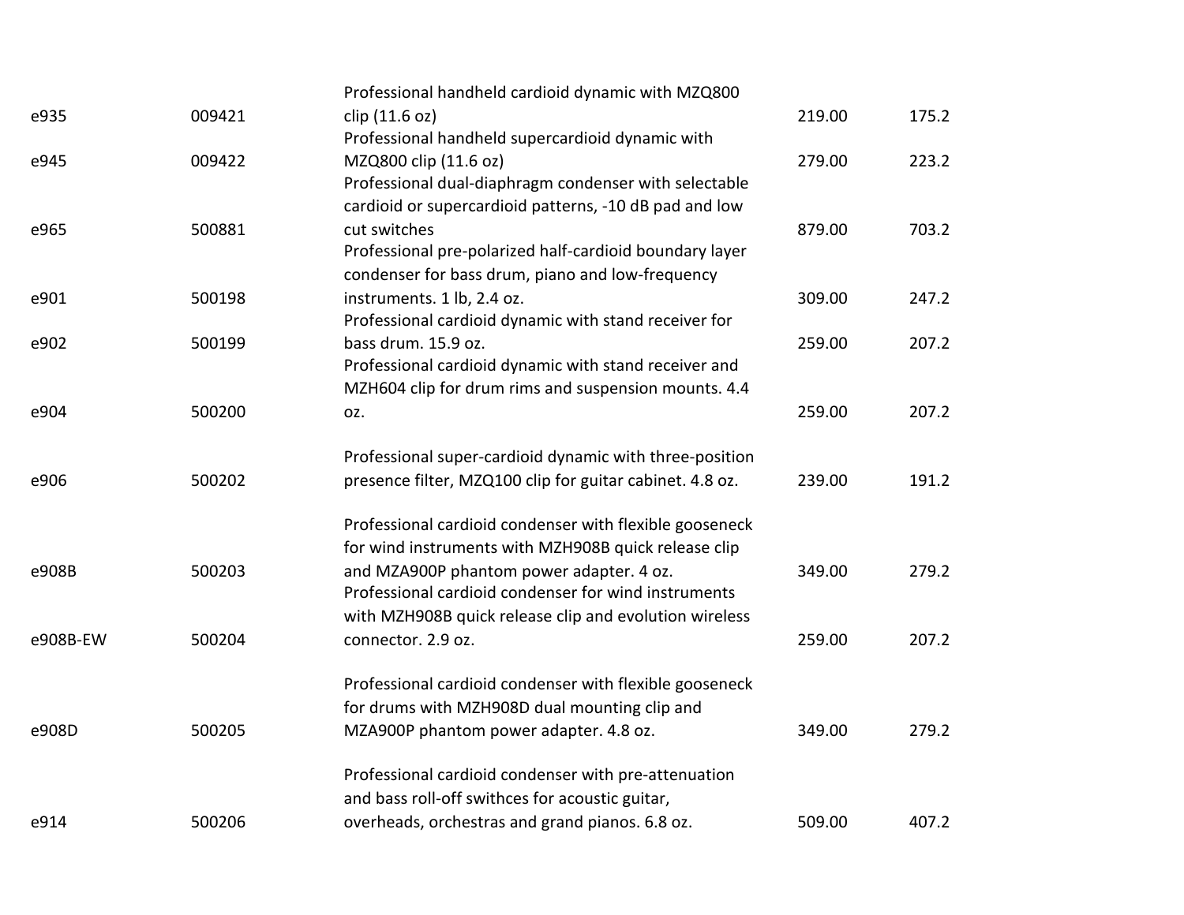| | | | | |
|---|---|---|---|---|
| e935 | 009421 | Professional handheld cardioid dynamic with MZQ800 clip (11.6 oz) | 219.00 | 175.2 |
| e945 | 009422 | Professional handheld supercardioid dynamic with MZQ800 clip (11.6 oz) | 279.00 | 223.2 |
| e965 | 500881 | Professional dual-diaphragm condenser with selectable cardioid or supercardioid patterns, -10 dB pad and low cut switches | 879.00 | 703.2 |
| e901 | 500198 | Professional pre-polarized half-cardioid boundary layer condenser for bass drum, piano and low-frequency instruments. 1 lb, 2.4 oz. | 309.00 | 247.2 |
| e902 | 500199 | Professional cardioid dynamic with stand receiver for bass drum. 15.9 oz. | 259.00 | 207.2 |
| e904 | 500200 | Professional cardioid dynamic with stand receiver and MZH604 clip for drum rims and suspension mounts. 4.4 oz. | 259.00 | 207.2 |
| e906 | 500202 | Professional super-cardioid dynamic with three-position presence filter, MZQ100 clip for guitar cabinet. 4.8 oz. | 239.00 | 191.2 |
| e908B | 500203 | Professional cardioid condenser with flexible gooseneck for wind instruments with MZH908B quick release clip and MZA900P phantom power adapter. 4 oz. | 349.00 | 279.2 |
| e908B-EW | 500204 | Professional cardioid condenser for wind instruments with MZH908B quick release clip and evolution wireless connector. 2.9 oz. | 259.00 | 207.2 |
| e908D | 500205 | Professional cardioid condenser with flexible gooseneck for drums with MZH908D dual mounting clip and MZA900P phantom power adapter. 4.8 oz. | 349.00 | 279.2 |
| e914 | 500206 | Professional cardioid condenser with pre-attenuation and bass roll-off swithces for acoustic guitar, overheads, orchestras and grand pianos. 6.8 oz. | 509.00 | 407.2 |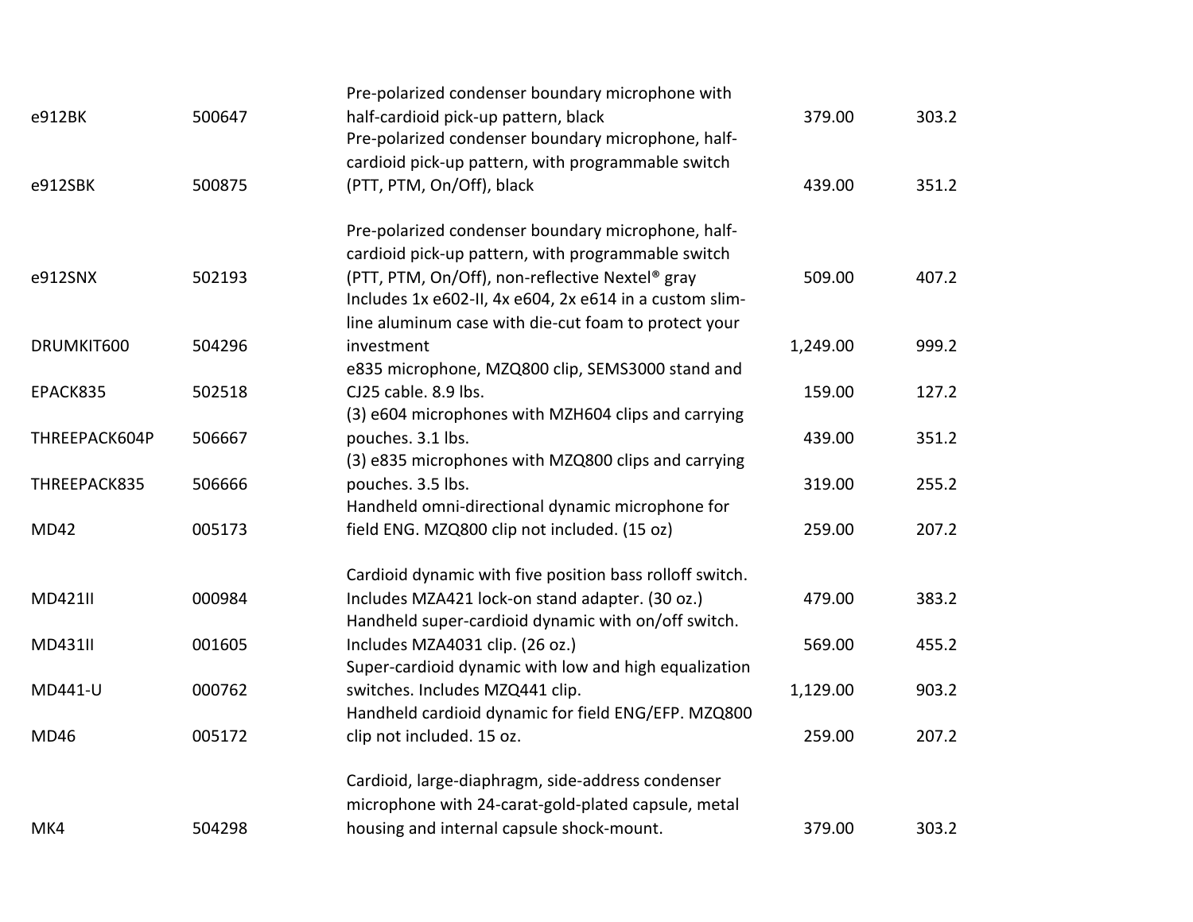| | | | | |
|---|---|---|---|---|
| e912BK | 500647 | Pre-polarized condenser boundary microphone with half-cardioid pick-up pattern, black | 379.00 | 303.2 |
| e912SBK | 500875 | Pre-polarized condenser boundary microphone, half-cardioid pick-up pattern, with programmable switch (PTT, PTM, On/Off), black | 439.00 | 351.2 |
| e912SNX | 502193 | Pre-polarized condenser boundary microphone, half-cardioid pick-up pattern, with programmable switch (PTT, PTM, On/Off), non-reflective Nextel® gray | 509.00 | 407.2 |
| DRUMKIT600 | 504296 | Includes 1x e602-II, 4x e604, 2x e614 in a custom slim-line aluminum case with die-cut foam to protect your investment | 1,249.00 | 999.2 |
| EPACK835 | 502518 | e835 microphone, MZQ800 clip, SEMS3000 stand and CJ25 cable. 8.9 lbs. | 159.00 | 127.2 |
| THREEPACK604P | 506667 | (3) e604 microphones with MZH604 clips and carrying pouches. 3.1 lbs. | 439.00 | 351.2 |
| THREEPACK835 | 506666 | (3) e835 microphones with MZQ800 clips and carrying pouches. 3.5 lbs. | 319.00 | 255.2 |
| MD42 | 005173 | Handheld omni-directional dynamic microphone for field ENG. MZQ800 clip not included. (15 oz) | 259.00 | 207.2 |
| MD421II | 000984 | Cardioid dynamic with five position bass rolloff switch. Includes MZA421 lock-on stand adapter. (30 oz.) | 479.00 | 383.2 |
| MD431II | 001605 | Handheld super-cardioid dynamic with on/off switch. Includes MZA4031 clip. (26 oz.) | 569.00 | 455.2 |
| MD441-U | 000762 | Super-cardioid dynamic with low and high equalization switches. Includes MZQ441 clip. | 1,129.00 | 903.2 |
| MD46 | 005172 | Handheld cardioid dynamic for field ENG/EFP. MZQ800 clip not included. 15 oz. | 259.00 | 207.2 |
| MK4 | 504298 | Cardioid, large-diaphragm, side-address condenser microphone with 24-carat-gold-plated capsule, metal housing and internal capsule shock-mount. | 379.00 | 303.2 |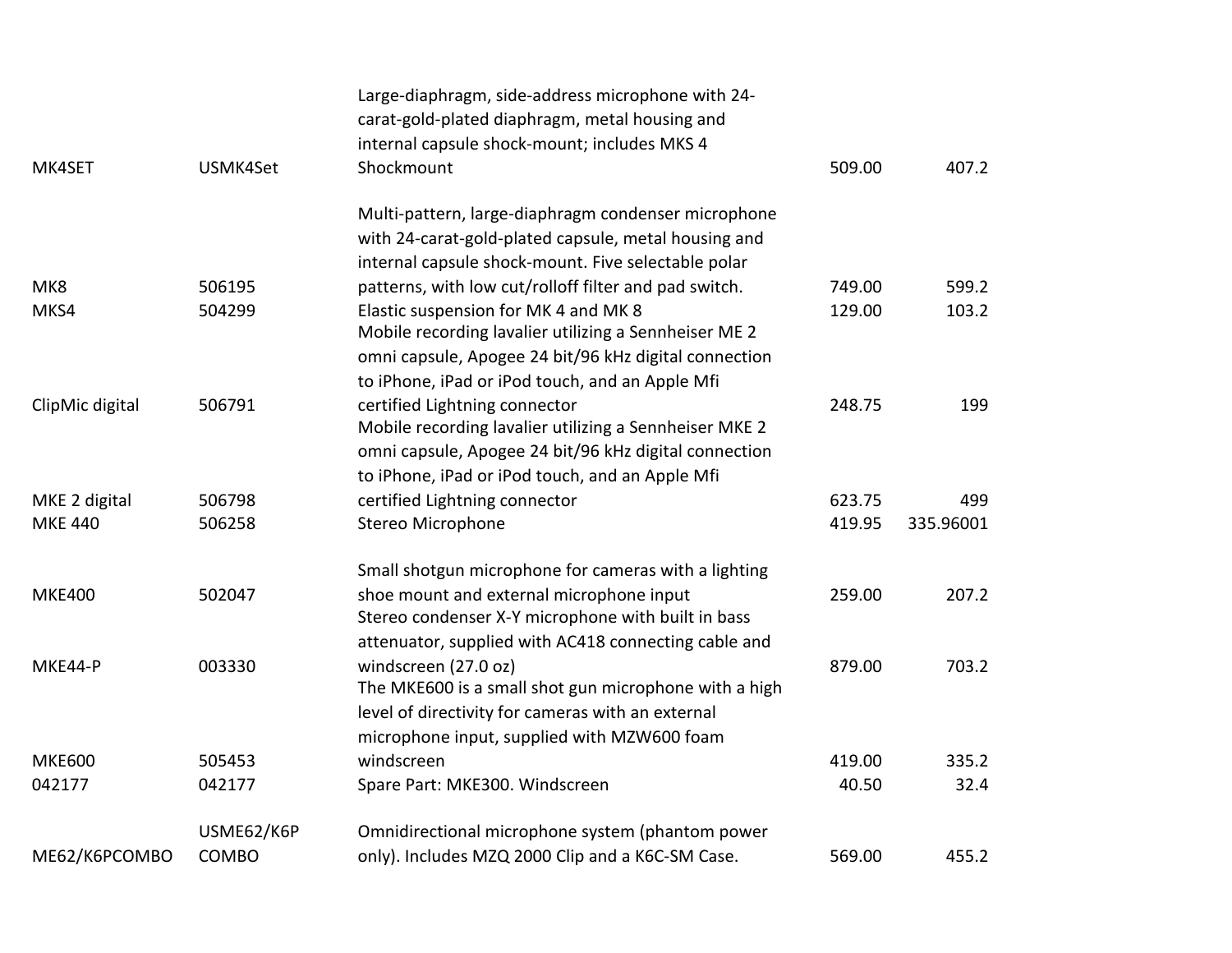| | | | | |
|---|---|---|---|---|
| MK4SET | USMK4Set | Large-diaphragm, side-address microphone with 24-carat-gold-plated diaphragm, metal housing and internal capsule shock-mount; includes MKS 4 Shockmount | 509.00 | 407.2 |
| MK8 | 506195 | Multi-pattern, large-diaphragm condenser microphone with 24-carat-gold-plated capsule, metal housing and internal capsule shock-mount. Five selectable polar patterns, with low cut/rolloff filter and pad switch. | 749.00 | 599.2 |
| MKS4 | 504299 | Elastic suspension for MK 4 and MK 8 | 129.00 | 103.2 |
| ClipMic digital | 506791 | Mobile recording lavalier utilizing a Sennheiser ME 2 omni capsule, Apogee 24 bit/96 kHz digital connection to iPhone, iPad or iPod touch, and an Apple Mfi certified Lightning connector | 248.75 | 199 |
| MKE 2 digital | 506798 | Mobile recording lavalier utilizing a Sennheiser MKE 2 omni capsule, Apogee 24 bit/96 kHz digital connection to iPhone, iPad or iPod touch, and an Apple Mfi certified Lightning connector | 623.75 | 499 |
| MKE 440 | 506258 | Stereo Microphone | 419.95 | 335.96001 |
| MKE400 | 502047 | Small shotgun microphone for cameras with a lighting shoe mount and external microphone input | 259.00 | 207.2 |
| MKE44-P | 003330 | Stereo condenser X-Y microphone with built in bass attenuator, supplied with AC418 connecting cable and windscreen (27.0 oz) | 879.00 | 703.2 |
| MKE600 | 505453 | The MKE600 is a small shot gun microphone with a high level of directivity for cameras with an external microphone input, supplied with MZW600 foam windscreen | 419.00 | 335.2 |
| 042177 | 042177 | Spare Part: MKE300. Windscreen | 40.50 | 32.4 |
| ME62/K6PCOMBO | USME62/K6P COMBO | Omnidirectional microphone system (phantom power only). Includes MZQ 2000 Clip and a K6C-SM Case. | 569.00 | 455.2 |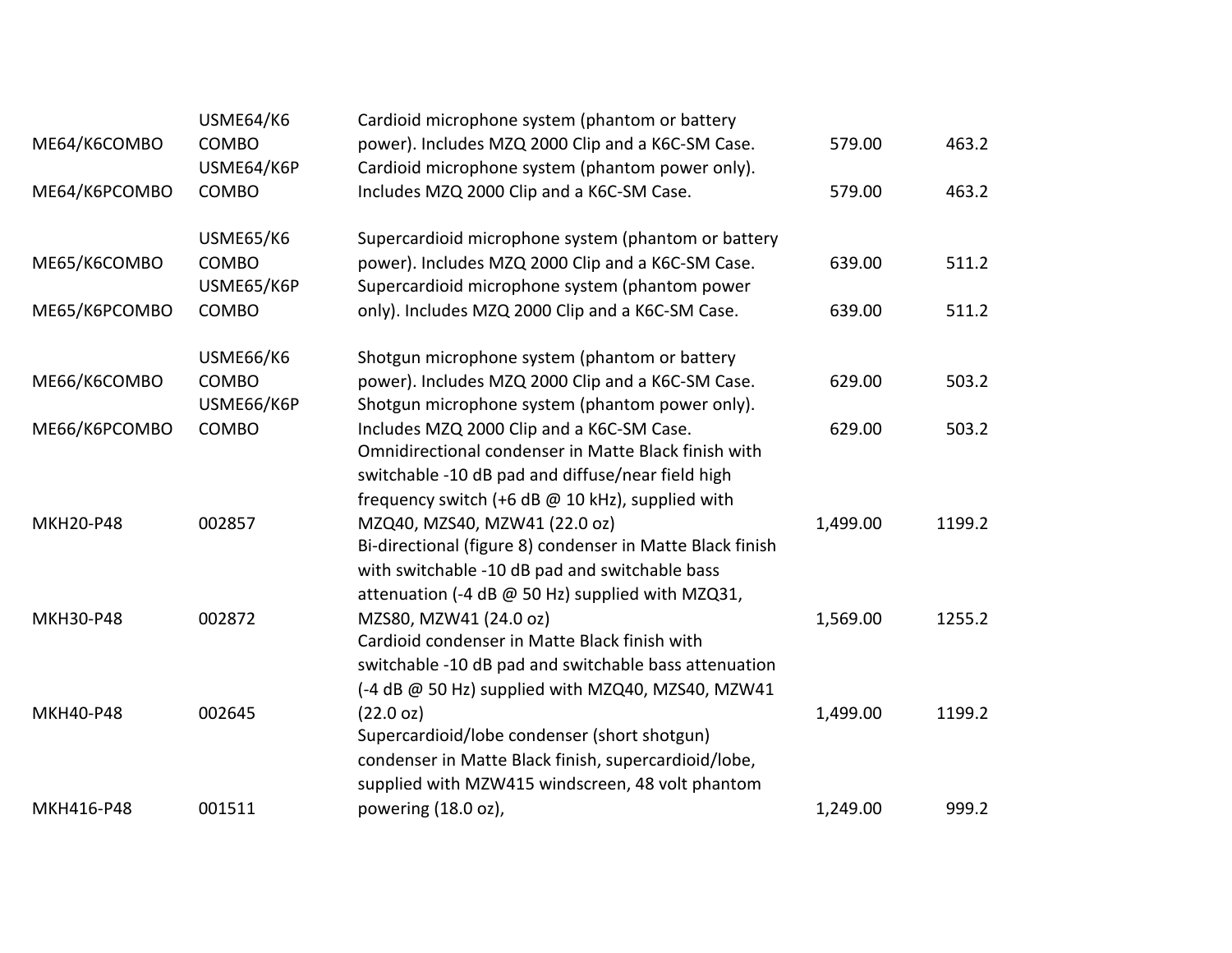| | | | | |
|---|---|---|---|---|
| ME64/K6COMBO | USME64/K6 COMBO | Cardioid microphone system (phantom or battery power). Includes MZQ 2000 Clip and a K6C-SM Case. | 579.00 | 463.2 |
| ME64/K6PCOMBO | USME64/K6P COMBO | Cardioid microphone system (phantom power only). Includes MZQ 2000 Clip and a K6C-SM Case. | 579.00 | 463.2 |
| ME65/K6COMBO | USME65/K6 COMBO | Supercardioid microphone system (phantom or battery power). Includes MZQ 2000 Clip and a K6C-SM Case. | 639.00 | 511.2 |
| ME65/K6PCOMBO | USME65/K6P COMBO | Supercardioid microphone system (phantom power only). Includes MZQ 2000 Clip and a K6C-SM Case. | 639.00 | 511.2 |
| ME66/K6COMBO | USME66/K6 COMBO | Shotgun microphone system (phantom or battery power). Includes MZQ 2000 Clip and a K6C-SM Case. | 629.00 | 503.2 |
| ME66/K6PCOMBO | USME66/K6P COMBO | Shotgun microphone system (phantom power only). Includes MZQ 2000 Clip and a K6C-SM Case. | 629.00 | 503.2 |
| MKH20-P48 | 002857 | Omnidirectional condenser in Matte Black finish with switchable -10 dB pad and diffuse/near field high frequency switch (+6 dB @ 10 kHz), supplied with MZQ40, MZS40, MZW41 (22.0 oz) | 1,499.00 | 1199.2 |
| MKH30-P48 | 002872 | Bi-directional (figure 8) condenser in Matte Black finish with switchable -10 dB pad and switchable bass attenuation (-4 dB @ 50 Hz) supplied with MZQ31, MZS80, MZW41 (24.0 oz) | 1,569.00 | 1255.2 |
| MKH40-P48 | 002645 | Cardioid condenser in Matte Black finish with switchable -10 dB pad and switchable bass attenuation (-4 dB @ 50 Hz) supplied with MZQ40, MZS40, MZW41 (22.0 oz) | 1,499.00 | 1199.2 |
| MKH416-P48 | 001511 | Supercardioid/lobe condenser (short shotgun) condenser in Matte Black finish, supercardioid/lobe, supplied with MZW415 windscreen, 48 volt phantom powering (18.0 oz), | 1,249.00 | 999.2 |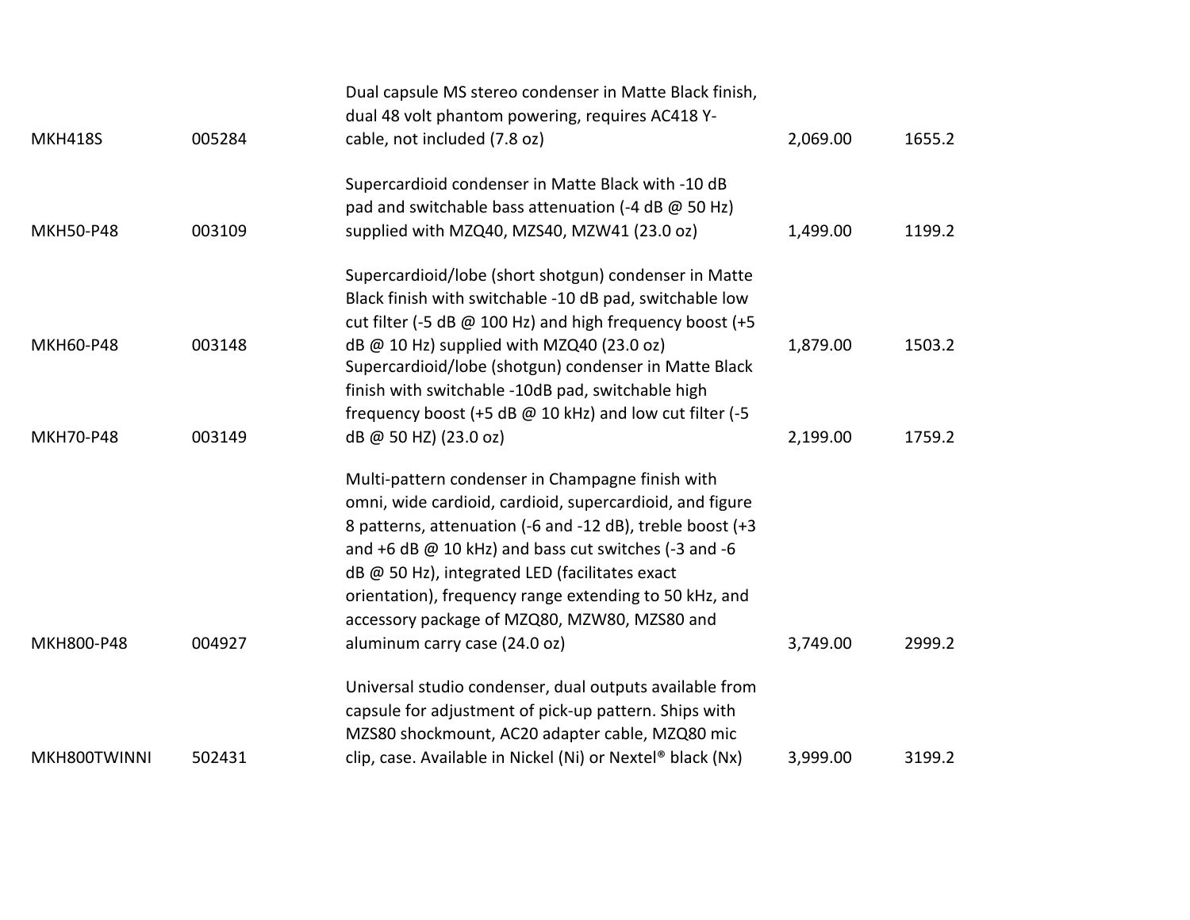| | | | | |
|---|---|---|---|---|
| MKH418S | 005284 | Dual capsule MS stereo condenser in Matte Black finish, dual 48 volt phantom powering, requires AC418 Y-cable, not included (7.8 oz) | 2,069.00 | 1655.2 |
| MKH50-P48 | 003109 | Supercardioid condenser in Matte Black with -10 dB pad and switchable bass attenuation (-4 dB @ 50 Hz) supplied with MZQ40, MZS40, MZW41 (23.0 oz) | 1,499.00 | 1199.2 |
| MKH60-P48 | 003148 | Supercardioid/lobe (short shotgun) condenser in Matte Black finish with switchable -10 dB pad, switchable low cut filter (-5 dB @ 100 Hz) and high frequency boost (+5 dB @ 10 Hz) supplied with MZQ40 (23.0 oz) | 1,879.00 | 1503.2 |
| MKH70-P48 | 003149 | Supercardioid/lobe (shotgun) condenser in Matte Black finish with switchable -10dB pad, switchable high frequency boost (+5 dB @ 10 kHz) and low cut filter (-5 dB @ 50 HZ) (23.0 oz) | 2,199.00 | 1759.2 |
| MKH800-P48 | 004927 | Multi-pattern condenser in Champagne finish with omni, wide cardioid, cardioid, supercardioid, and figure 8 patterns, attenuation (-6 and -12 dB), treble boost (+3 and +6 dB @ 10 kHz) and bass cut switches (-3 and -6 dB @ 50 Hz), integrated LED (facilitates exact orientation), frequency range extending to 50 kHz, and accessory package of MZQ80, MZW80, MZS80 and aluminum carry case (24.0 oz) | 3,749.00 | 2999.2 |
| MKH800TWINNI | 502431 | Universal studio condenser, dual outputs available from capsule for adjustment of pick-up pattern. Ships with MZS80 shockmount, AC20 adapter cable, MZQ80 mic clip, case. Available in Nickel (Ni) or Nextel® black (Nx) | 3,999.00 | 3199.2 |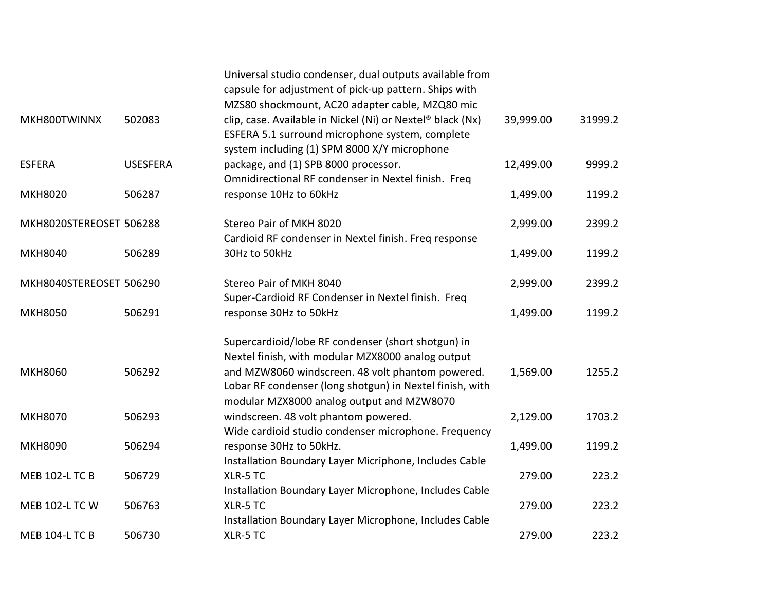| | | | | |
|---|---|---|---|---|
| MKH800TWINNX | 502083 | Universal studio condenser, dual outputs available from capsule for adjustment of pick-up pattern. Ships with MZS80 shockmount, AC20 adapter cable, MZQ80 mic clip, case. Available in Nickel (Ni) or Nextel® black (Nx) | 39,999.00 | 31999.2 |
| ESFERA | USESFERA | ESFERA 5.1 surround microphone system, complete system including (1) SPM 8000 X/Y microphone package, and (1) SPB 8000 processor. | 12,499.00 | 9999.2 |
| MKH8020 | 506287 | Omnidirectional RF condenser in Nextel finish. Freq response 10Hz to 60kHz | 1,499.00 | 1199.2 |
| MKH8020STEREOSET | 506288 | Stereo Pair of MKH 8020 | 2,999.00 | 2399.2 |
| MKH8040 | 506289 | Cardioid RF condenser in Nextel finish. Freq response 30Hz to 50kHz | 1,499.00 | 1199.2 |
| MKH8040STEREOSET | 506290 | Stereo Pair of MKH 8040 | 2,999.00 | 2399.2 |
| MKH8050 | 506291 | Super-Cardioid RF Condenser in Nextel finish. Freq response 30Hz to 50kHz | 1,499.00 | 1199.2 |
| MKH8060 | 506292 | Supercardioid/lobe RF condenser (short shotgun) in Nextel finish, with modular MZX8000 analog output and MZW8060 windscreen. 48 volt phantom powered. | 1,569.00 | 1255.2 |
| MKH8070 | 506293 | Lobar RF condenser (long shotgun) in Nextel finish, with modular MZX8000 analog output and MZW8070 windscreen. 48 volt phantom powered. | 2,129.00 | 1703.2 |
| MKH8090 | 506294 | Wide cardioid studio condenser microphone. Frequency response 30Hz to 50kHz. | 1,499.00 | 1199.2 |
| MEB 102-L TC B | 506729 | Installation Boundary Layer Micriphone, Includes Cable XLR-5 TC | 279.00 | 223.2 |
| MEB 102-L TC W | 506763 | Installation Boundary Layer Microphone, Includes Cable XLR-5 TC | 279.00 | 223.2 |
| MEB 104-L TC B | 506730 | Installation Boundary Layer Microphone, Includes Cable XLR-5 TC | 279.00 | 223.2 |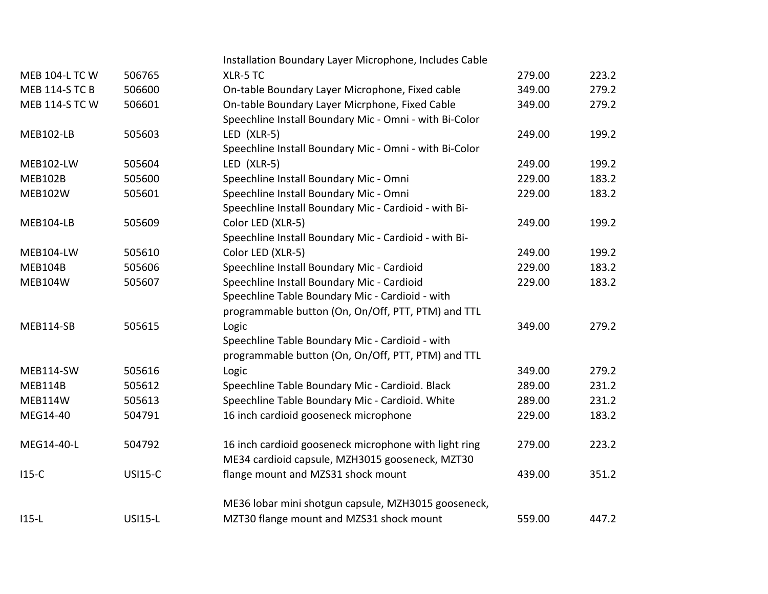| | | | | |
|---|---|---|---|---|
| MEB 104-L TC W | 506765 | Installation Boundary Layer Microphone, Includes Cable XLR-5 TC | 279.00 | 223.2 |
| MEB 114-S TC B | 506600 | On-table Boundary Layer Microphone, Fixed cable | 349.00 | 279.2 |
| MEB 114-S TC W | 506601 | On-table Boundary Layer Micrphone, Fixed Cable | 349.00 | 279.2 |
| MEB102-LB | 505603 | Speechline Install Boundary Mic - Omni - with Bi-Color LED  (XLR-5) | 249.00 | 199.2 |
| MEB102-LW | 505604 | Speechline Install Boundary Mic - Omni - with Bi-Color LED  (XLR-5) | 249.00 | 199.2 |
| MEB102B | 505600 | Speechline Install Boundary Mic - Omni | 229.00 | 183.2 |
| MEB102W | 505601 | Speechline Install Boundary Mic - Omni | 229.00 | 183.2 |
| MEB104-LB | 505609 | Speechline Install Boundary Mic - Cardioid - with Bi-Color LED (XLR-5) | 249.00 | 199.2 |
| MEB104-LW | 505610 | Speechline Install Boundary Mic - Cardioid - with Bi-Color LED (XLR-5) | 249.00 | 199.2 |
| MEB104B | 505606 | Speechline Install Boundary Mic - Cardioid | 229.00 | 183.2 |
| MEB104W | 505607 | Speechline Install Boundary Mic - Cardioid | 229.00 | 183.2 |
| MEB114-SB | 505615 | Speechline Table Boundary Mic - Cardioid - with programmable button (On, On/Off, PTT, PTM) and TTL Logic | 349.00 | 279.2 |
| MEB114-SW | 505616 | Speechline Table Boundary Mic - Cardioid - with programmable button (On, On/Off, PTT, PTM) and TTL Logic | 349.00 | 279.2 |
| MEB114B | 505612 | Speechline Table Boundary Mic - Cardioid. Black | 289.00 | 231.2 |
| MEB114W | 505613 | Speechline Table Boundary Mic - Cardioid. White | 289.00 | 231.2 |
| MEG14-40 | 504791 | 16 inch cardioid gooseneck microphone | 229.00 | 183.2 |
| MEG14-40-L | 504792 | 16 inch cardioid gooseneck microphone with light ring | 279.00 | 223.2 |
| I15-C | USI15-C | ME34 cardioid capsule, MZH3015 gooseneck, MZT30 flange mount and MZS31 shock mount | 439.00 | 351.2 |
| I15-L | USI15-L | ME36 lobar mini shotgun capsule, MZH3015 gooseneck, MZT30 flange mount and MZS31 shock mount | 559.00 | 447.2 |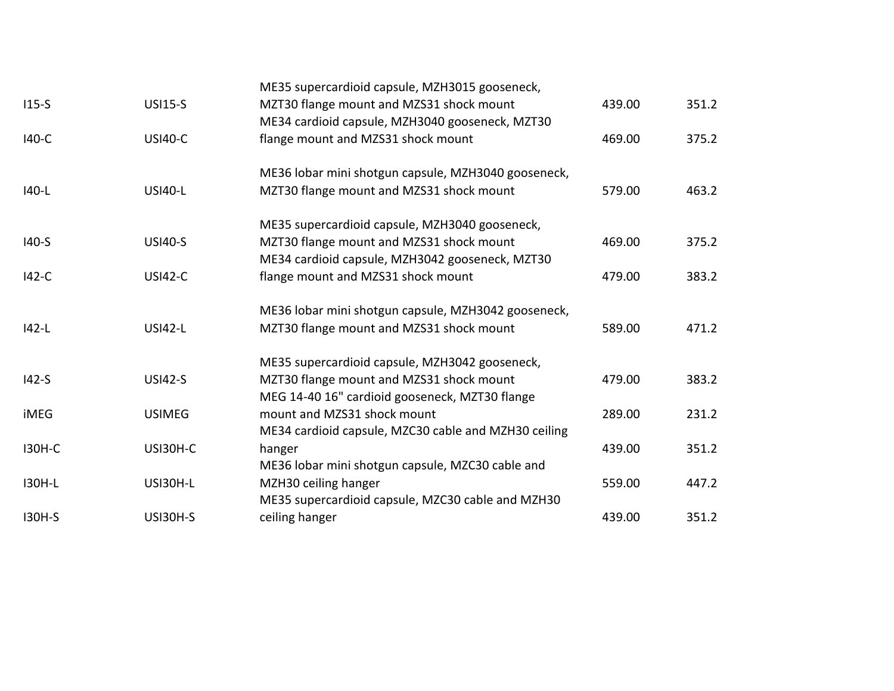| | | | | |
|---|---|---|---|---|
| I15-S | USI15-S | ME35 supercardioid capsule, MZH3015 gooseneck, MZT30 flange mount and MZS31 shock mount | 439.00 | 351.2 |
| I40-C | USI40-C | ME34 cardioid capsule, MZH3040 gooseneck, MZT30 flange mount and MZS31 shock mount | 469.00 | 375.2 |
| I40-L | USI40-L | ME36 lobar mini shotgun capsule, MZH3040 gooseneck, MZT30 flange mount and MZS31 shock mount | 579.00 | 463.2 |
| I40-S | USI40-S | ME35 supercardioid capsule, MZH3040 gooseneck, MZT30 flange mount and MZS31 shock mount | 469.00 | 375.2 |
| I42-C | USI42-C | ME34 cardioid capsule, MZH3042 gooseneck, MZT30 flange mount and MZS31 shock mount | 479.00 | 383.2 |
| I42-L | USI42-L | ME36 lobar mini shotgun capsule, MZH3042 gooseneck, MZT30 flange mount and MZS31 shock mount | 589.00 | 471.2 |
| I42-S | USI42-S | ME35 supercardioid capsule, MZH3042 gooseneck, MZT30 flange mount and MZS31 shock mount | 479.00 | 383.2 |
| iMEG | USIMEG | MEG 14-40 16" cardioid gooseneck, MZT30 flange mount and MZS31 shock mount | 289.00 | 231.2 |
| I30H-C | USI30H-C | ME34 cardioid capsule, MZC30 cable and MZH30 ceiling hanger | 439.00 | 351.2 |
| I30H-L | USI30H-L | ME36 lobar mini shotgun capsule, MZC30 cable and MZH30 ceiling hanger | 559.00 | 447.2 |
| I30H-S | USI30H-S | ME35 supercardioid capsule, MZC30 cable and MZH30 ceiling hanger | 439.00 | 351.2 |